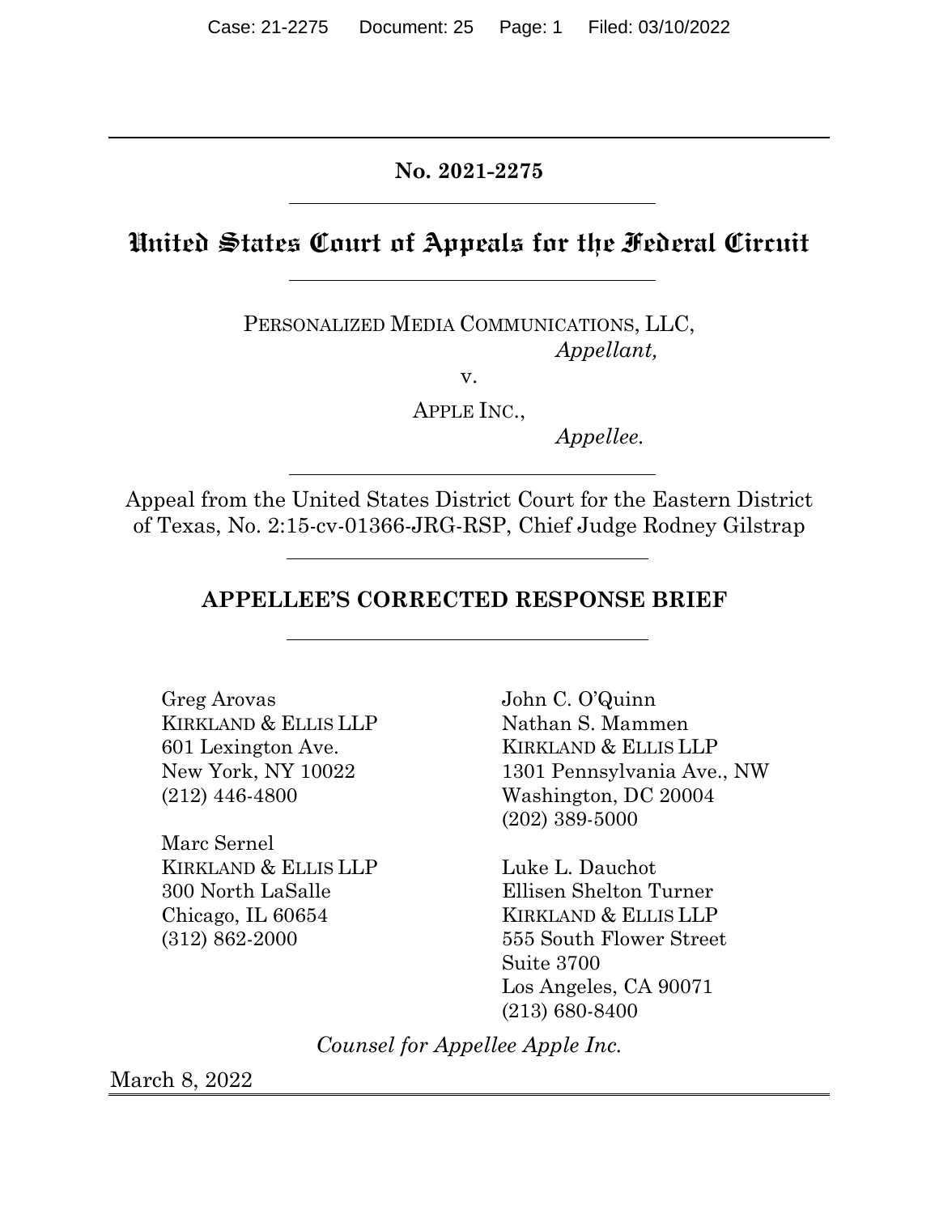**No. 2021-2275**

# United States Court of Appeals for the Federal Circuit

PERSONALIZED MEDIA COMMUNICATIONS, LLC,
*Appellant,*

v.

APPLE INC.,
*Appellee.*

Appeal from the United States District Court for the Eastern District of Texas, No. 2:15-cv-01366-JRG-RSP, Chief Judge Rodney Gilstrap

**APPELLEE'S CORRECTED RESPONSE BRIEF**

Greg Arovas
KIRKLAND & ELLIS LLP
601 Lexington Ave.
New York, NY 10022
(212) 446-4800

Marc Sernel
KIRKLAND & ELLIS LLP
300 North LaSalle
Chicago, IL 60654
(312) 862-2000

John C. O'Quinn
Nathan S. Mammen
KIRKLAND & ELLIS LLP
1301 Pennsylvania Ave., NW
Washington, DC 20004
(202) 389-5000

Luke L. Dauchot
Ellisen Shelton Turner
KIRKLAND & ELLIS LLP
555 South Flower Street
Suite 3700
Los Angeles, CA 90071
(213) 680-8400

*Counsel for Appellee Apple Inc.*

March 8, 2022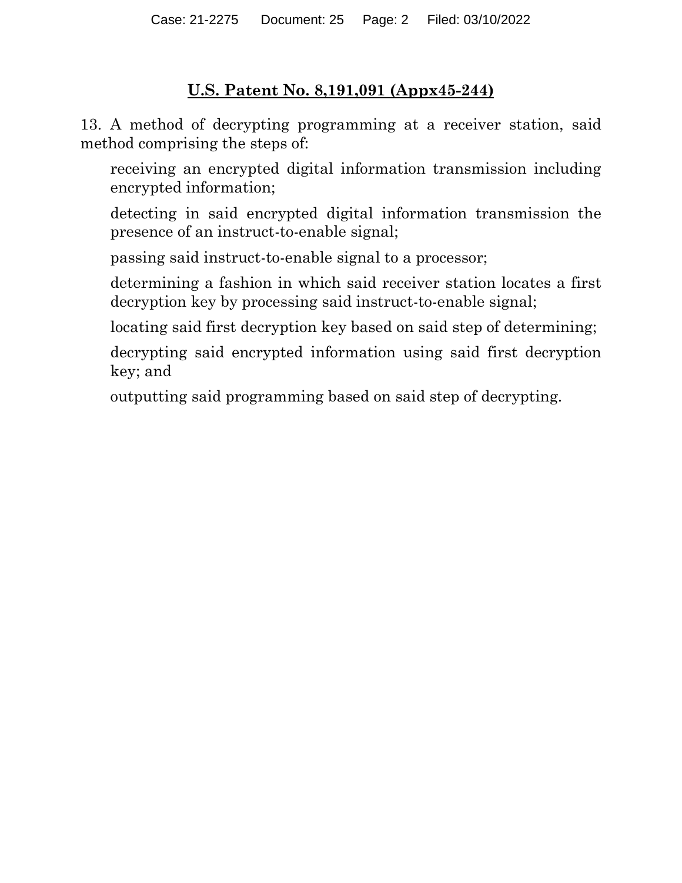## U.S. Patent No. 8,191,091 (Appx45-244)

13. A method of decrypting programming at a receiver station, said method comprising the steps of:

receiving an encrypted digital information transmission including encrypted information;

detecting in said encrypted digital information transmission the presence of an instruct-to-enable signal;

passing said instruct-to-enable signal to a processor;

determining a fashion in which said receiver station locates a first decryption key by processing said instruct-to-enable signal;

locating said first decryption key based on said step of determining;

decrypting said encrypted information using said first decryption key; and

outputting said programming based on said step of decrypting.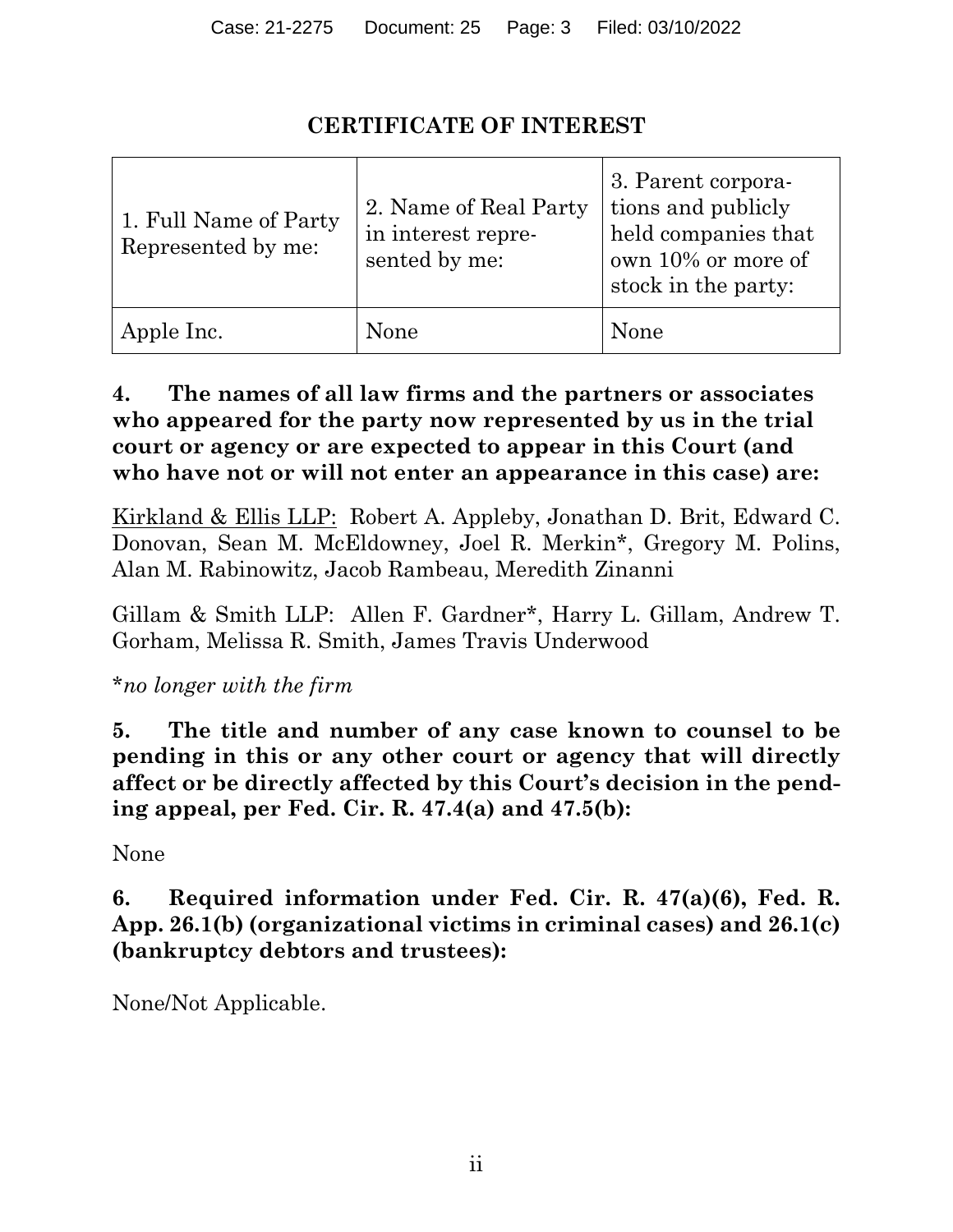# CERTIFICATE OF INTEREST

| 1. Full Name of Party Represented by me: | 2. Name of Real Party in interest represented by me: | 3. Parent corporations and publicly held companies that own 10% or more of stock in the party: |
|---|---|---|
| Apple Inc. | None | None |

**4. The names of all law firms and the partners or associates who appeared for the party now represented by us in the trial court or agency or are expected to appear in this Court (and who have not or will not enter an appearance in this case) are:**

<u>Kirkland & Ellis LLP:</u> Robert A. Appleby, Jonathan D. Brit, Edward C. Donovan, Sean M. McEldowney, Joel R. Merkin*, Gregory M. Polins, Alan M. Rabinowitz, Jacob Rambeau, Meredith Zinanni

Gillam & Smith LLP: Allen F. Gardner*, Harry L. Gillam, Andrew T. Gorham, Melissa R. Smith, James Travis Underwood

*\*no longer with the firm*

**5. The title and number of any case known to counsel to be pending in this or any other court or agency that will directly affect or be directly affected by this Court's decision in the pending appeal, per Fed. Cir. R. 47.4(a) and 47.5(b):**

None

**6. Required information under Fed. Cir. R. 47(a)(6), Fed. R. App. 26.1(b) (organizational victims in criminal cases) and 26.1(c) (bankruptcy debtors and trustees):**

None/Not Applicable.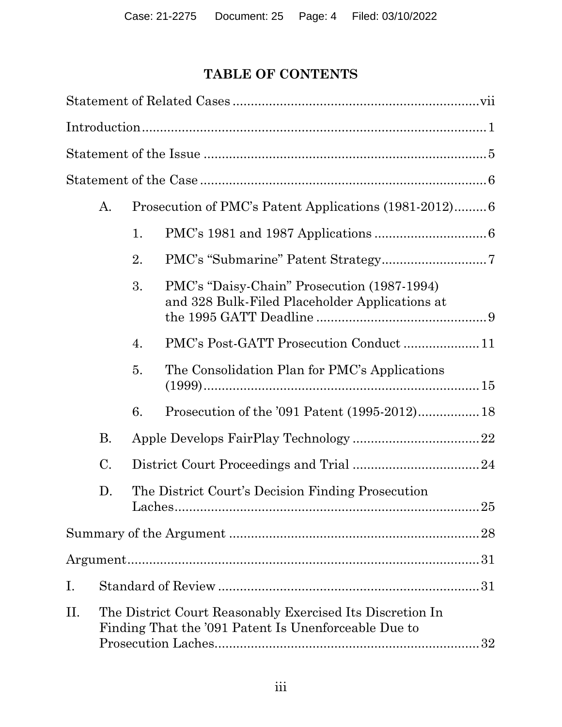# TABLE OF CONTENTS

Statement of Related Cases ..................................................................vii

Introduction..........................................................................................1

Statement of the Issue ..........................................................................5

Statement of the Case ...........................................................................6

- A. Prosecution of PMC's Patent Applications (1981-2012).........6
  - 1. PMC's 1981 and 1987 Applications ..............................6
  - 2. PMC's "Submarine" Patent Strategy.............................7
  - 3. PMC's "Daisy-Chain" Prosecution (1987-1994) and 328 Bulk-Filed Placeholder Applications at the 1995 GATT Deadline ...............................................9
  - 4. PMC's Post-GATT Prosecution Conduct ....................11
  - 5. The Consolidation Plan for PMC's Applications (1999)...........................................................................15
  - 6. Prosecution of the '091 Patent (1995-2012)................18
- B. Apple Develops FairPlay Technology ..................................22
- C. District Court Proceedings and Trial ..................................24
- D. The District Court's Decision Finding Prosecution Laches...................................................................................25

Summary of the Argument ..................................................................28

Argument..............................................................................................31

I. Standard of Review .......................................................................31

II. The District Court Reasonably Exercised Its Discretion In Finding That the '091 Patent Is Unenforceable Due to Prosecution Laches........................................................................32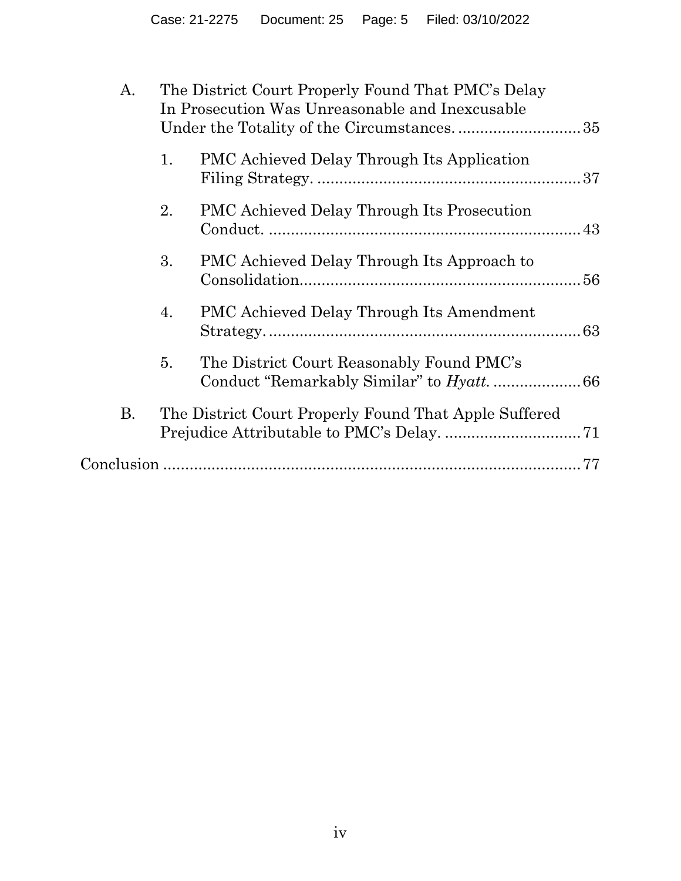A. The District Court Properly Found That PMC's Delay In Prosecution Was Unreasonable and Inexcusable Under the Totality of the Circumstances. ............................ 35

   1. PMC Achieved Delay Through Its Application Filing Strategy. ............................................................ 37

   2. PMC Achieved Delay Through Its Prosecution Conduct. ...................................................................... 43

   3. PMC Achieved Delay Through Its Approach to Consolidation................................................................ 56

   4. PMC Achieved Delay Through Its Amendment Strategy. ....................................................................... 63

   5. The District Court Reasonably Found PMC's Conduct "Remarkably Similar" to *Hyatt*. .................... 66

B. The District Court Properly Found That Apple Suffered Prejudice Attributable to PMC's Delay. ............................... 71

Conclusion ................................................................................. 77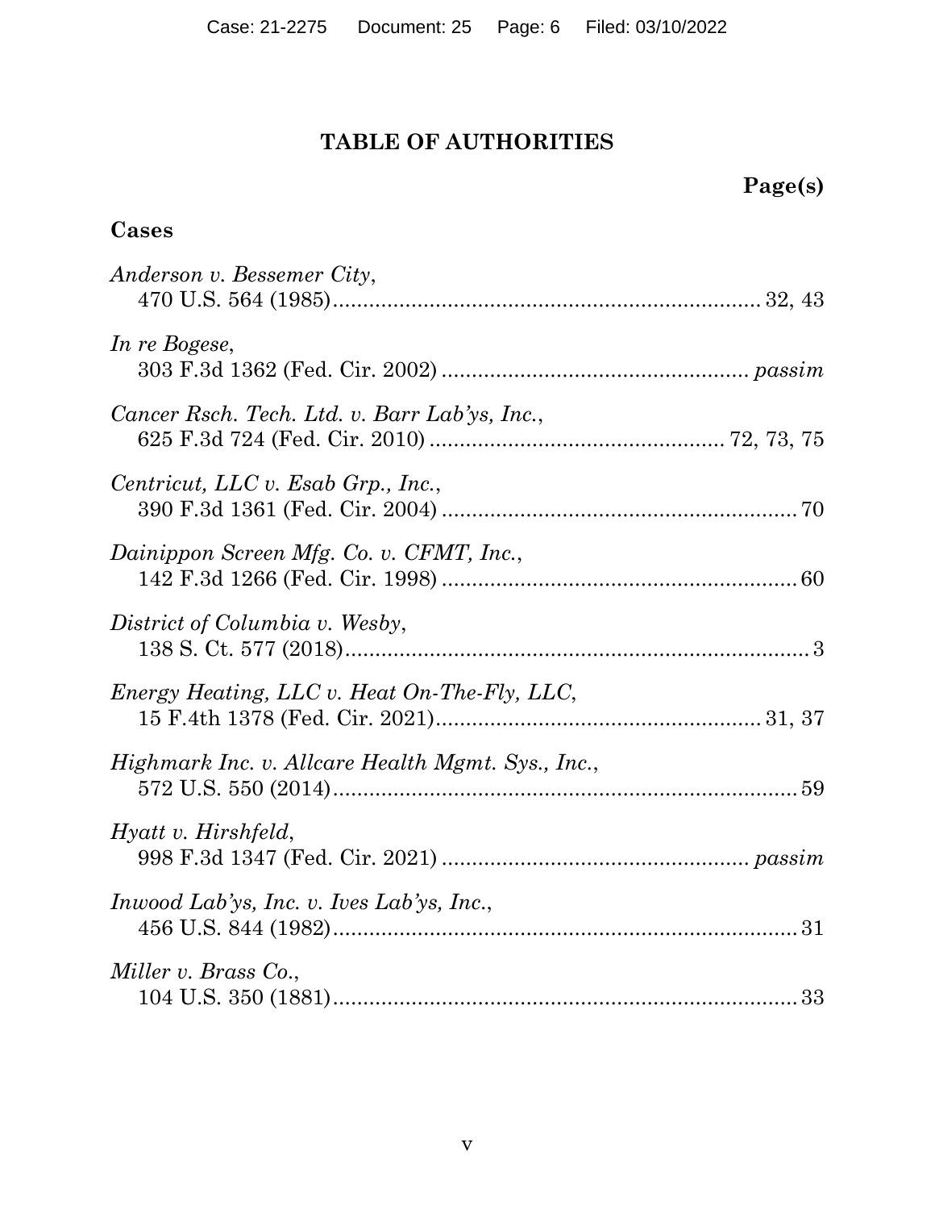# TABLE OF AUTHORITIES

**Page(s)**

## Cases

*Anderson v. Bessemer City*,
470 U.S. 564 (1985) .................................................................... 32, 43

*In re Bogese*,
303 F.3d 1362 (Fed. Cir. 2002) .................................................. *passim*

*Cancer Rsch. Tech. Ltd. v. Barr Lab'ys, Inc.*,
625 F.3d 724 (Fed. Cir. 2010) ............................................... 72, 73, 75

*Centricut, LLC v. Esab Grp., Inc.*,
390 F.3d 1361 (Fed. Cir. 2004) .......................................................... 70

*Dainippon Screen Mfg. Co. v. CFMT, Inc.*,
142 F.3d 1266 (Fed. Cir. 1998) .......................................................... 60

*District of Columbia v. Wesby*,
138 S. Ct. 577 (2018) ............................................................................ 3

*Energy Heating, LLC v. Heat On-The-Fly, LLC*,
15 F.4th 1378 (Fed. Cir. 2021) ..................................................... 31, 37

*Highmark Inc. v. Allcare Health Mgmt. Sys., Inc.*,
572 U.S. 550 (2014) ............................................................................ 59

*Hyatt v. Hirshfeld*,
998 F.3d 1347 (Fed. Cir. 2021) .................................................. *passim*

*Inwood Lab'ys, Inc. v. Ives Lab'ys, Inc.*,
456 U.S. 844 (1982) ............................................................................ 31

*Miller v. Brass Co.*,
104 U.S. 350 (1881) ............................................................................ 33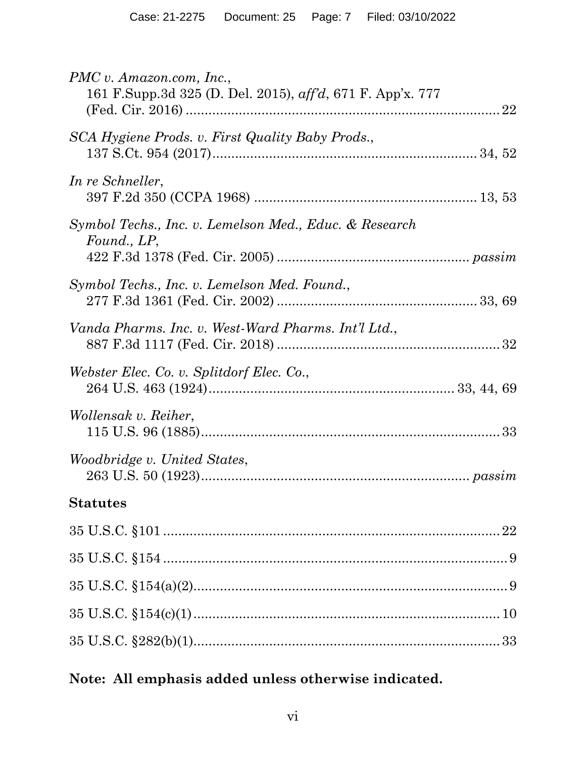*PMC v. Amazon.com, Inc.*,
161 F.Supp.3d 325 (D. Del. 2015), *aff'd*, 671 F. App'x. 777 (Fed. Cir. 2016) .......... 22

*SCA Hygiene Prods. v. First Quality Baby Prods.*,
137 S.Ct. 954 (2017) .......... 34, 52

*In re Schneller*,
397 F.2d 350 (CCPA 1968) .......... 13, 53

*Symbol Techs., Inc. v. Lemelson Med., Educ. & Research Found., LP*,
422 F.3d 1378 (Fed. Cir. 2005) .......... *passim*

*Symbol Techs., Inc. v. Lemelson Med. Found.*,
277 F.3d 1361 (Fed. Cir. 2002) .......... 33, 69

*Vanda Pharms. Inc. v. West-Ward Pharms. Int'l Ltd.*,
887 F.3d 1117 (Fed. Cir. 2018) .......... 32

*Webster Elec. Co. v. Splitdorf Elec. Co.*,
264 U.S. 463 (1924) .......... 33, 44, 69

*Wollensak v. Reiher*,
115 U.S. 96 (1885) .......... 33

*Woodbridge v. United States*,
263 U.S. 50 (1923) .......... *passim*

**Statutes**

35 U.S.C. §101 .......... 22

35 U.S.C. §154 .......... 9

35 U.S.C. §154(a)(2) .......... 9

35 U.S.C. §154(c)(1) .......... 10

35 U.S.C. §282(b)(1) .......... 33

**Note: All emphasis added unless otherwise indicated.**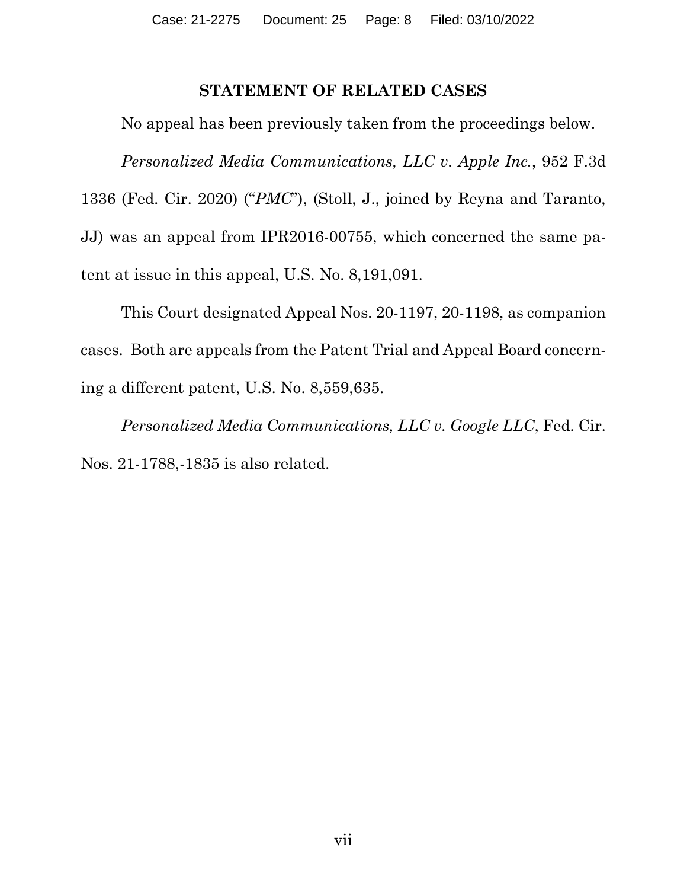## STATEMENT OF RELATED CASES

No appeal has been previously taken from the proceedings below.

*Personalized Media Communications, LLC v. Apple Inc.*, 952 F.3d 1336 (Fed. Cir. 2020) ("*PMC*"), (Stoll, J., joined by Reyna and Taranto, JJ) was an appeal from IPR2016-00755, which concerned the same patent at issue in this appeal, U.S. No. 8,191,091.

This Court designated Appeal Nos. 20-1197, 20-1198, as companion cases. Both are appeals from the Patent Trial and Appeal Board concerning a different patent, U.S. No. 8,559,635.

*Personalized Media Communications, LLC v. Google LLC*, Fed. Cir. Nos. 21-1788,-1835 is also related.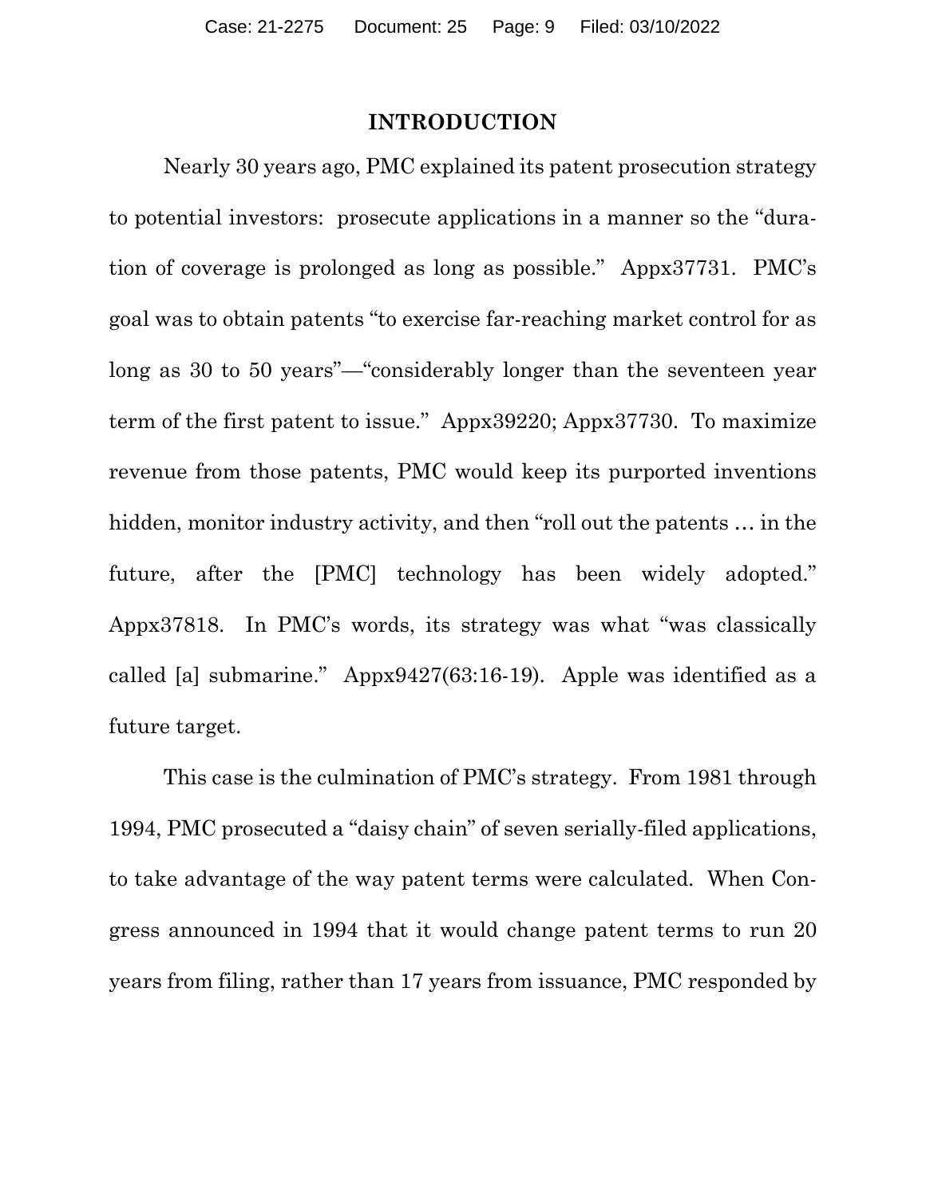## INTRODUCTION

Nearly 30 years ago, PMC explained its patent prosecution strategy to potential investors: prosecute applications in a manner so the "duration of coverage is prolonged as long as possible." Appx37731. PMC's goal was to obtain patents "to exercise far-reaching market control for as long as 30 to 50 years"—"considerably longer than the seventeen year term of the first patent to issue." Appx39220; Appx37730. To maximize revenue from those patents, PMC would keep its purported inventions hidden, monitor industry activity, and then "roll out the patents … in the future, after the [PMC] technology has been widely adopted." Appx37818. In PMC's words, its strategy was what "was classically called [a] submarine." Appx9427(63:16-19). Apple was identified as a future target.

This case is the culmination of PMC's strategy. From 1981 through 1994, PMC prosecuted a "daisy chain" of seven serially-filed applications, to take advantage of the way patent terms were calculated. When Congress announced in 1994 that it would change patent terms to run 20 years from filing, rather than 17 years from issuance, PMC responded by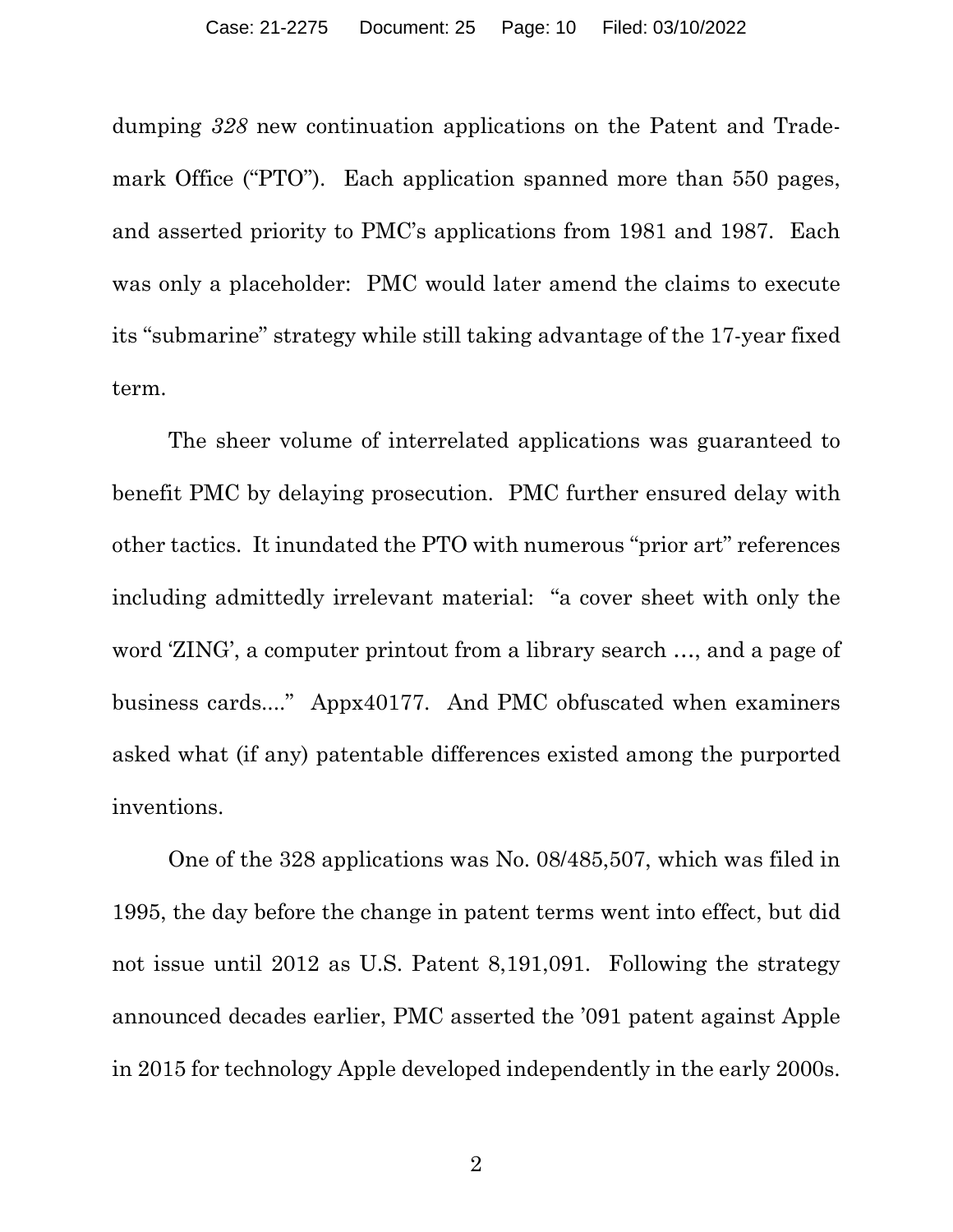dumping *328* new continuation applications on the Patent and Trademark Office ("PTO"). Each application spanned more than 550 pages, and asserted priority to PMC's applications from 1981 and 1987. Each was only a placeholder: PMC would later amend the claims to execute its "submarine" strategy while still taking advantage of the 17-year fixed term.

The sheer volume of interrelated applications was guaranteed to benefit PMC by delaying prosecution. PMC further ensured delay with other tactics. It inundated the PTO with numerous "prior art" references including admittedly irrelevant material: "a cover sheet with only the word 'ZING', a computer printout from a library search …, and a page of business cards...." Appx40177. And PMC obfuscated when examiners asked what (if any) patentable differences existed among the purported inventions.

One of the 328 applications was No. 08/485,507, which was filed in 1995, the day before the change in patent terms went into effect, but did not issue until 2012 as U.S. Patent 8,191,091. Following the strategy announced decades earlier, PMC asserted the '091 patent against Apple in 2015 for technology Apple developed independently in the early 2000s.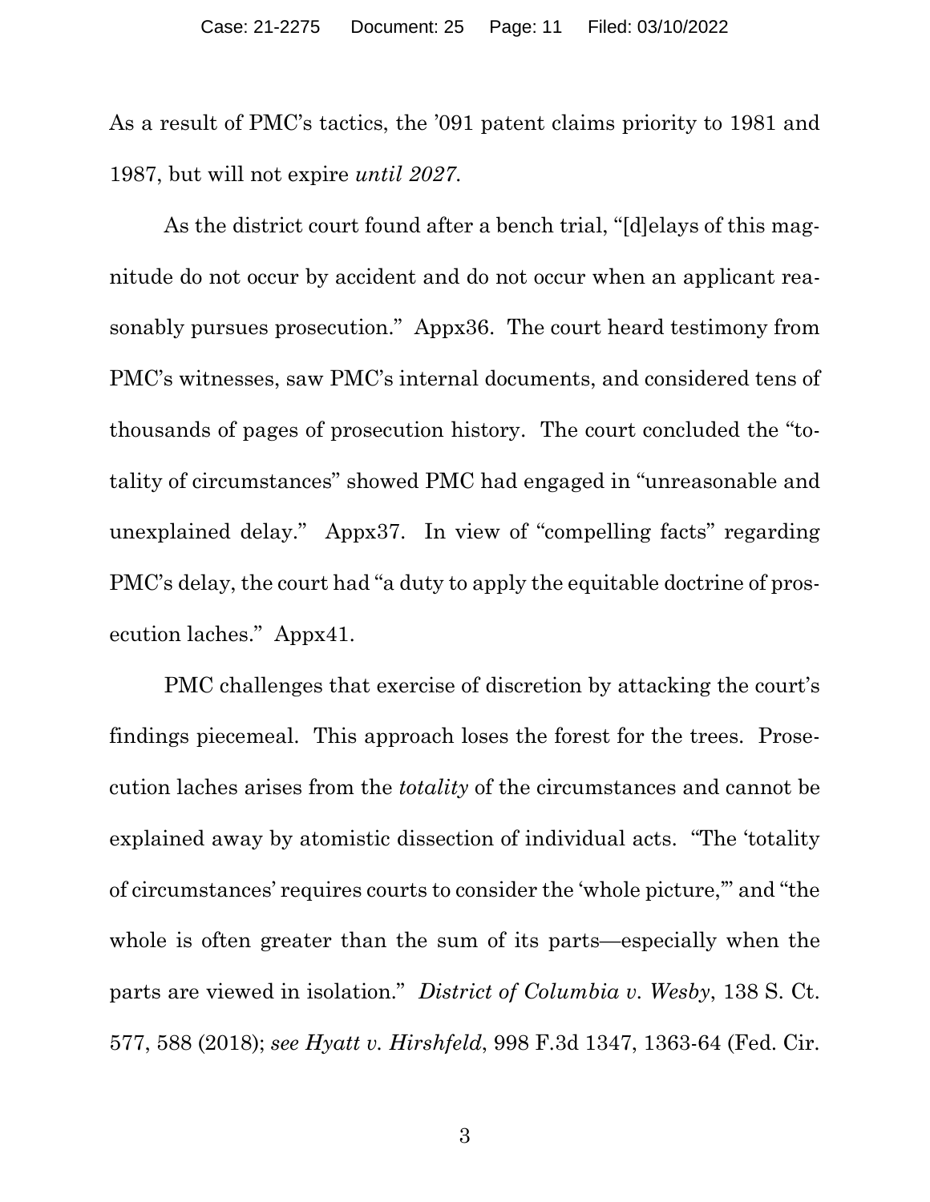As a result of PMC's tactics, the '091 patent claims priority to 1981 and 1987, but will not expire *until 2027*.

As the district court found after a bench trial, "[d]elays of this magnitude do not occur by accident and do not occur when an applicant reasonably pursues prosecution." Appx36. The court heard testimony from PMC's witnesses, saw PMC's internal documents, and considered tens of thousands of pages of prosecution history. The court concluded the "totality of circumstances" showed PMC had engaged in "unreasonable and unexplained delay." Appx37. In view of "compelling facts" regarding PMC's delay, the court had "a duty to apply the equitable doctrine of prosecution laches." Appx41.

PMC challenges that exercise of discretion by attacking the court's findings piecemeal. This approach loses the forest for the trees. Prosecution laches arises from the *totality* of the circumstances and cannot be explained away by atomistic dissection of individual acts. "The 'totality of circumstances' requires courts to consider the 'whole picture,'" and "the whole is often greater than the sum of its parts—especially when the parts are viewed in isolation." *District of Columbia v. Wesby*, 138 S. Ct. 577, 588 (2018); *see Hyatt v. Hirshfeld*, 998 F.3d 1347, 1363-64 (Fed. Cir.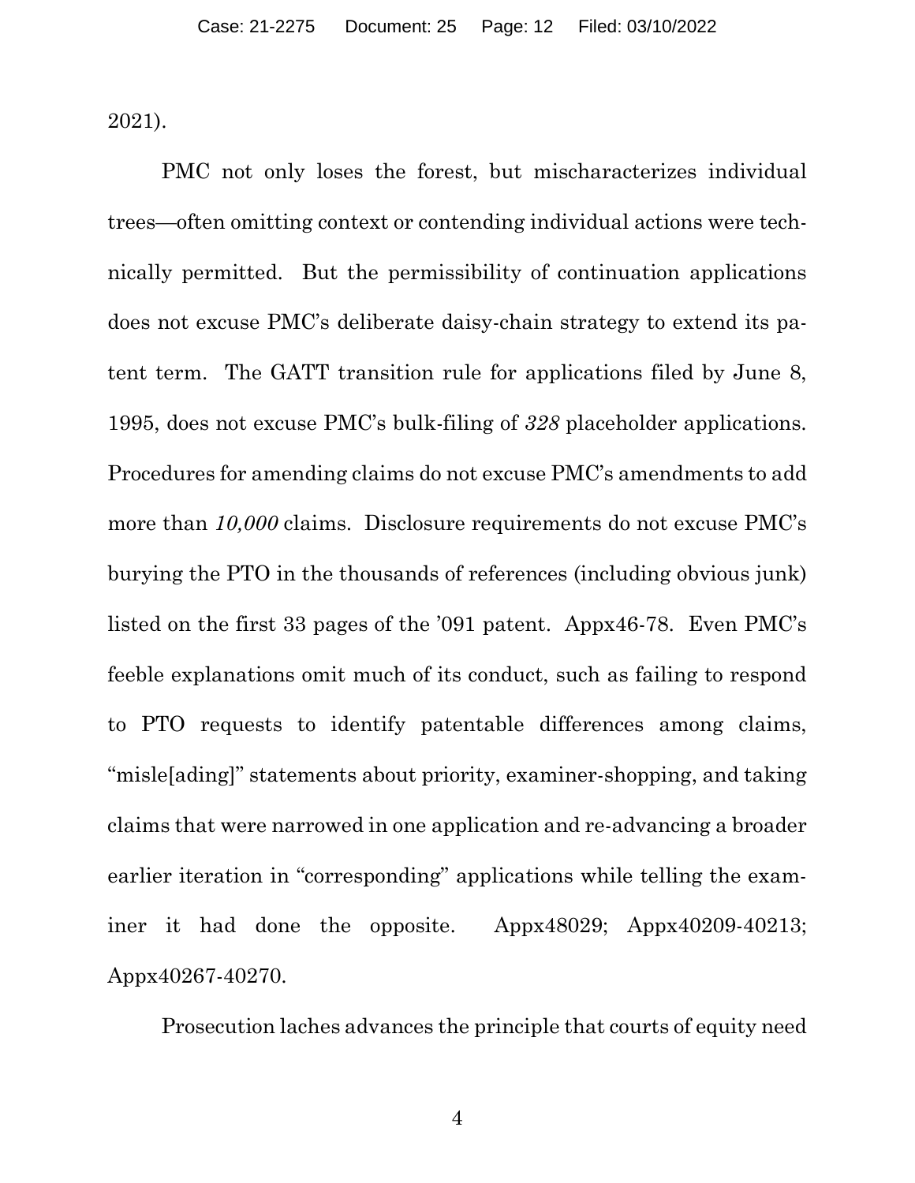2021).

PMC not only loses the forest, but mischaracterizes individual trees—often omitting context or contending individual actions were technically permitted. But the permissibility of continuation applications does not excuse PMC's deliberate daisy-chain strategy to extend its patent term. The GATT transition rule for applications filed by June 8, 1995, does not excuse PMC's bulk-filing of *328* placeholder applications. Procedures for amending claims do not excuse PMC's amendments to add more than *10,000* claims. Disclosure requirements do not excuse PMC's burying the PTO in the thousands of references (including obvious junk) listed on the first 33 pages of the '091 patent. Appx46-78. Even PMC's feeble explanations omit much of its conduct, such as failing to respond to PTO requests to identify patentable differences among claims, "misle[ading]" statements about priority, examiner-shopping, and taking claims that were narrowed in one application and re-advancing a broader earlier iteration in "corresponding" applications while telling the examiner it had done the opposite. Appx48029; Appx40209-40213; Appx40267-40270.

Prosecution laches advances the principle that courts of equity need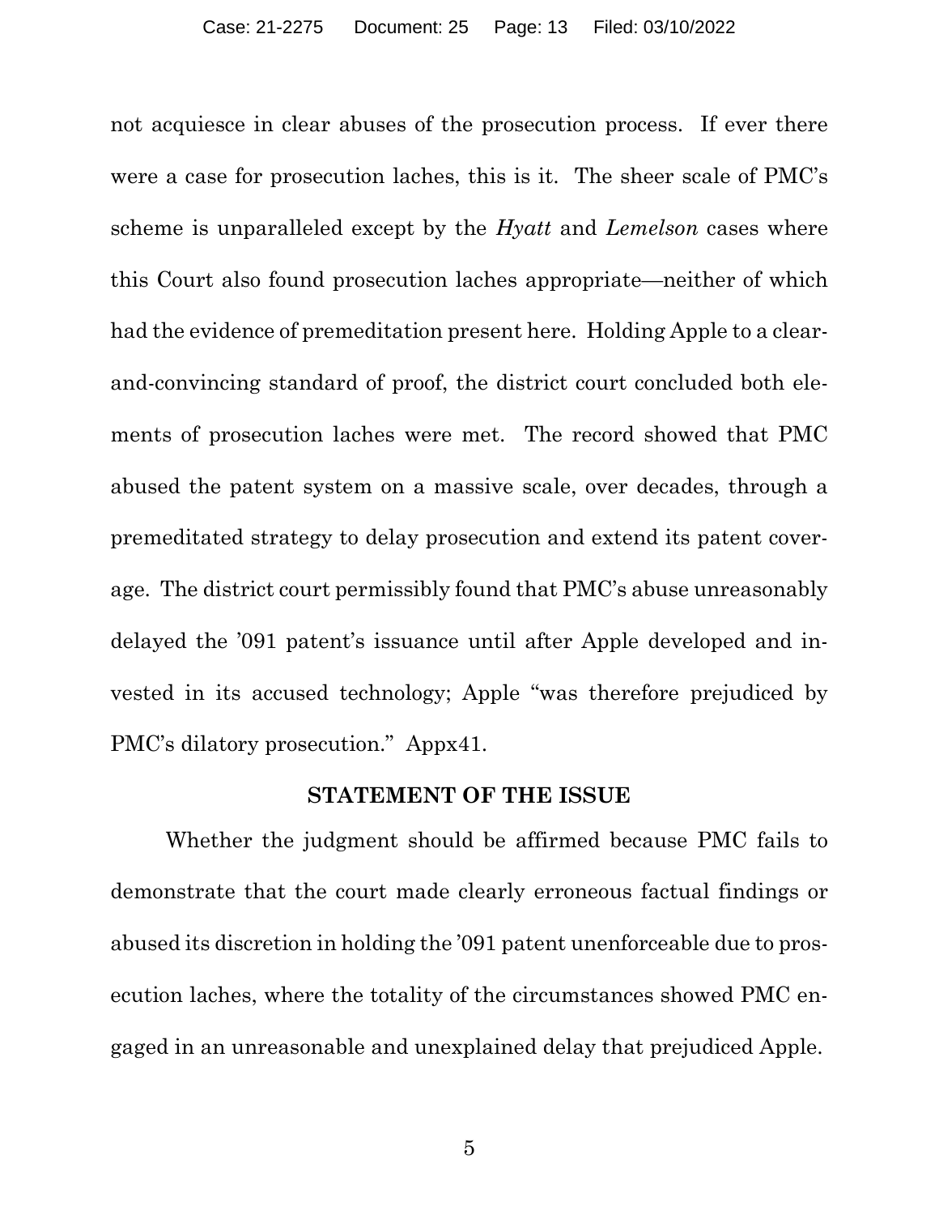not acquiesce in clear abuses of the prosecution process. If ever there were a case for prosecution laches, this is it. The sheer scale of PMC's scheme is unparalleled except by the *Hyatt* and *Lemelson* cases where this Court also found prosecution laches appropriate—neither of which had the evidence of premeditation present here. Holding Apple to a clear-and-convincing standard of proof, the district court concluded both elements of prosecution laches were met. The record showed that PMC abused the patent system on a massive scale, over decades, through a premeditated strategy to delay prosecution and extend its patent coverage. The district court permissibly found that PMC's abuse unreasonably delayed the '091 patent's issuance until after Apple developed and invested in its accused technology; Apple "was therefore prejudiced by PMC's dilatory prosecution." Appx41.

## STATEMENT OF THE ISSUE

Whether the judgment should be affirmed because PMC fails to demonstrate that the court made clearly erroneous factual findings or abused its discretion in holding the '091 patent unenforceable due to prosecution laches, where the totality of the circumstances showed PMC engaged in an unreasonable and unexplained delay that prejudiced Apple.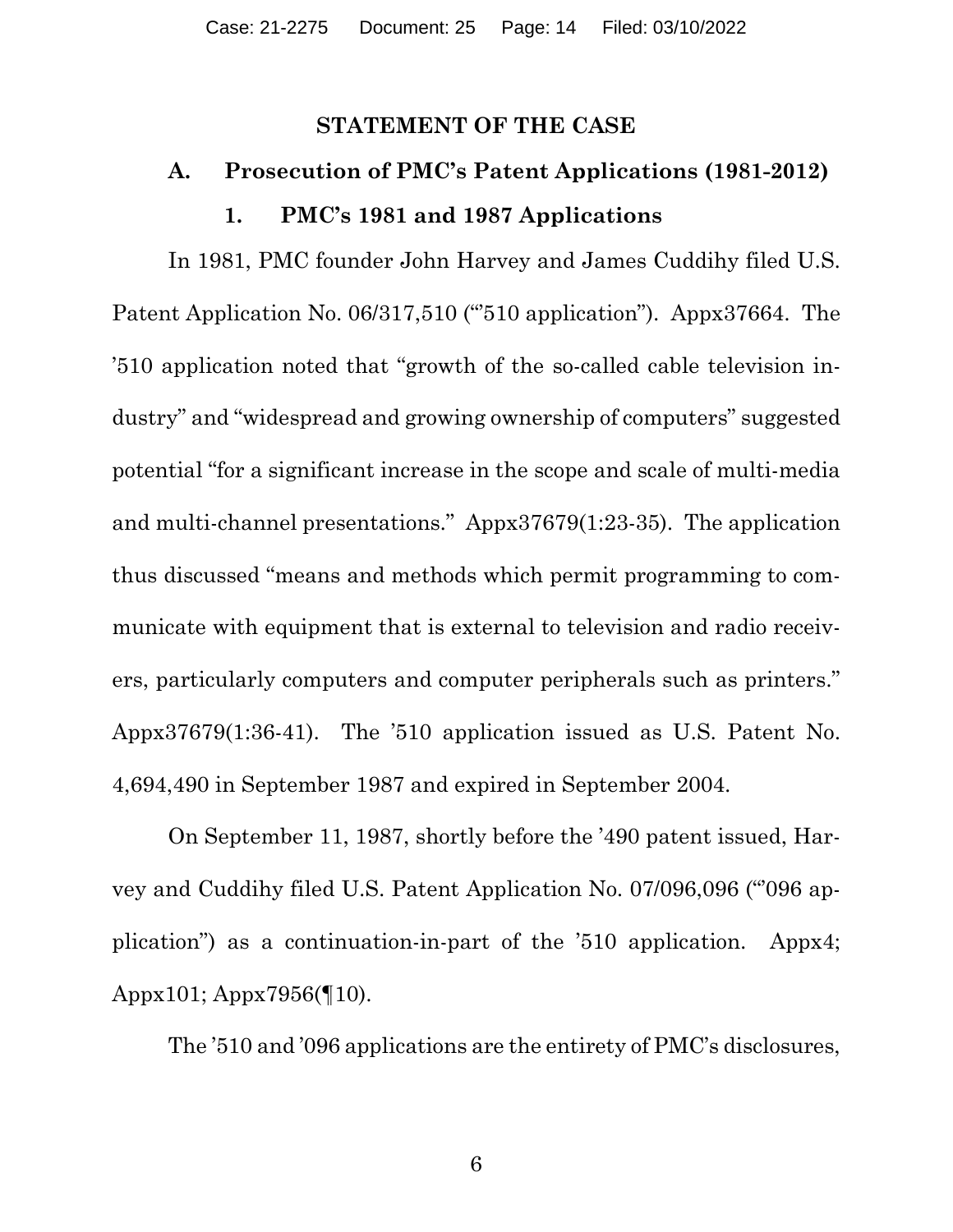## STATEMENT OF THE CASE

### A. Prosecution of PMC's Patent Applications (1981-2012)

#### 1. PMC's 1981 and 1987 Applications

In 1981, PMC founder John Harvey and James Cuddihy filed U.S. Patent Application No. 06/317,510 ("'510 application"). Appx37664. The '510 application noted that "growth of the so-called cable television industry" and "widespread and growing ownership of computers" suggested potential "for a significant increase in the scope and scale of multi-media and multi-channel presentations." Appx37679(1:23-35). The application thus discussed "means and methods which permit programming to communicate with equipment that is external to television and radio receivers, particularly computers and computer peripherals such as printers." Appx37679(1:36-41). The '510 application issued as U.S. Patent No. 4,694,490 in September 1987 and expired in September 2004.

On September 11, 1987, shortly before the '490 patent issued, Harvey and Cuddihy filed U.S. Patent Application No. 07/096,096 ("'096 application") as a continuation-in-part of the '510 application. Appx4; Appx101; Appx7956(¶10).

The '510 and '096 applications are the entirety of PMC's disclosures,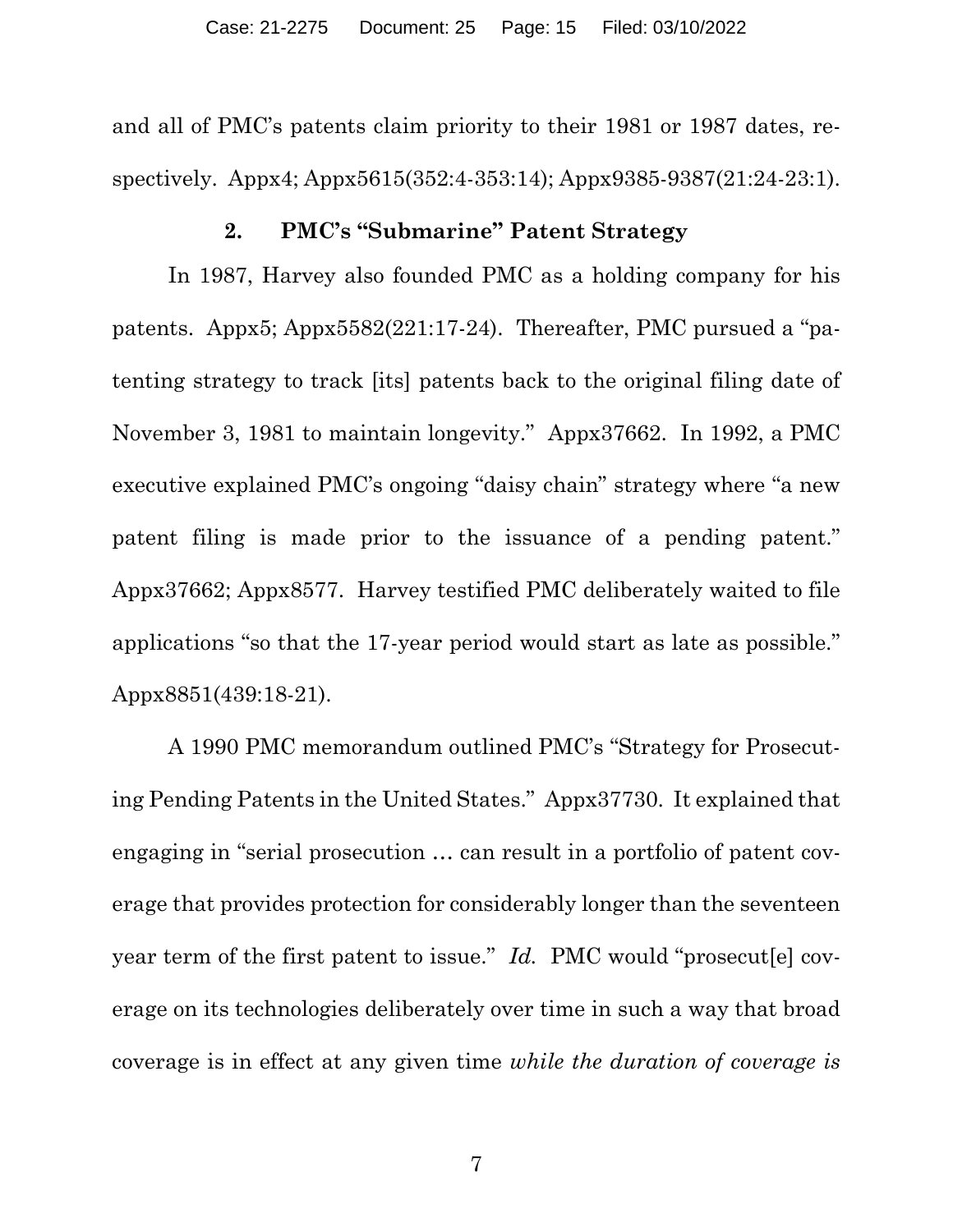and all of PMC's patents claim priority to their 1981 or 1987 dates, respectively. Appx4; Appx5615(352:4-353:14); Appx9385-9387(21:24-23:1).

### 2. PMC's "Submarine" Patent Strategy

In 1987, Harvey also founded PMC as a holding company for his patents. Appx5; Appx5582(221:17-24). Thereafter, PMC pursued a "patenting strategy to track [its] patents back to the original filing date of November 3, 1981 to maintain longevity." Appx37662. In 1992, a PMC executive explained PMC's ongoing "daisy chain" strategy where "a new patent filing is made prior to the issuance of a pending patent." Appx37662; Appx8577. Harvey testified PMC deliberately waited to file applications "so that the 17-year period would start as late as possible." Appx8851(439:18-21).

A 1990 PMC memorandum outlined PMC's "Strategy for Prosecuting Pending Patents in the United States." Appx37730. It explained that engaging in "serial prosecution … can result in a portfolio of patent coverage that provides protection for considerably longer than the seventeen year term of the first patent to issue." *Id.* PMC would "prosecut[e] coverage on its technologies deliberately over time in such a way that broad coverage is in effect at any given time *while the duration of coverage is*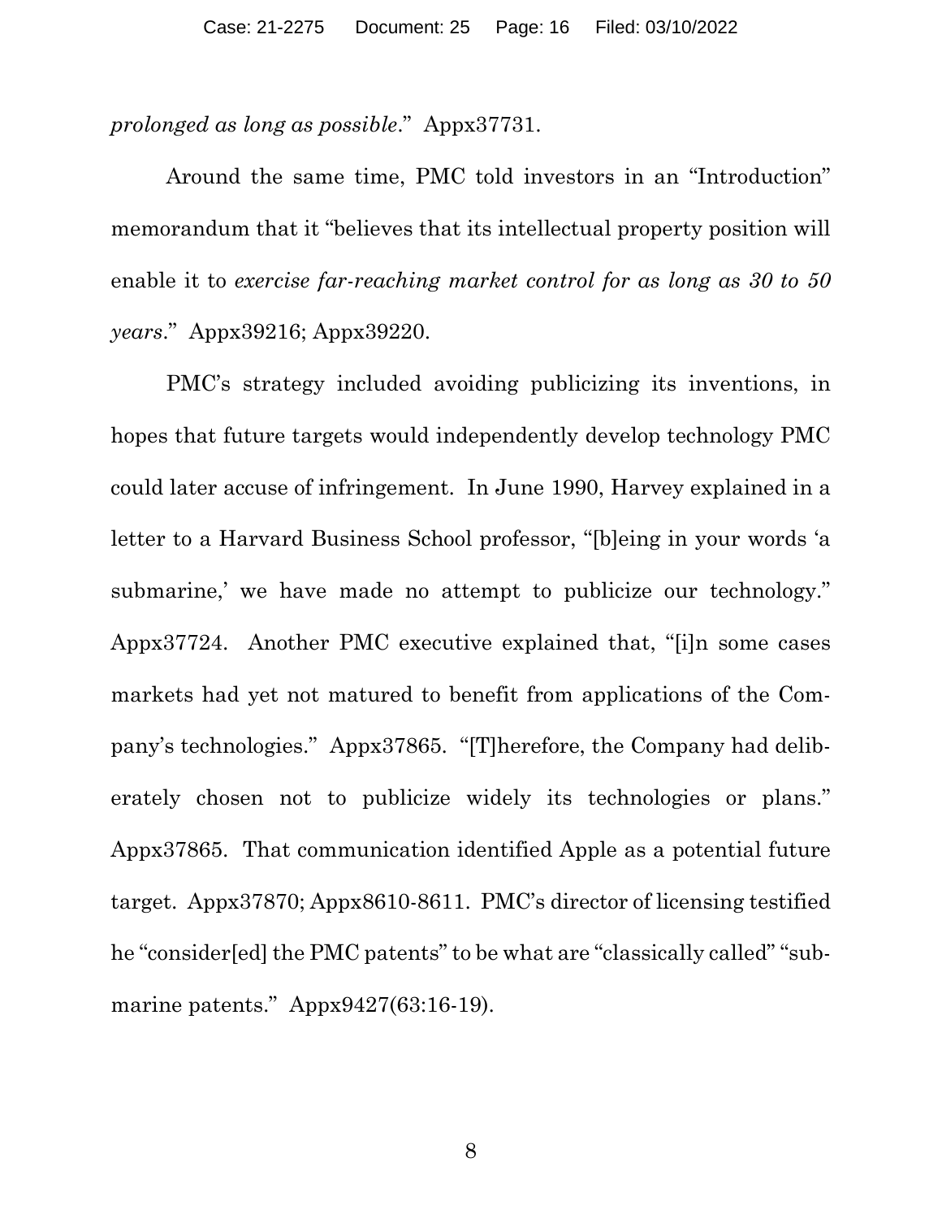*prolonged as long as possible*." Appx37731.

Around the same time, PMC told investors in an "Introduction" memorandum that it "believes that its intellectual property position will enable it to *exercise far-reaching market control for as long as 30 to 50 years*." Appx39216; Appx39220.

PMC's strategy included avoiding publicizing its inventions, in hopes that future targets would independently develop technology PMC could later accuse of infringement. In June 1990, Harvey explained in a letter to a Harvard Business School professor, "[b]eing in your words 'a submarine,' we have made no attempt to publicize our technology." Appx37724. Another PMC executive explained that, "[i]n some cases markets had yet not matured to benefit from applications of the Company's technologies." Appx37865. "[T]herefore, the Company had deliberately chosen not to publicize widely its technologies or plans." Appx37865. That communication identified Apple as a potential future target. Appx37870; Appx8610-8611. PMC's director of licensing testified he "consider[ed] the PMC patents" to be what are "classically called" "submarine patents." Appx9427(63:16-19).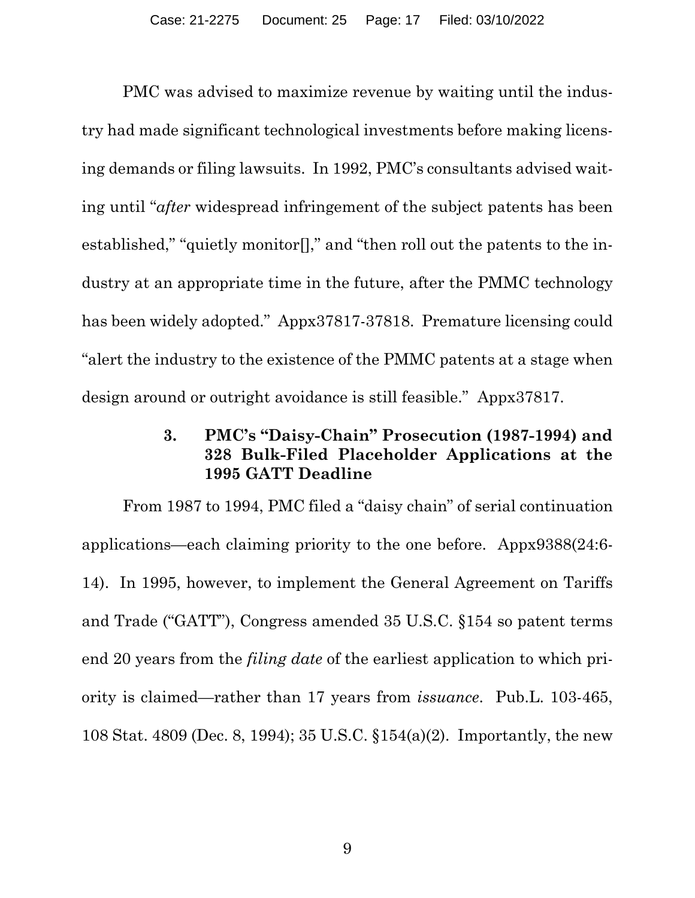PMC was advised to maximize revenue by waiting until the industry had made significant technological investments before making licensing demands or filing lawsuits. In 1992, PMC's consultants advised waiting until "*after* widespread infringement of the subject patents has been established," "quietly monitor[]," and "then roll out the patents to the industry at an appropriate time in the future, after the PMMC technology has been widely adopted." Appx37817-37818. Premature licensing could "alert the industry to the existence of the PMMC patents at a stage when design around or outright avoidance is still feasible." Appx37817.

### 3. PMC's "Daisy-Chain" Prosecution (1987-1994) and 328 Bulk-Filed Placeholder Applications at the 1995 GATT Deadline

From 1987 to 1994, PMC filed a "daisy chain" of serial continuation applications—each claiming priority to the one before. Appx9388(24:6-14). In 1995, however, to implement the General Agreement on Tariffs and Trade ("GATT"), Congress amended 35 U.S.C. §154 so patent terms end 20 years from the *filing date* of the earliest application to which priority is claimed—rather than 17 years from *issuance*. Pub.L. 103-465, 108 Stat. 4809 (Dec. 8, 1994); 35 U.S.C. §154(a)(2). Importantly, the new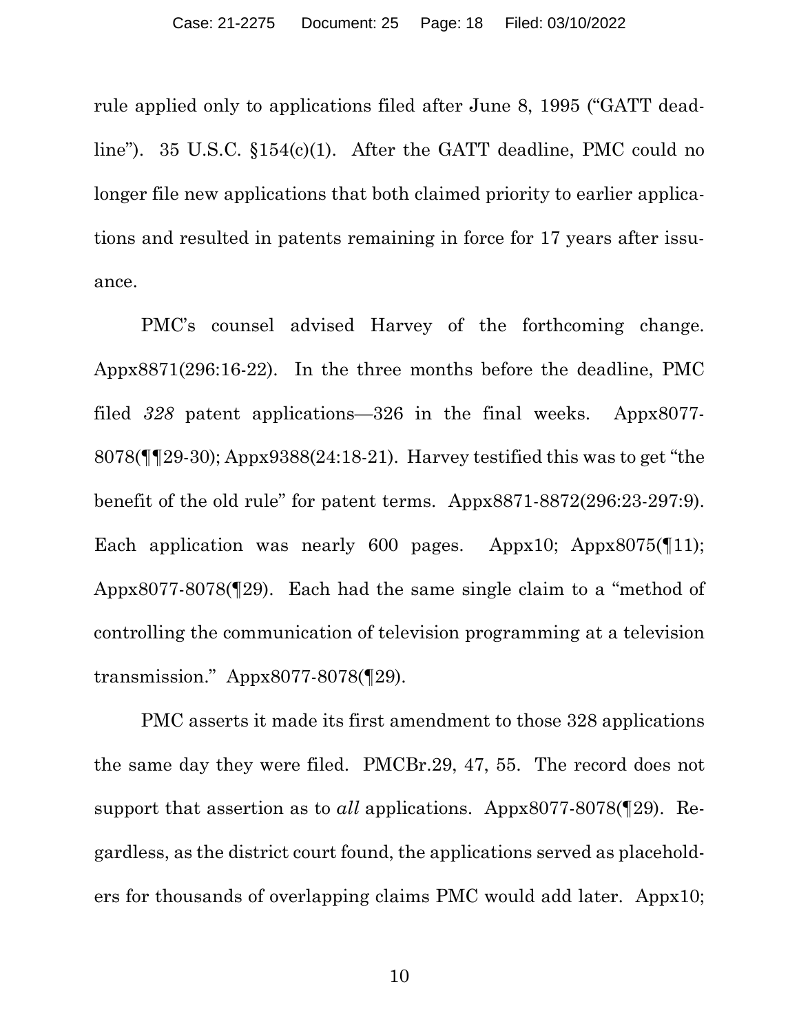rule applied only to applications filed after June 8, 1995 ("GATT deadline"). 35 U.S.C. §154(c)(1). After the GATT deadline, PMC could no longer file new applications that both claimed priority to earlier applications and resulted in patents remaining in force for 17 years after issuance.

PMC's counsel advised Harvey of the forthcoming change. Appx8871(296:16-22). In the three months before the deadline, PMC filed *328* patent applications—326 in the final weeks. Appx8077-8078(¶¶29-30); Appx9388(24:18-21). Harvey testified this was to get "the benefit of the old rule" for patent terms. Appx8871-8872(296:23-297:9). Each application was nearly 600 pages. Appx10; Appx8075(¶11); Appx8077-8078(¶29). Each had the same single claim to a "method of controlling the communication of television programming at a television transmission." Appx8077-8078(¶29).

PMC asserts it made its first amendment to those 328 applications the same day they were filed. PMCBr.29, 47, 55. The record does not support that assertion as to *all* applications. Appx8077-8078(¶29). Regardless, as the district court found, the applications served as placeholders for thousands of overlapping claims PMC would add later. Appx10;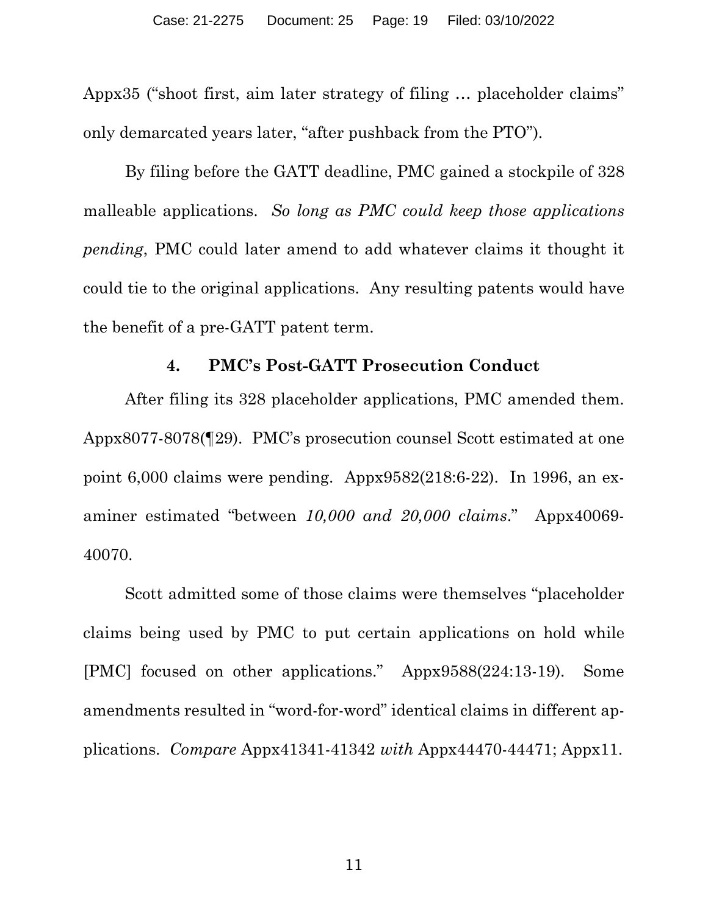Appx35 ("shoot first, aim later strategy of filing … placeholder claims" only demarcated years later, "after pushback from the PTO").

By filing before the GATT deadline, PMC gained a stockpile of 328 malleable applications. *So long as PMC could keep those applications pending*, PMC could later amend to add whatever claims it thought it could tie to the original applications. Any resulting patents would have the benefit of a pre-GATT patent term.

### 4. PMC's Post-GATT Prosecution Conduct

After filing its 328 placeholder applications, PMC amended them. Appx8077-8078(¶29). PMC's prosecution counsel Scott estimated at one point 6,000 claims were pending. Appx9582(218:6-22). In 1996, an examiner estimated "between *10,000 and 20,000 claims*." Appx40069-40070.

Scott admitted some of those claims were themselves "placeholder claims being used by PMC to put certain applications on hold while [PMC] focused on other applications." Appx9588(224:13-19). Some amendments resulted in "word-for-word" identical claims in different applications. *Compare* Appx41341-41342 *with* Appx44470-44471; Appx11.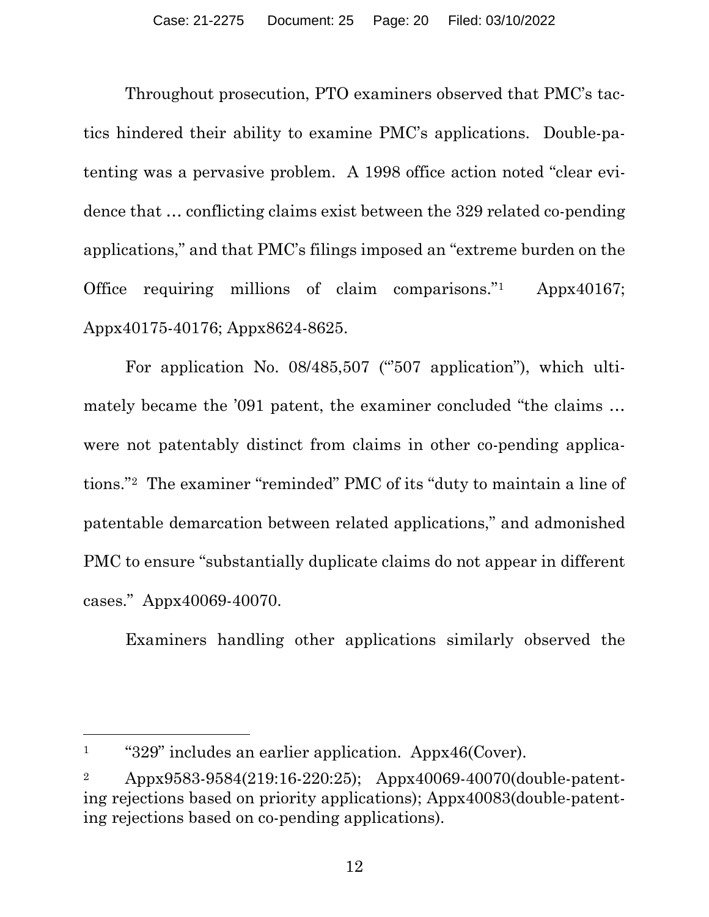Throughout prosecution, PTO examiners observed that PMC's tactics hindered their ability to examine PMC's applications. Double-patenting was a pervasive problem. A 1998 office action noted "clear evidence that … conflicting claims exist between the 329 related co-pending applications," and that PMC's filings imposed an "extreme burden on the Office requiring millions of claim comparisons."[1] Appx40167; Appx40175-40176; Appx8624-8625.

For application No. 08/485,507 ("'507 application"), which ultimately became the '091 patent, the examiner concluded "the claims … were not patentably distinct from claims in other co-pending applications."[2] The examiner "reminded" PMC of its "duty to maintain a line of patentable demarcation between related applications," and admonished PMC to ensure "substantially duplicate claims do not appear in different cases." Appx40069-40070.

Examiners handling other applications similarly observed the

---

[1] "329" includes an earlier application. Appx46(Cover).

[2] Appx9583-9584(219:16-220:25); Appx40069-40070(double-patenting rejections based on priority applications); Appx40083(double-patenting rejections based on co-pending applications).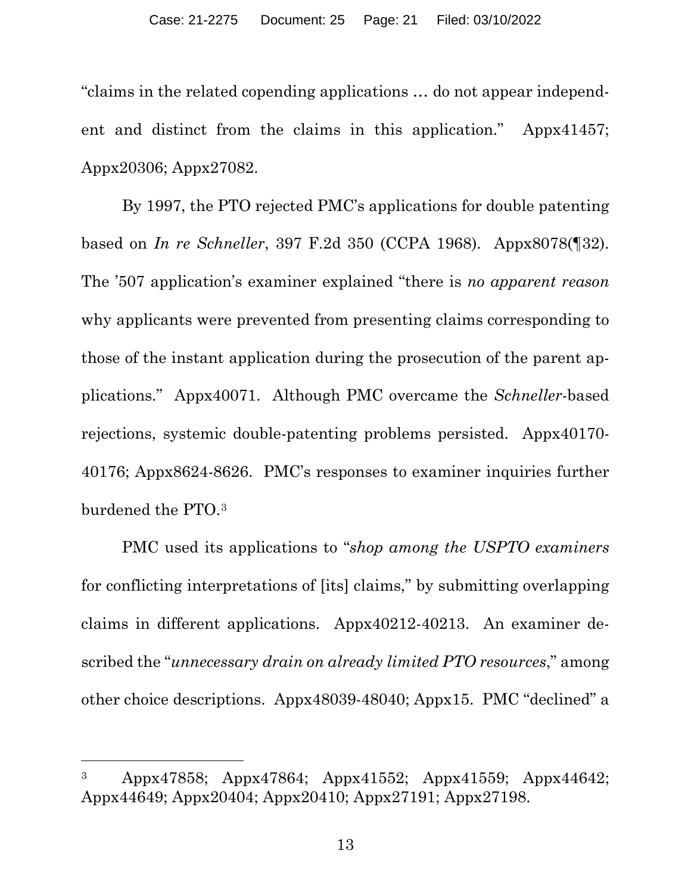"claims in the related copending applications … do not appear independent and distinct from the claims in this application." Appx41457; Appx20306; Appx27082.

By 1997, the PTO rejected PMC's applications for double patenting based on *In re Schneller*, 397 F.2d 350 (CCPA 1968). Appx8078(¶32). The '507 application's examiner explained "there is *no apparent reason* why applicants were prevented from presenting claims corresponding to those of the instant application during the prosecution of the parent applications." Appx40071. Although PMC overcame the *Schneller*-based rejections, systemic double-patenting problems persisted. Appx40170-40176; Appx8624-8626. PMC's responses to examiner inquiries further burdened the PTO.[3]

PMC used its applications to "*shop among the USPTO examiners* for conflicting interpretations of [its] claims," by submitting overlapping claims in different applications. Appx40212-40213. An examiner described the "*unnecessary drain on already limited PTO resources*," among other choice descriptions. Appx48039-48040; Appx15. PMC "declined" a

---

[3] Appx47858; Appx47864; Appx41552; Appx41559; Appx44642; Appx44649; Appx20404; Appx20410; Appx27191; Appx27198.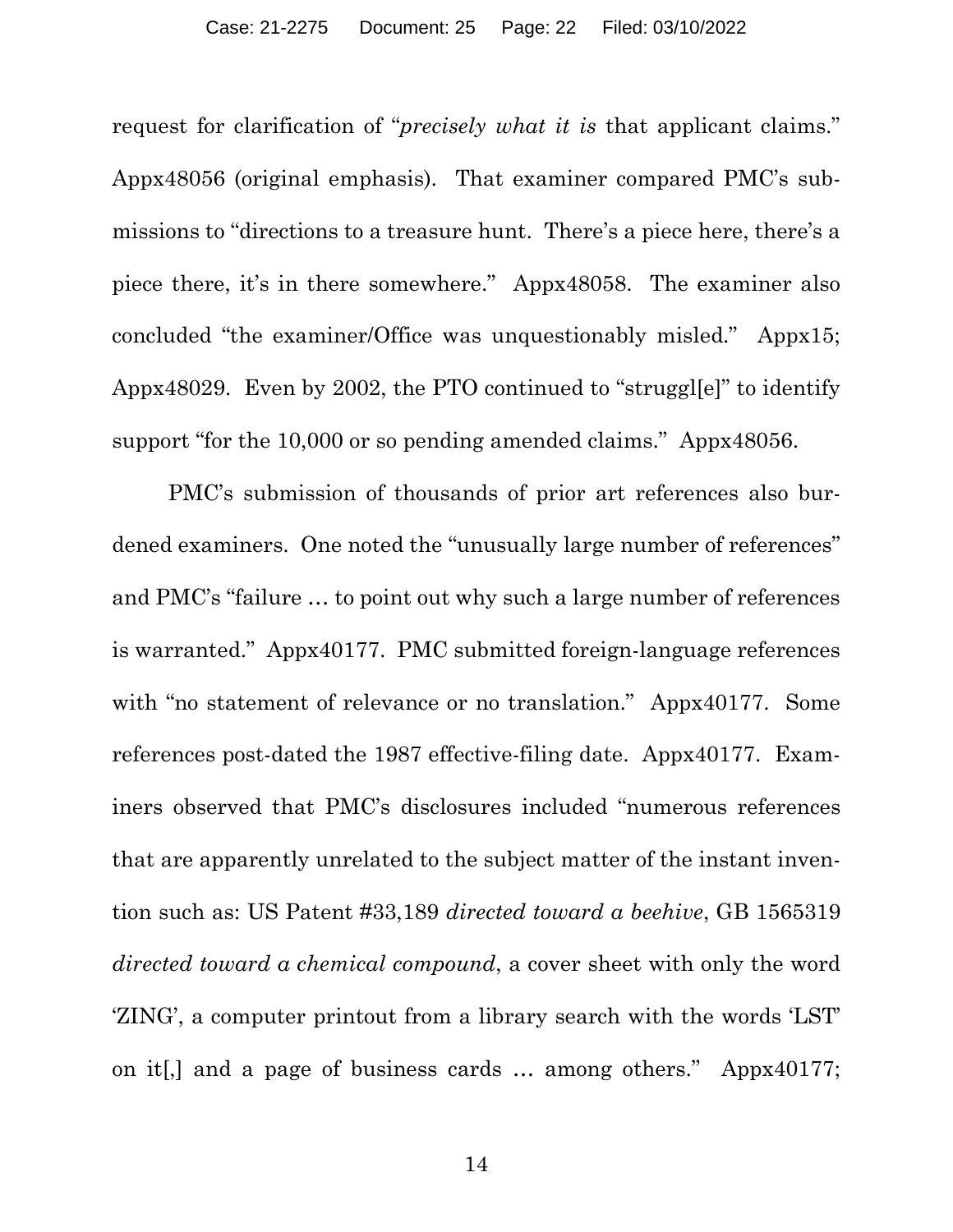request for clarification of "*precisely what it is* that applicant claims." Appx48056 (original emphasis). That examiner compared PMC's submissions to "directions to a treasure hunt. There's a piece here, there's a piece there, it's in there somewhere." Appx48058. The examiner also concluded "the examiner/Office was unquestionably misled." Appx15; Appx48029. Even by 2002, the PTO continued to "struggl[e]" to identify support "for the 10,000 or so pending amended claims." Appx48056.

PMC's submission of thousands of prior art references also burdened examiners. One noted the "unusually large number of references" and PMC's "failure … to point out why such a large number of references is warranted." Appx40177. PMC submitted foreign-language references with "no statement of relevance or no translation." Appx40177. Some references post-dated the 1987 effective-filing date. Appx40177. Examiners observed that PMC's disclosures included "numerous references that are apparently unrelated to the subject matter of the instant invention such as: US Patent #33,189 *directed toward a beehive*, GB 1565319 *directed toward a chemical compound*, a cover sheet with only the word 'ZING', a computer printout from a library search with the words 'LST' on it[,] and a page of business cards … among others." Appx40177;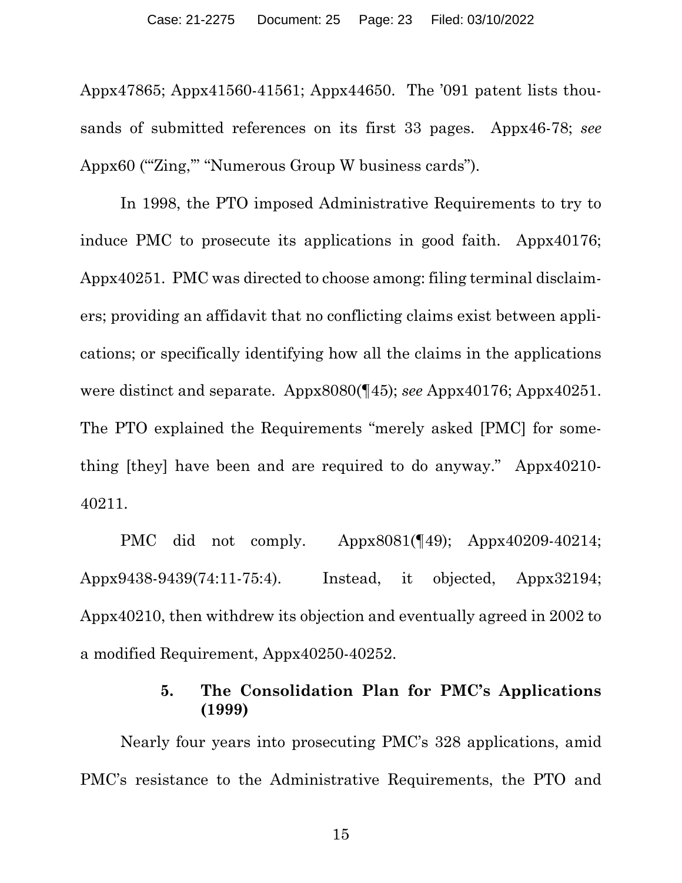Appx47865; Appx41560-41561; Appx44650. The '091 patent lists thousands of submitted references on its first 33 pages. Appx46-78; *see* Appx60 ("'Zing,'" "Numerous Group W business cards").

In 1998, the PTO imposed Administrative Requirements to try to induce PMC to prosecute its applications in good faith. Appx40176; Appx40251. PMC was directed to choose among: filing terminal disclaimers; providing an affidavit that no conflicting claims exist between applications; or specifically identifying how all the claims in the applications were distinct and separate. Appx8080(¶45); *see* Appx40176; Appx40251. The PTO explained the Requirements "merely asked [PMC] for something [they] have been and are required to do anyway." Appx40210-40211.

PMC did not comply. Appx8081(¶49); Appx40209-40214; Appx9438-9439(74:11-75:4). Instead, it objected, Appx32194; Appx40210, then withdrew its objection and eventually agreed in 2002 to a modified Requirement, Appx40250-40252.

### 5. The Consolidation Plan for PMC's Applications (1999)

Nearly four years into prosecuting PMC's 328 applications, amid PMC's resistance to the Administrative Requirements, the PTO and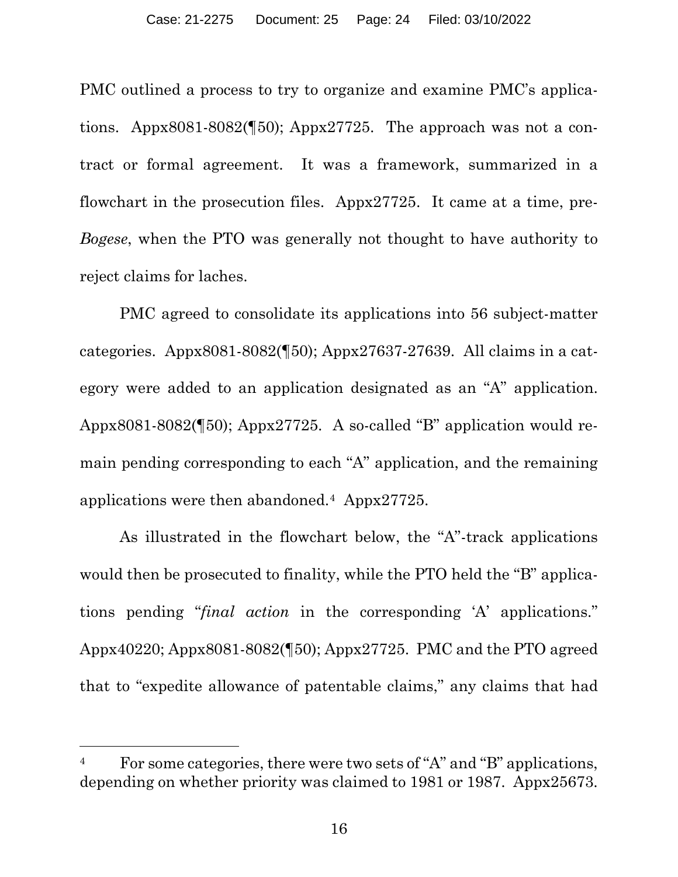PMC outlined a process to try to organize and examine PMC's applications. Appx8081-8082(¶50); Appx27725. The approach was not a contract or formal agreement. It was a framework, summarized in a flowchart in the prosecution files. Appx27725. It came at a time, pre-*Bogese*, when the PTO was generally not thought to have authority to reject claims for laches.

PMC agreed to consolidate its applications into 56 subject-matter categories. Appx8081-8082(¶50); Appx27637-27639. All claims in a category were added to an application designated as an "A" application. Appx8081-8082(¶50); Appx27725. A so-called "B" application would remain pending corresponding to each "A" application, and the remaining applications were then abandoned.[4] Appx27725.

As illustrated in the flowchart below, the "A"-track applications would then be prosecuted to finality, while the PTO held the "B" applications pending "*final action* in the corresponding 'A' applications." Appx40220; Appx8081-8082(¶50); Appx27725. PMC and the PTO agreed that to "expedite allowance of patentable claims," any claims that had

---

[4] For some categories, there were two sets of "A" and "B" applications, depending on whether priority was claimed to 1981 or 1987. Appx25673.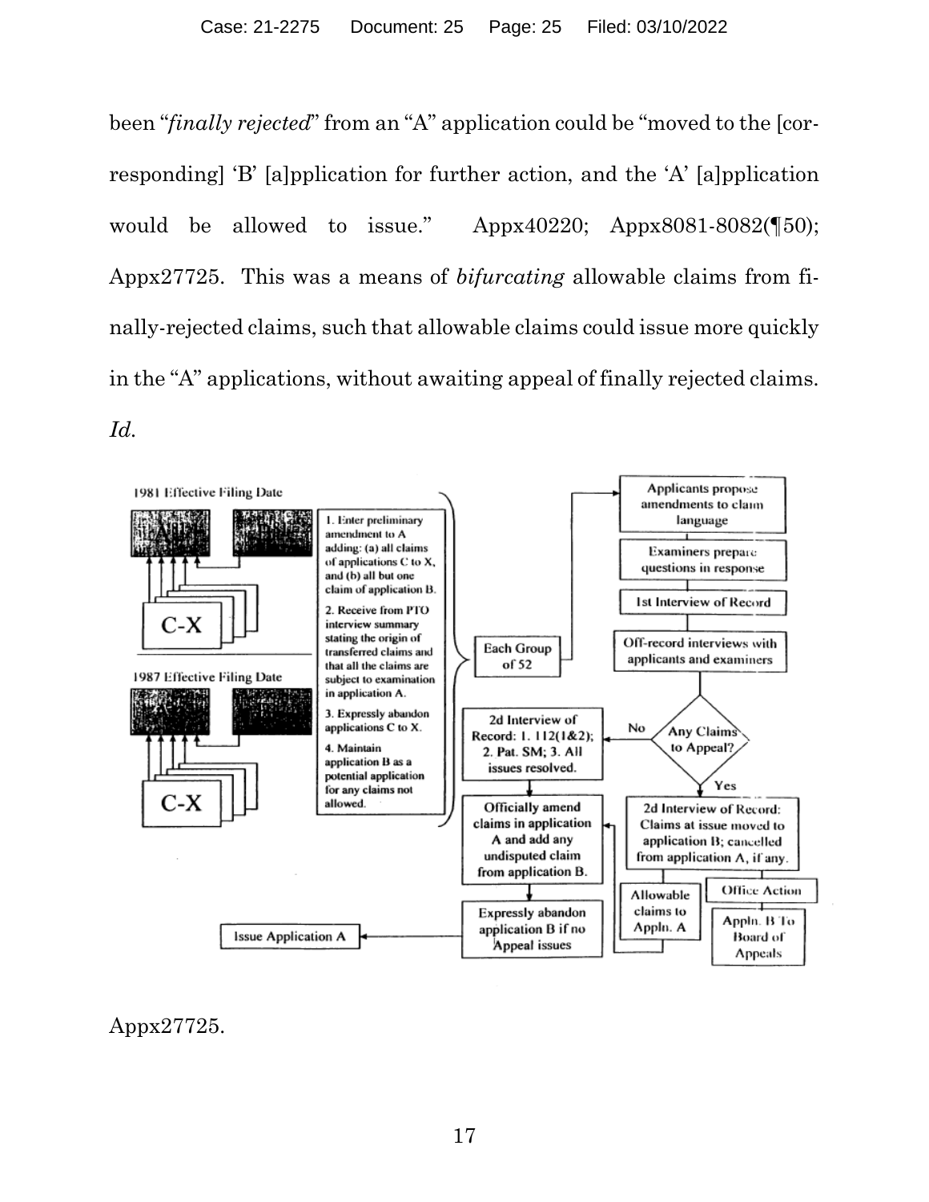been "*finally rejected*" from an "A" application could be "moved to the [corresponding] 'B' [a]pplication for further action, and the 'A' [a]pplication would be allowed to issue." Appx40220; Appx8081-8082(¶50); Appx27725. This was a means of *bifurcating* allowable claims from finally-rejected claims, such that allowable claims could issue more quickly in the "A" applications, without awaiting appeal of finally rejected claims. *Id.*

1981 Effective Filing Date

A | B

C-X

1987 Effective Filing Date

A | B

C-X

1. Enter preliminary amendment to A adding: (a) all claims of applications C to X, and (b) all but one claim of application B.
2. Receive from PTO interview summary stating the origin of transferred claims and that all the claims are subject to examination in application A.
3. Expressly abandon applications C to X.
4. Maintain application B as a potential application for any claims not allowed.

Each Group of 52

Applicants propose amendments to claim language

Examiners prepare questions in response

1st Interview of Record

Off-record interviews with applicants and examiners

Any Claims to Appeal?

No

2d Interview of Record: 1. 112(1&2); 2. Pat. SM; 3. All issues resolved.

Yes

2d Interview of Record: Claims at issue moved to application B; cancelled from application A, if any.

Officially amend claims in application A and add any undisputed claim from application B.

Allowable claims to Appln. A

Office Action

Appln. B To Board of Appeals

Expressly abandon application B if no Appeal issues

Issue Application A

Appx27725.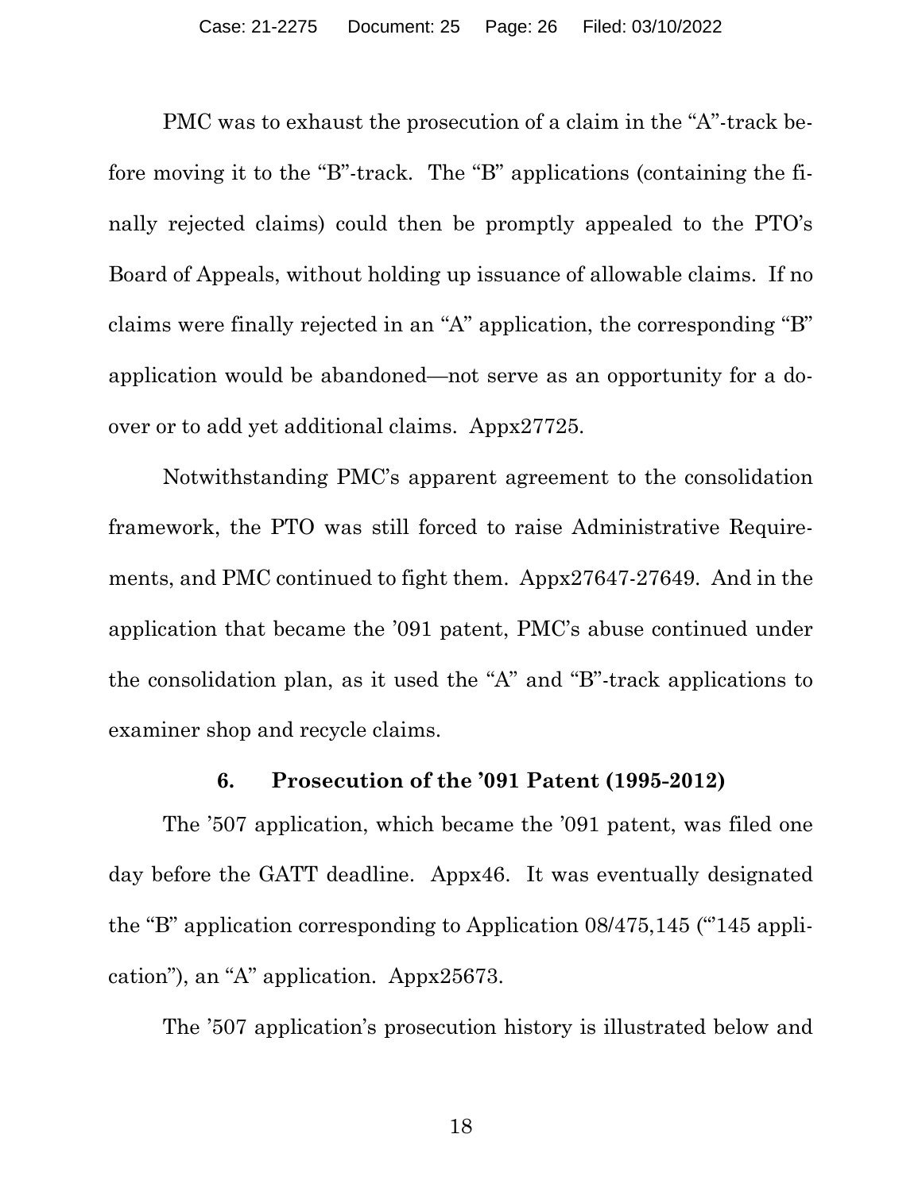PMC was to exhaust the prosecution of a claim in the "A"-track before moving it to the "B"-track. The "B" applications (containing the finally rejected claims) could then be promptly appealed to the PTO's Board of Appeals, without holding up issuance of allowable claims. If no claims were finally rejected in an "A" application, the corresponding "B" application would be abandoned—not serve as an opportunity for a do-over or to add yet additional claims. Appx27725.

Notwithstanding PMC's apparent agreement to the consolidation framework, the PTO was still forced to raise Administrative Requirements, and PMC continued to fight them. Appx27647-27649. And in the application that became the '091 patent, PMC's abuse continued under the consolidation plan, as it used the "A" and "B"-track applications to examiner shop and recycle claims.

### 6. Prosecution of the '091 Patent (1995-2012)

The '507 application, which became the '091 patent, was filed one day before the GATT deadline. Appx46. It was eventually designated the "B" application corresponding to Application 08/475,145 ("'145 application"), an "A" application. Appx25673.

The '507 application's prosecution history is illustrated below and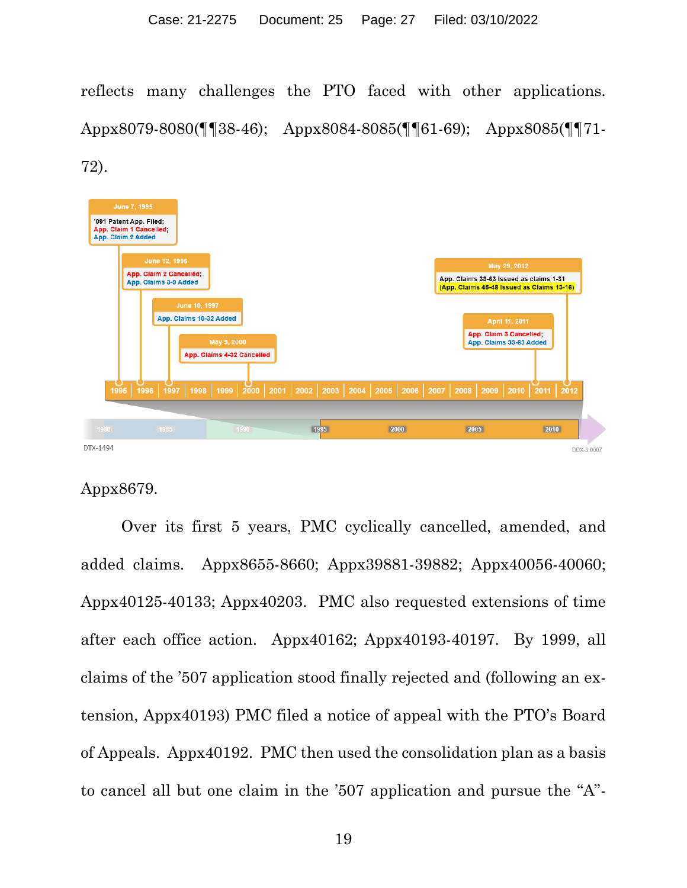reflects many challenges the PTO faced with other applications. Appx8079-8080(¶¶38-46); Appx8084-8085(¶¶61-69); Appx8085(¶¶71-72).

June 7, 1995
'091 Patent App. Filed;
App. Claim 1 Cancelled;
App. Claim 2 Added

June 12, 1996
App. Claim 2 Cancelled;
App. Claims 3-9 Added

June 10, 1997
App. Claims 10-32 Added

May 9, 2000
App. Claims 4-32 Cancelled

April 11, 2011
App. Claim 3 Cancelled;
App. Claims 33-63 Added

May 29, 2012
App. Claims 33-63 Issued as claims 1-31
(App. Claims 45-48 Issued as Claims 13-16)

1995 | 1996 | 1997 | 1998 | 1999 | 2000 | 2001 | 2002 | 2003 | 2004 | 2005 | 2006 | 2007 | 2008 | 2009 | 2010 | 2011 | 2012

1980 1985 1990 1995 2000 2005 2010

DTX-1494

DDX-3.0007

Appx8679.

Over its first 5 years, PMC cyclically cancelled, amended, and added claims. Appx8655-8660; Appx39881-39882; Appx40056-40060; Appx40125-40133; Appx40203. PMC also requested extensions of time after each office action. Appx40162; Appx40193-40197. By 1999, all claims of the '507 application stood finally rejected and (following an extension, Appx40193) PMC filed a notice of appeal with the PTO's Board of Appeals. Appx40192. PMC then used the consolidation plan as a basis to cancel all but one claim in the '507 application and pursue the "A"-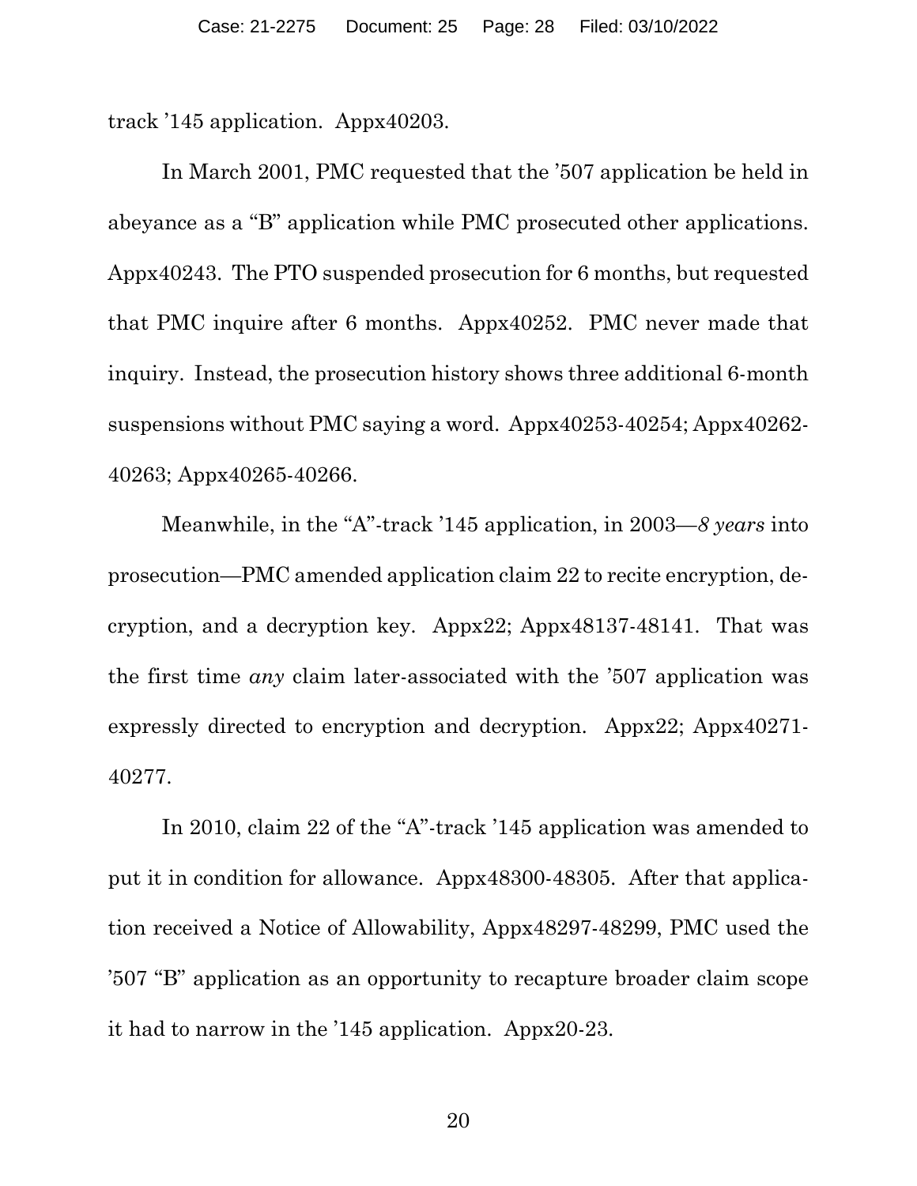track '145 application. Appx40203.

In March 2001, PMC requested that the '507 application be held in abeyance as a "B" application while PMC prosecuted other applications. Appx40243. The PTO suspended prosecution for 6 months, but requested that PMC inquire after 6 months. Appx40252. PMC never made that inquiry. Instead, the prosecution history shows three additional 6-month suspensions without PMC saying a word. Appx40253-40254; Appx40262-40263; Appx40265-40266.

Meanwhile, in the "A"-track '145 application, in 2003—*8 years* into prosecution—PMC amended application claim 22 to recite encryption, decryption, and a decryption key. Appx22; Appx48137-48141. That was the first time *any* claim later-associated with the '507 application was expressly directed to encryption and decryption. Appx22; Appx40271-40277.

In 2010, claim 22 of the "A"-track '145 application was amended to put it in condition for allowance. Appx48300-48305. After that application received a Notice of Allowability, Appx48297-48299, PMC used the '507 "B" application as an opportunity to recapture broader claim scope it had to narrow in the '145 application. Appx20-23.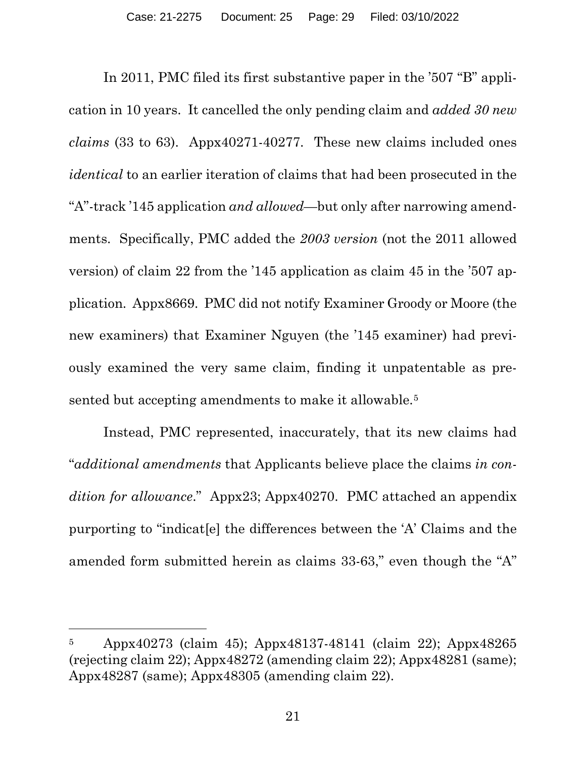In 2011, PMC filed its first substantive paper in the '507 "B" application in 10 years. It cancelled the only pending claim and *added 30 new claims* (33 to 63). Appx40271-40277. These new claims included ones *identical* to an earlier iteration of claims that had been prosecuted in the "A"-track '145 application *and allowed*—but only after narrowing amendments. Specifically, PMC added the *2003 version* (not the 2011 allowed version) of claim 22 from the '145 application as claim 45 in the '507 application. Appx8669. PMC did not notify Examiner Groody or Moore (the new examiners) that Examiner Nguyen (the '145 examiner) had previously examined the very same claim, finding it unpatentable as presented but accepting amendments to make it allowable.[5]

Instead, PMC represented, inaccurately, that its new claims had "*additional amendments* that Applicants believe place the claims *in condition for allowance*." Appx23; Appx40270. PMC attached an appendix purporting to "indicat[e] the differences between the 'A' Claims and the amended form submitted herein as claims 33-63," even though the "A"

---

[5] Appx40273 (claim 45); Appx48137-48141 (claim 22); Appx48265 (rejecting claim 22); Appx48272 (amending claim 22); Appx48281 (same); Appx48287 (same); Appx48305 (amending claim 22).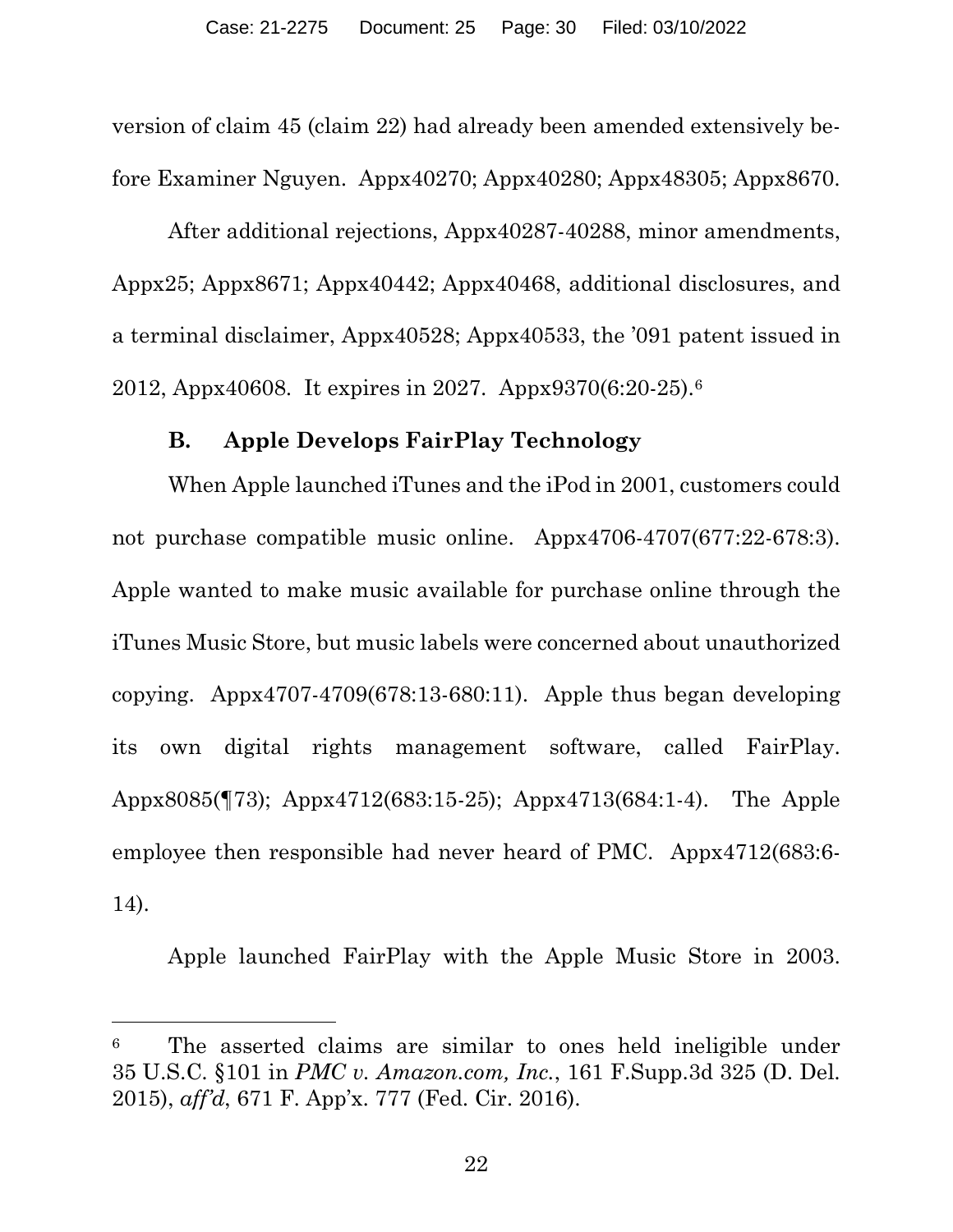version of claim 45 (claim 22) had already been amended extensively before Examiner Nguyen. Appx40270; Appx40280; Appx48305; Appx8670.

After additional rejections, Appx40287-40288, minor amendments, Appx25; Appx8671; Appx40442; Appx40468, additional disclosures, and a terminal disclaimer, Appx40528; Appx40533, the '091 patent issued in 2012, Appx40608. It expires in 2027. Appx9370(6:20-25).[6]

### B. Apple Develops FairPlay Technology

When Apple launched iTunes and the iPod in 2001, customers could not purchase compatible music online. Appx4706-4707(677:22-678:3). Apple wanted to make music available for purchase online through the iTunes Music Store, but music labels were concerned about unauthorized copying. Appx4707-4709(678:13-680:11). Apple thus began developing its own digital rights management software, called FairPlay. Appx8085(¶73); Appx4712(683:15-25); Appx4713(684:1-4). The Apple employee then responsible had never heard of PMC. Appx4712(683:6-14).

Apple launched FairPlay with the Apple Music Store in 2003.

---

[6] The asserted claims are similar to ones held ineligible under 35 U.S.C. §101 in *PMC v. Amazon.com, Inc.*, 161 F.Supp.3d 325 (D. Del. 2015), *aff'd*, 671 F. App'x. 777 (Fed. Cir. 2016).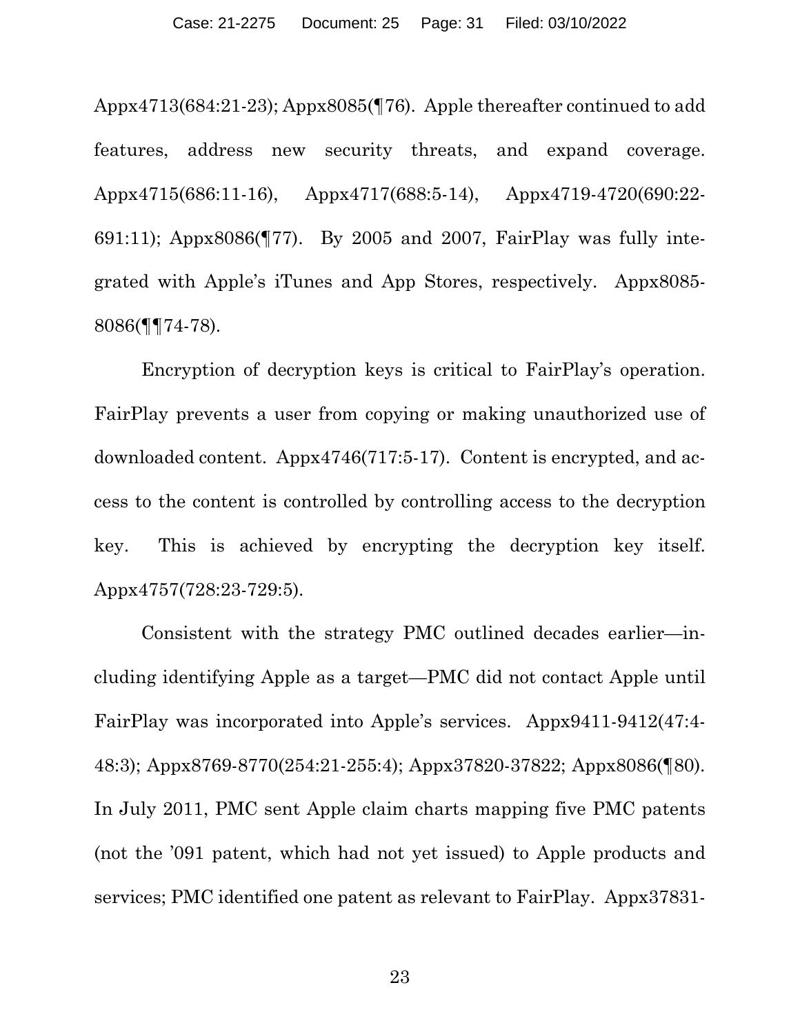Appx4713(684:21-23); Appx8085(¶76). Apple thereafter continued to add features, address new security threats, and expand coverage. Appx4715(686:11-16), Appx4717(688:5-14), Appx4719-4720(690:22-691:11); Appx8086(¶77). By 2005 and 2007, FairPlay was fully integrated with Apple's iTunes and App Stores, respectively. Appx8085-8086(¶¶74-78).

Encryption of decryption keys is critical to FairPlay's operation. FairPlay prevents a user from copying or making unauthorized use of downloaded content. Appx4746(717:5-17). Content is encrypted, and access to the content is controlled by controlling access to the decryption key. This is achieved by encrypting the decryption key itself. Appx4757(728:23-729:5).

Consistent with the strategy PMC outlined decades earlier—including identifying Apple as a target—PMC did not contact Apple until FairPlay was incorporated into Apple's services. Appx9411-9412(47:4-48:3); Appx8769-8770(254:21-255:4); Appx37820-37822; Appx8086(¶80). In July 2011, PMC sent Apple claim charts mapping five PMC patents (not the '091 patent, which had not yet issued) to Apple products and services; PMC identified one patent as relevant to FairPlay. Appx37831-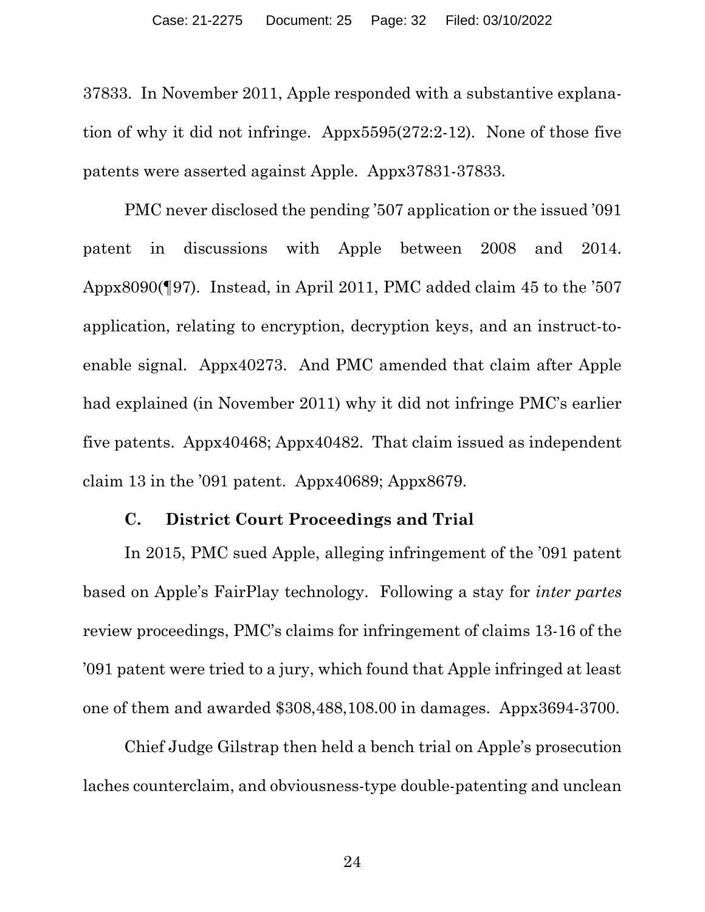37833. In November 2011, Apple responded with a substantive explanation of why it did not infringe. Appx5595(272:2-12). None of those five patents were asserted against Apple. Appx37831-37833.

PMC never disclosed the pending '507 application or the issued '091 patent in discussions with Apple between 2008 and 2014. Appx8090(¶97). Instead, in April 2011, PMC added claim 45 to the '507 application, relating to encryption, decryption keys, and an instruct-to-enable signal. Appx40273. And PMC amended that claim after Apple had explained (in November 2011) why it did not infringe PMC's earlier five patents. Appx40468; Appx40482. That claim issued as independent claim 13 in the '091 patent. Appx40689; Appx8679.

### C. District Court Proceedings and Trial

In 2015, PMC sued Apple, alleging infringement of the '091 patent based on Apple's FairPlay technology. Following a stay for *inter partes* review proceedings, PMC's claims for infringement of claims 13-16 of the '091 patent were tried to a jury, which found that Apple infringed at least one of them and awarded $308,488,108.00 in damages. Appx3694-3700.

Chief Judge Gilstrap then held a bench trial on Apple's prosecution laches counterclaim, and obviousness-type double-patenting and unclean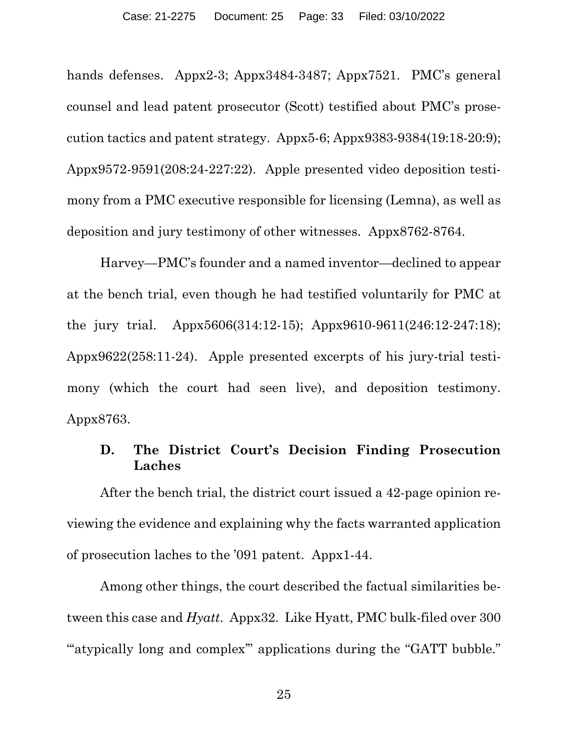hands defenses. Appx2-3; Appx3484-3487; Appx7521. PMC's general counsel and lead patent prosecutor (Scott) testified about PMC's prosecution tactics and patent strategy. Appx5-6; Appx9383-9384(19:18-20:9); Appx9572-9591(208:24-227:22). Apple presented video deposition testimony from a PMC executive responsible for licensing (Lemna), as well as deposition and jury testimony of other witnesses. Appx8762-8764.

Harvey—PMC's founder and a named inventor—declined to appear at the bench trial, even though he had testified voluntarily for PMC at the jury trial. Appx5606(314:12-15); Appx9610-9611(246:12-247:18); Appx9622(258:11-24). Apple presented excerpts of his jury-trial testimony (which the court had seen live), and deposition testimony. Appx8763.

### D. The District Court's Decision Finding Prosecution Laches

After the bench trial, the district court issued a 42-page opinion reviewing the evidence and explaining why the facts warranted application of prosecution laches to the '091 patent. Appx1-44.

Among other things, the court described the factual similarities between this case and *Hyatt*. Appx32. Like Hyatt, PMC bulk-filed over 300 "'atypically long and complex'" applications during the "GATT bubble."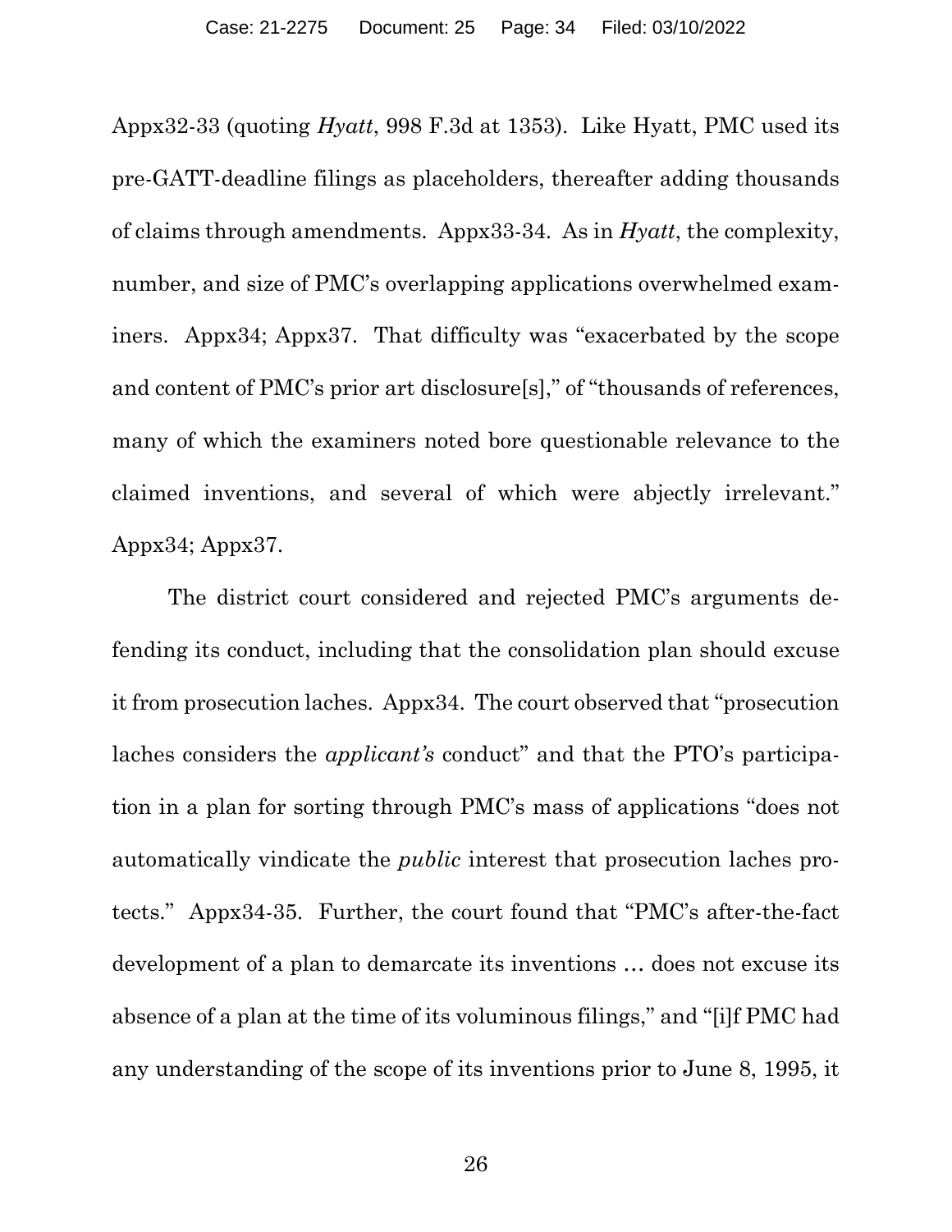Appx32-33 (quoting *Hyatt*, 998 F.3d at 1353). Like Hyatt, PMC used its pre-GATT-deadline filings as placeholders, thereafter adding thousands of claims through amendments. Appx33-34. As in *Hyatt*, the complexity, number, and size of PMC's overlapping applications overwhelmed examiners. Appx34; Appx37. That difficulty was "exacerbated by the scope and content of PMC's prior art disclosure[s]," of "thousands of references, many of which the examiners noted bore questionable relevance to the claimed inventions, and several of which were abjectly irrelevant." Appx34; Appx37.

The district court considered and rejected PMC's arguments defending its conduct, including that the consolidation plan should excuse it from prosecution laches. Appx34. The court observed that "prosecution laches considers the *applicant's* conduct" and that the PTO's participation in a plan for sorting through PMC's mass of applications "does not automatically vindicate the *public* interest that prosecution laches protects." Appx34-35. Further, the court found that "PMC's after-the-fact development of a plan to demarcate its inventions … does not excuse its absence of a plan at the time of its voluminous filings," and "[i]f PMC had any understanding of the scope of its inventions prior to June 8, 1995, it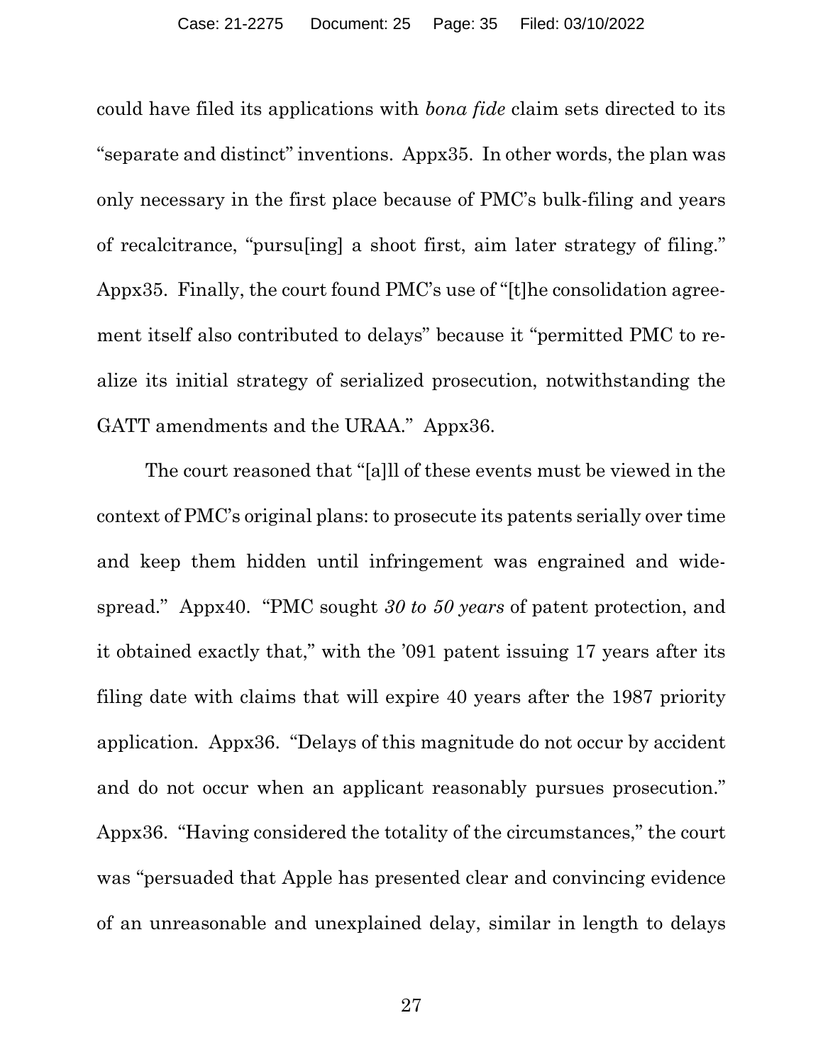could have filed its applications with *bona fide* claim sets directed to its "separate and distinct" inventions. Appx35. In other words, the plan was only necessary in the first place because of PMC's bulk-filing and years of recalcitrance, "pursu[ing] a shoot first, aim later strategy of filing." Appx35. Finally, the court found PMC's use of "[t]he consolidation agreement itself also contributed to delays" because it "permitted PMC to realize its initial strategy of serialized prosecution, notwithstanding the GATT amendments and the URAA." Appx36.

The court reasoned that "[a]ll of these events must be viewed in the context of PMC's original plans: to prosecute its patents serially over time and keep them hidden until infringement was engrained and widespread." Appx40. "PMC sought *30 to 50 years* of patent protection, and it obtained exactly that," with the '091 patent issuing 17 years after its filing date with claims that will expire 40 years after the 1987 priority application. Appx36. "Delays of this magnitude do not occur by accident and do not occur when an applicant reasonably pursues prosecution." Appx36. "Having considered the totality of the circumstances," the court was "persuaded that Apple has presented clear and convincing evidence of an unreasonable and unexplained delay, similar in length to delays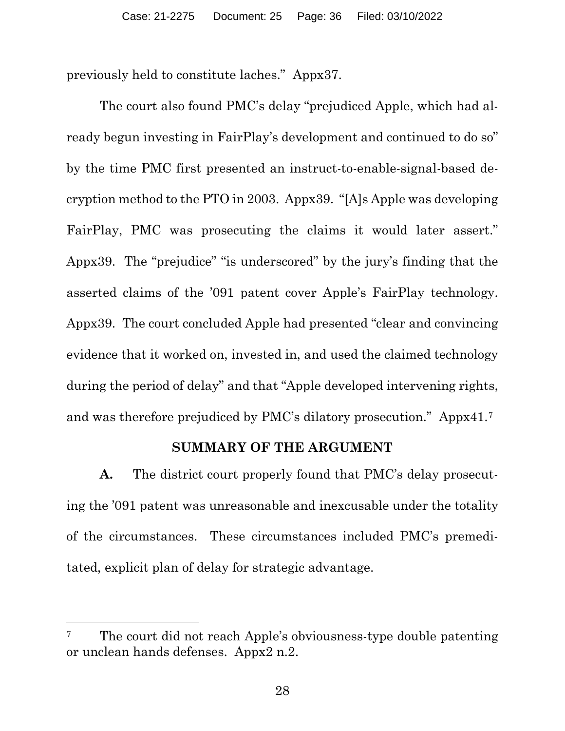previously held to constitute laches." Appx37.

The court also found PMC's delay "prejudiced Apple, which had already begun investing in FairPlay's development and continued to do so" by the time PMC first presented an instruct-to-enable-signal-based decryption method to the PTO in 2003. Appx39. "[A]s Apple was developing FairPlay, PMC was prosecuting the claims it would later assert." Appx39. The "prejudice" "is underscored" by the jury's finding that the asserted claims of the '091 patent cover Apple's FairPlay technology. Appx39. The court concluded Apple had presented "clear and convincing evidence that it worked on, invested in, and used the claimed technology during the period of delay" and that "Apple developed intervening rights, and was therefore prejudiced by PMC's dilatory prosecution." Appx41.[7]

## SUMMARY OF THE ARGUMENT

**A.** The district court properly found that PMC's delay prosecuting the '091 patent was unreasonable and inexcusable under the totality of the circumstances. These circumstances included PMC's premeditated, explicit plan of delay for strategic advantage.

---

[7] The court did not reach Apple's obviousness-type double patenting or unclean hands defenses. Appx2 n.2.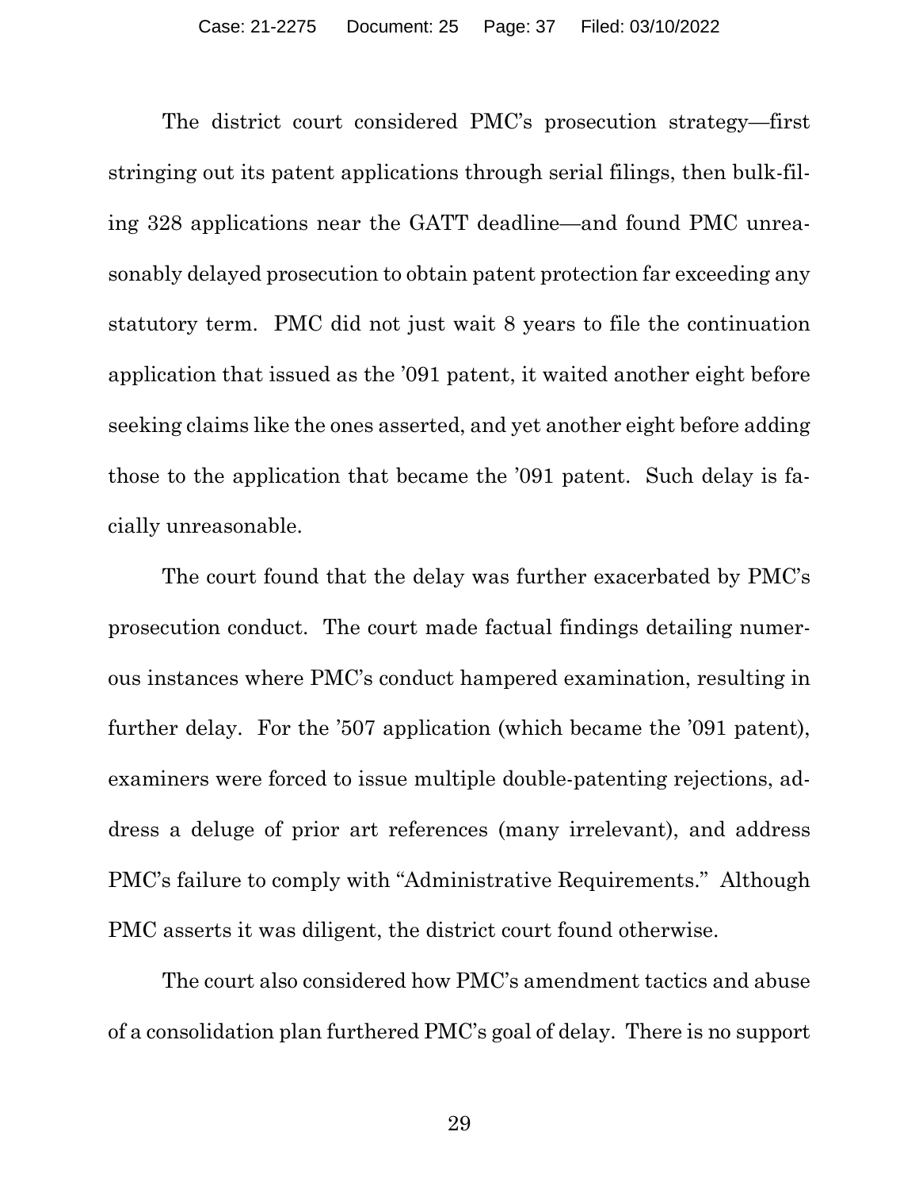The district court considered PMC's prosecution strategy—first stringing out its patent applications through serial filings, then bulk-filing 328 applications near the GATT deadline—and found PMC unreasonably delayed prosecution to obtain patent protection far exceeding any statutory term. PMC did not just wait 8 years to file the continuation application that issued as the '091 patent, it waited another eight before seeking claims like the ones asserted, and yet another eight before adding those to the application that became the '091 patent. Such delay is facially unreasonable.

The court found that the delay was further exacerbated by PMC's prosecution conduct. The court made factual findings detailing numerous instances where PMC's conduct hampered examination, resulting in further delay. For the '507 application (which became the '091 patent), examiners were forced to issue multiple double-patenting rejections, address a deluge of prior art references (many irrelevant), and address PMC's failure to comply with "Administrative Requirements." Although PMC asserts it was diligent, the district court found otherwise.

The court also considered how PMC's amendment tactics and abuse of a consolidation plan furthered PMC's goal of delay. There is no support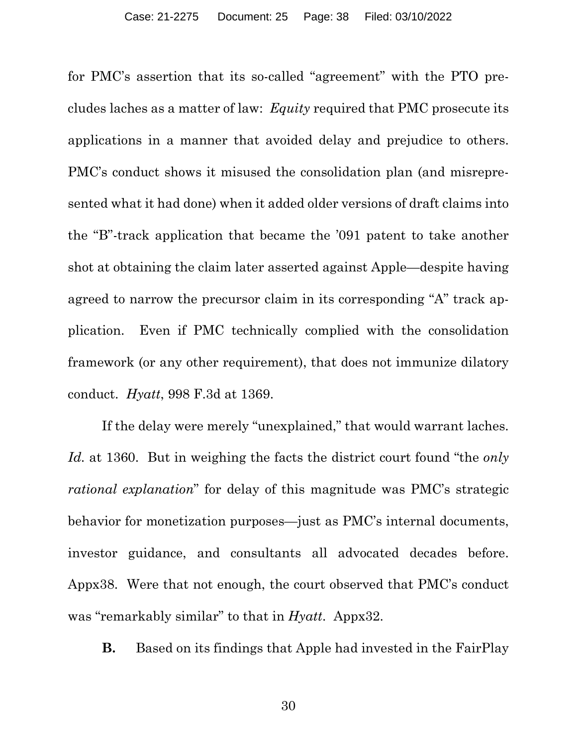for PMC's assertion that its so-called "agreement" with the PTO precludes laches as a matter of law: *Equity* required that PMC prosecute its applications in a manner that avoided delay and prejudice to others. PMC's conduct shows it misused the consolidation plan (and misrepresented what it had done) when it added older versions of draft claims into the "B"-track application that became the '091 patent to take another shot at obtaining the claim later asserted against Apple—despite having agreed to narrow the precursor claim in its corresponding "A" track application. Even if PMC technically complied with the consolidation framework (or any other requirement), that does not immunize dilatory conduct. *Hyatt*, 998 F.3d at 1369.

If the delay were merely "unexplained," that would warrant laches. *Id.* at 1360. But in weighing the facts the district court found "the *only rational explanation*" for delay of this magnitude was PMC's strategic behavior for monetization purposes—just as PMC's internal documents, investor guidance, and consultants all advocated decades before. Appx38. Were that not enough, the court observed that PMC's conduct was "remarkably similar" to that in *Hyatt*. Appx32.

**B.** Based on its findings that Apple had invested in the FairPlay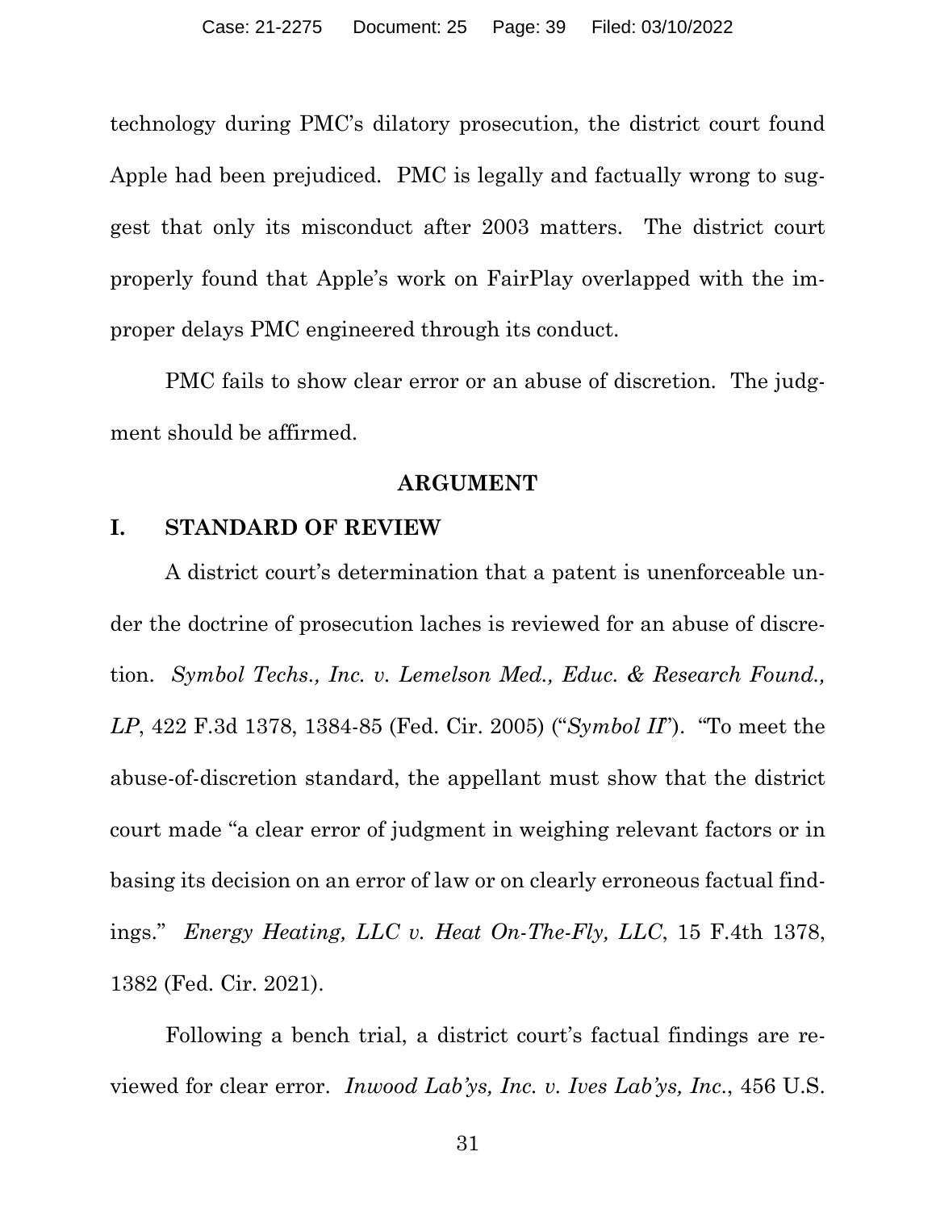technology during PMC's dilatory prosecution, the district court found Apple had been prejudiced. PMC is legally and factually wrong to suggest that only its misconduct after 2003 matters. The district court properly found that Apple's work on FairPlay overlapped with the improper delays PMC engineered through its conduct.

PMC fails to show clear error or an abuse of discretion. The judgment should be affirmed.

## ARGUMENT

### I. STANDARD OF REVIEW

A district court's determination that a patent is unenforceable under the doctrine of prosecution laches is reviewed for an abuse of discretion. *Symbol Techs., Inc. v. Lemelson Med., Educ. & Research Found., LP*, 422 F.3d 1378, 1384-85 (Fed. Cir. 2005) ("*Symbol II*"). "To meet the abuse-of-discretion standard, the appellant must show that the district court made "a clear error of judgment in weighing relevant factors or in basing its decision on an error of law or on clearly erroneous factual findings." *Energy Heating, LLC v. Heat On-The-Fly, LLC*, 15 F.4th 1378, 1382 (Fed. Cir. 2021).

Following a bench trial, a district court's factual findings are reviewed for clear error. *Inwood Lab'ys, Inc. v. Ives Lab'ys, Inc.*, 456 U.S.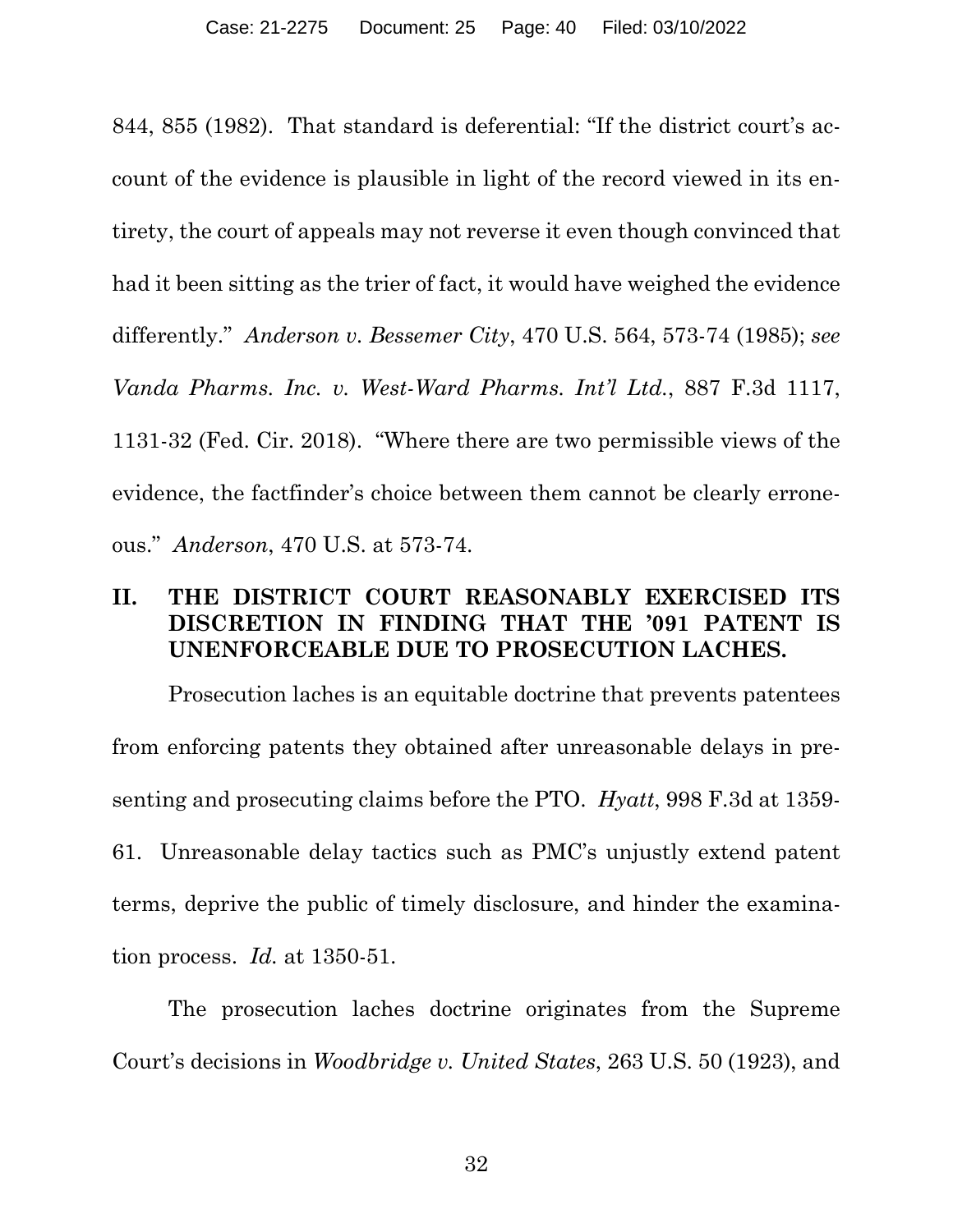844, 855 (1982). That standard is deferential: "If the district court's account of the evidence is plausible in light of the record viewed in its entirety, the court of appeals may not reverse it even though convinced that had it been sitting as the trier of fact, it would have weighed the evidence differently." *Anderson v. Bessemer City*, 470 U.S. 564, 573-74 (1985); *see Vanda Pharms. Inc. v. West-Ward Pharms. Int'l Ltd.*, 887 F.3d 1117, 1131-32 (Fed. Cir. 2018). "Where there are two permissible views of the evidence, the factfinder's choice between them cannot be clearly erroneous." *Anderson*, 470 U.S. at 573-74.

## II. THE DISTRICT COURT REASONABLY EXERCISED ITS DISCRETION IN FINDING THAT THE '091 PATENT IS UNENFORCEABLE DUE TO PROSECUTION LACHES.

Prosecution laches is an equitable doctrine that prevents patentees from enforcing patents they obtained after unreasonable delays in presenting and prosecuting claims before the PTO. *Hyatt*, 998 F.3d at 1359-61. Unreasonable delay tactics such as PMC's unjustly extend patent terms, deprive the public of timely disclosure, and hinder the examination process. *Id.* at 1350-51.

The prosecution laches doctrine originates from the Supreme Court's decisions in *Woodbridge v. United States*, 263 U.S. 50 (1923), and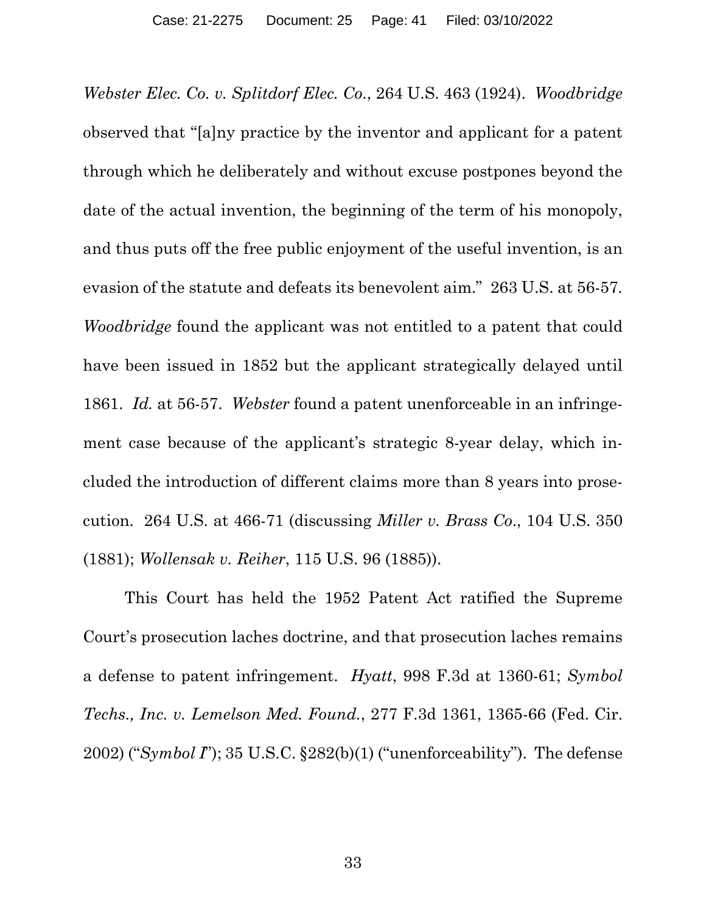*Webster Elec. Co. v. Splitdorf Elec. Co.*, 264 U.S. 463 (1924). *Woodbridge* observed that "[a]ny practice by the inventor and applicant for a patent through which he deliberately and without excuse postpones beyond the date of the actual invention, the beginning of the term of his monopoly, and thus puts off the free public enjoyment of the useful invention, is an evasion of the statute and defeats its benevolent aim." 263 U.S. at 56-57. *Woodbridge* found the applicant was not entitled to a patent that could have been issued in 1852 but the applicant strategically delayed until 1861. *Id.* at 56-57. *Webster* found a patent unenforceable in an infringement case because of the applicant's strategic 8-year delay, which included the introduction of different claims more than 8 years into prosecution. 264 U.S. at 466-71 (discussing *Miller v. Brass Co.*, 104 U.S. 350 (1881); *Wollensak v. Reiher*, 115 U.S. 96 (1885)).

This Court has held the 1952 Patent Act ratified the Supreme Court's prosecution laches doctrine, and that prosecution laches remains a defense to patent infringement. *Hyatt*, 998 F.3d at 1360-61; *Symbol Techs., Inc. v. Lemelson Med. Found.*, 277 F.3d 1361, 1365-66 (Fed. Cir. 2002) ("*Symbol I*"); 35 U.S.C. §282(b)(1) ("unenforceability"). The defense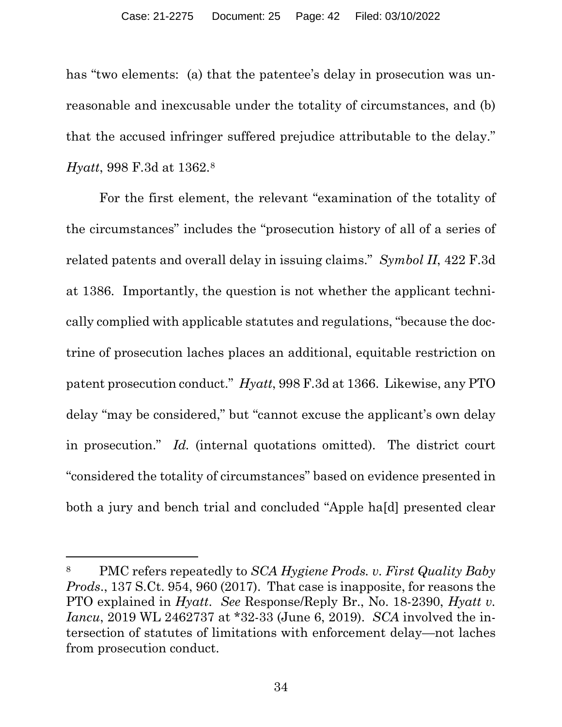has "two elements: (a) that the patentee's delay in prosecution was unreasonable and inexcusable under the totality of circumstances, and (b) that the accused infringer suffered prejudice attributable to the delay." *Hyatt*, 998 F.3d at 1362.[8]

For the first element, the relevant "examination of the totality of the circumstances" includes the "prosecution history of all of a series of related patents and overall delay in issuing claims." *Symbol II*, 422 F.3d at 1386. Importantly, the question is not whether the applicant technically complied with applicable statutes and regulations, "because the doctrine of prosecution laches places an additional, equitable restriction on patent prosecution conduct." *Hyatt*, 998 F.3d at 1366. Likewise, any PTO delay "may be considered," but "cannot excuse the applicant's own delay in prosecution." *Id.* (internal quotations omitted). The district court "considered the totality of circumstances" based on evidence presented in both a jury and bench trial and concluded "Apple ha[d] presented clear

---

[8] PMC refers repeatedly to *SCA Hygiene Prods. v. First Quality Baby Prods.*, 137 S.Ct. 954, 960 (2017). That case is inapposite, for reasons the PTO explained in *Hyatt*. *See* Response/Reply Br., No. 18-2390, *Hyatt v. Iancu*, 2019 WL 2462737 at *32-33 (June 6, 2019). *SCA* involved the intersection of statutes of limitations with enforcement delay—not laches from prosecution conduct.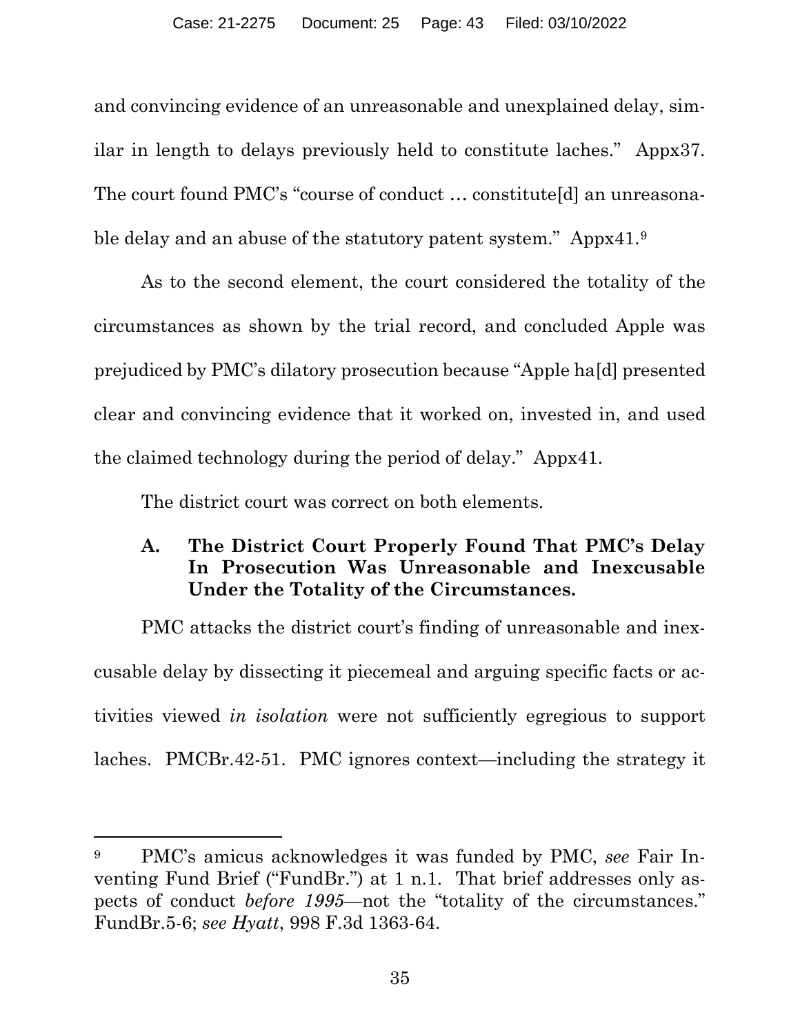and convincing evidence of an unreasonable and unexplained delay, similar in length to delays previously held to constitute laches." Appx37. The court found PMC's "course of conduct … constitute[d] an unreasonable delay and an abuse of the statutory patent system." Appx41.[9]

As to the second element, the court considered the totality of the circumstances as shown by the trial record, and concluded Apple was prejudiced by PMC's dilatory prosecution because "Apple ha[d] presented clear and convincing evidence that it worked on, invested in, and used the claimed technology during the period of delay." Appx41.

The district court was correct on both elements.

### A. The District Court Properly Found That PMC's Delay In Prosecution Was Unreasonable and Inexcusable Under the Totality of the Circumstances.

PMC attacks the district court's finding of unreasonable and inexcusable delay by dissecting it piecemeal and arguing specific facts or activities viewed *in isolation* were not sufficiently egregious to support laches. PMCBr.42-51. PMC ignores context—including the strategy it

---

[9] PMC's amicus acknowledges it was funded by PMC, *see* Fair Inventing Fund Brief ("FundBr.") at 1 n.1. That brief addresses only aspects of conduct *before 1995*—not the "totality of the circumstances." FundBr.5-6; *see Hyatt*, 998 F.3d 1363-64.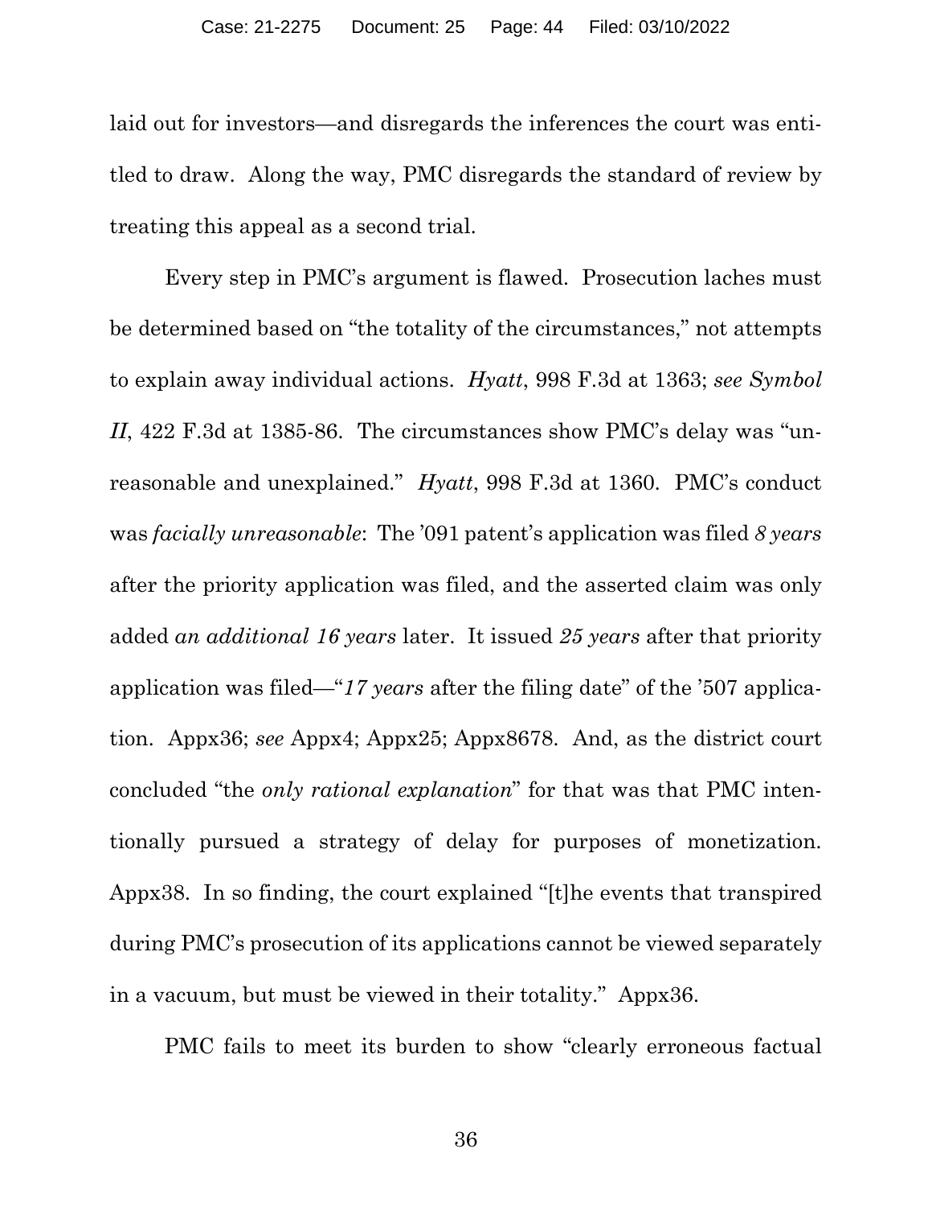laid out for investors—and disregards the inferences the court was entitled to draw. Along the way, PMC disregards the standard of review by treating this appeal as a second trial.

Every step in PMC's argument is flawed. Prosecution laches must be determined based on "the totality of the circumstances," not attempts to explain away individual actions. *Hyatt*, 998 F.3d at 1363; *see Symbol II*, 422 F.3d at 1385-86. The circumstances show PMC's delay was "unreasonable and unexplained." *Hyatt*, 998 F.3d at 1360. PMC's conduct was *facially unreasonable*: The '091 patent's application was filed *8 years* after the priority application was filed, and the asserted claim was only added *an additional 16 years* later. It issued *25 years* after that priority application was filed—"*17 years* after the filing date" of the '507 application. Appx36; *see* Appx4; Appx25; Appx8678. And, as the district court concluded "the *only rational explanation*" for that was that PMC intentionally pursued a strategy of delay for purposes of monetization. Appx38. In so finding, the court explained "[t]he events that transpired during PMC's prosecution of its applications cannot be viewed separately in a vacuum, but must be viewed in their totality." Appx36.

PMC fails to meet its burden to show "clearly erroneous factual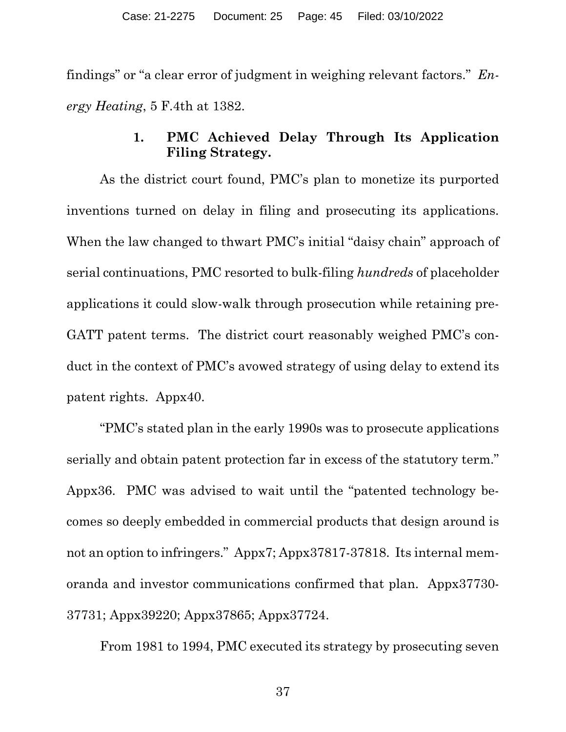findings" or "a clear error of judgment in weighing relevant factors." *Energy Heating*, 5 F.4th at 1382.

### 1. PMC Achieved Delay Through Its Application Filing Strategy.

As the district court found, PMC's plan to monetize its purported inventions turned on delay in filing and prosecuting its applications. When the law changed to thwart PMC's initial "daisy chain" approach of serial continuations, PMC resorted to bulk-filing *hundreds* of placeholder applications it could slow-walk through prosecution while retaining pre-GATT patent terms. The district court reasonably weighed PMC's conduct in the context of PMC's avowed strategy of using delay to extend its patent rights. Appx40.

"PMC's stated plan in the early 1990s was to prosecute applications serially and obtain patent protection far in excess of the statutory term." Appx36. PMC was advised to wait until the "patented technology becomes so deeply embedded in commercial products that design around is not an option to infringers." Appx7; Appx37817-37818. Its internal memoranda and investor communications confirmed that plan. Appx37730-37731; Appx39220; Appx37865; Appx37724.

From 1981 to 1994, PMC executed its strategy by prosecuting seven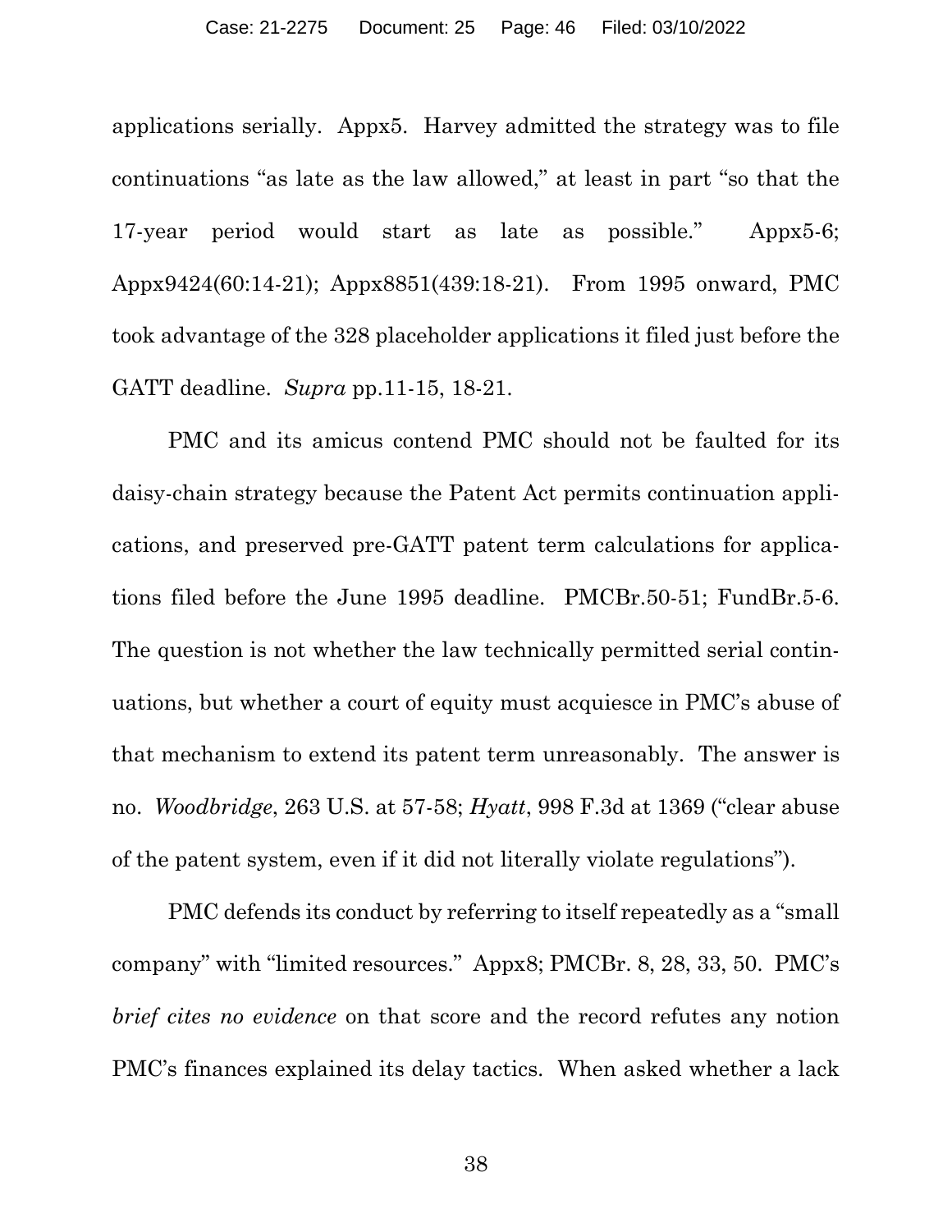applications serially. Appx5. Harvey admitted the strategy was to file continuations "as late as the law allowed," at least in part "so that the 17-year period would start as late as possible." Appx5-6; Appx9424(60:14-21); Appx8851(439:18-21). From 1995 onward, PMC took advantage of the 328 placeholder applications it filed just before the GATT deadline. *Supra* pp.11-15, 18-21.

PMC and its amicus contend PMC should not be faulted for its daisy-chain strategy because the Patent Act permits continuation applications, and preserved pre-GATT patent term calculations for applications filed before the June 1995 deadline. PMCBr.50-51; FundBr.5-6. The question is not whether the law technically permitted serial continuations, but whether a court of equity must acquiesce in PMC's abuse of that mechanism to extend its patent term unreasonably. The answer is no. *Woodbridge*, 263 U.S. at 57-58; *Hyatt*, 998 F.3d at 1369 ("clear abuse of the patent system, even if it did not literally violate regulations").

PMC defends its conduct by referring to itself repeatedly as a "small company" with "limited resources." Appx8; PMCBr. 8, 28, 33, 50. PMC's *brief cites no evidence* on that score and the record refutes any notion PMC's finances explained its delay tactics. When asked whether a lack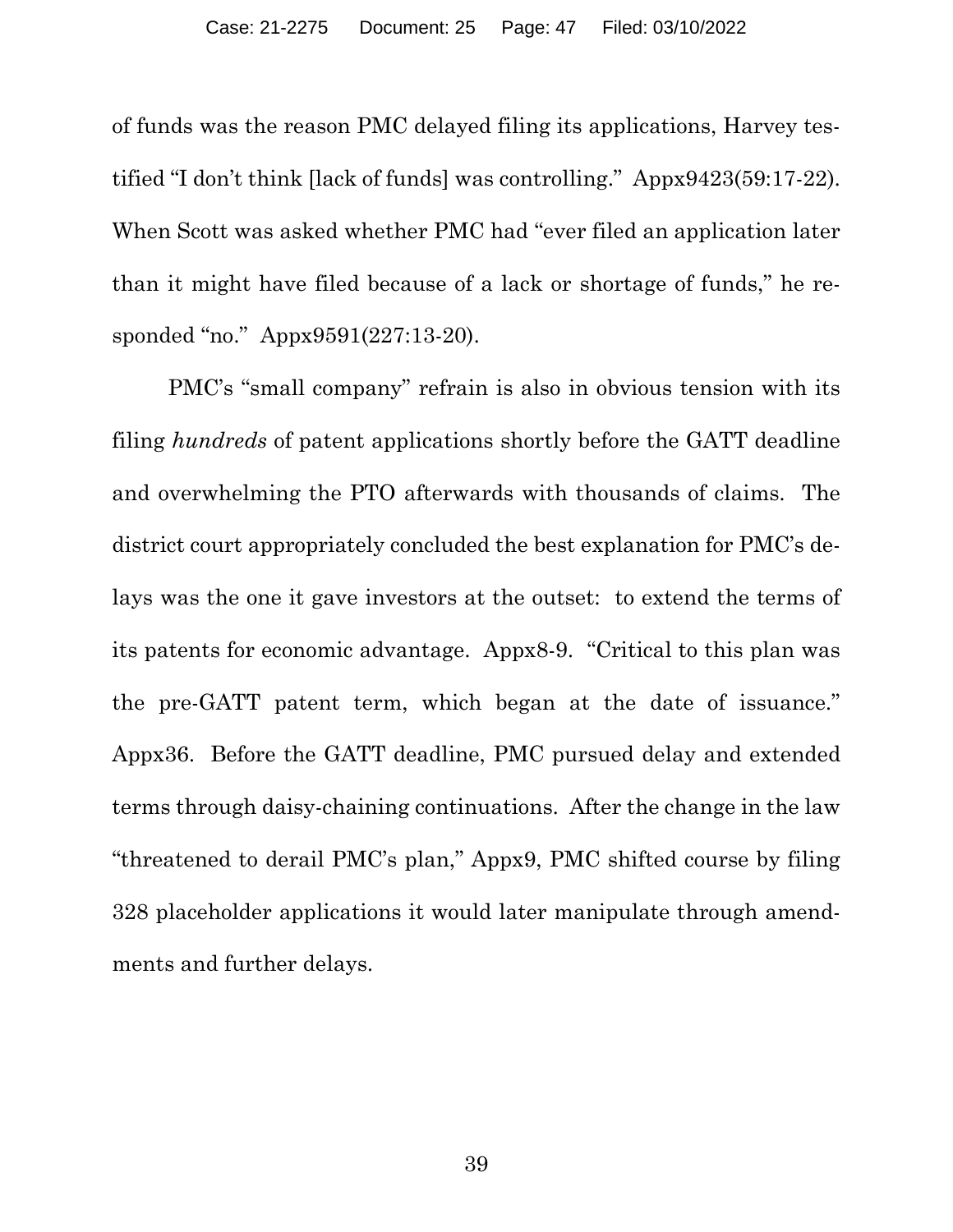of funds was the reason PMC delayed filing its applications, Harvey testified "I don't think [lack of funds] was controlling." Appx9423(59:17-22). When Scott was asked whether PMC had "ever filed an application later than it might have filed because of a lack or shortage of funds," he responded "no." Appx9591(227:13-20).

PMC's "small company" refrain is also in obvious tension with its filing *hundreds* of patent applications shortly before the GATT deadline and overwhelming the PTO afterwards with thousands of claims. The district court appropriately concluded the best explanation for PMC's delays was the one it gave investors at the outset: to extend the terms of its patents for economic advantage. Appx8-9. "Critical to this plan was the pre-GATT patent term, which began at the date of issuance." Appx36. Before the GATT deadline, PMC pursued delay and extended terms through daisy-chaining continuations. After the change in the law "threatened to derail PMC's plan," Appx9, PMC shifted course by filing 328 placeholder applications it would later manipulate through amendments and further delays.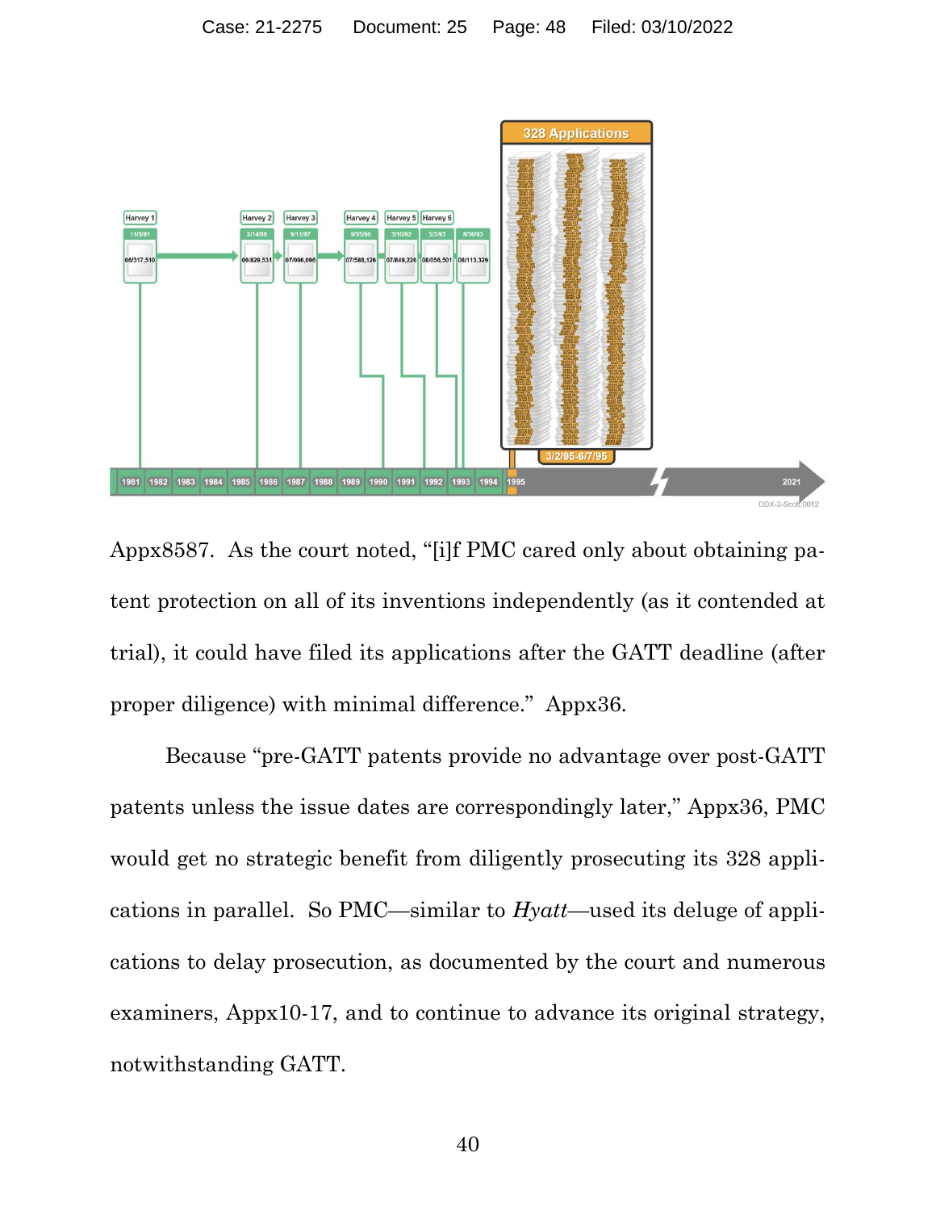Appx8587. As the court noted, "[i]f PMC cared only about obtaining patent protection on all of its inventions independently (as it contended at trial), it could have filed its applications after the GATT deadline (after proper diligence) with minimal difference." Appx36.

Because "pre-GATT patents provide no advantage over post-GATT patents unless the issue dates are correspondingly later," Appx36, PMC would get no strategic benefit from diligently prosecuting its 328 applications in parallel. So PMC—similar to *Hyatt*—used its deluge of applications to delay prosecution, as documented by the court and numerous examiners, Appx10-17, and to continue to advance its original strategy, notwithstanding GATT.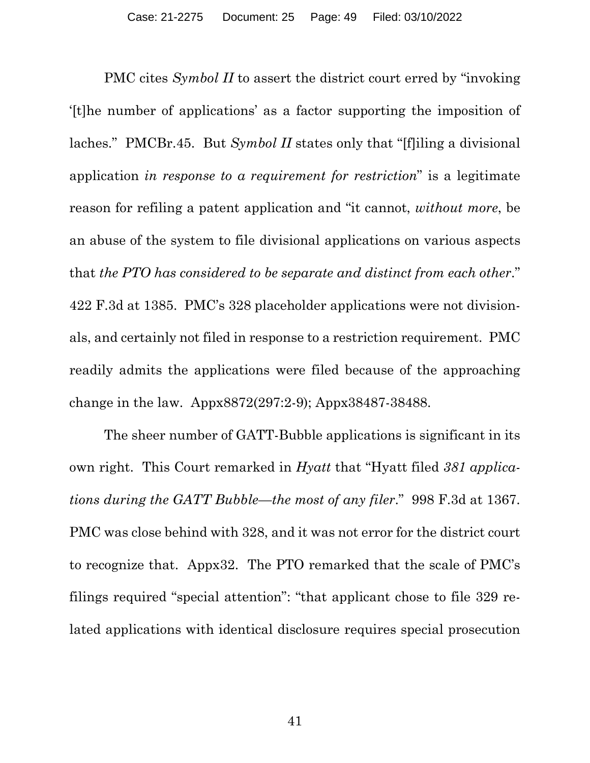PMC cites *Symbol II* to assert the district court erred by "invoking '[t]he number of applications' as a factor supporting the imposition of laches." PMCBr.45. But *Symbol II* states only that "[f]iling a divisional application *in response to a requirement for restriction*" is a legitimate reason for refiling a patent application and "it cannot, *without more*, be an abuse of the system to file divisional applications on various aspects that *the PTO has considered to be separate and distinct from each other*." 422 F.3d at 1385. PMC's 328 placeholder applications were not divisionals, and certainly not filed in response to a restriction requirement. PMC readily admits the applications were filed because of the approaching change in the law. Appx8872(297:2-9); Appx38487-38488.

The sheer number of GATT-Bubble applications is significant in its own right. This Court remarked in *Hyatt* that "Hyatt filed *381 applications during the GATT Bubble—the most of any filer*." 998 F.3d at 1367. PMC was close behind with 328, and it was not error for the district court to recognize that. Appx32. The PTO remarked that the scale of PMC's filings required "special attention": "that applicant chose to file 329 related applications with identical disclosure requires special prosecution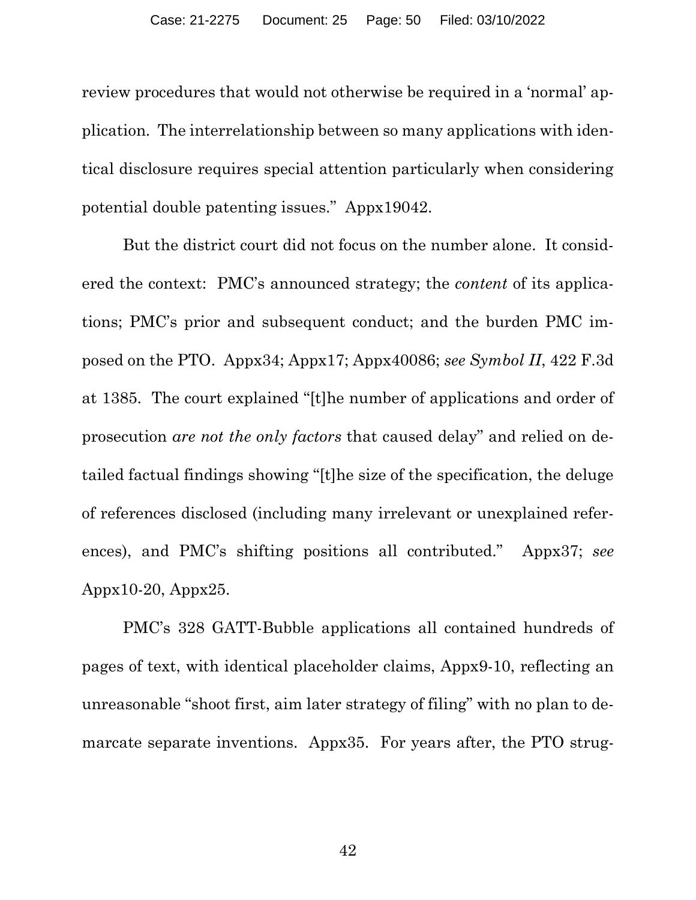review procedures that would not otherwise be required in a 'normal' application. The interrelationship between so many applications with identical disclosure requires special attention particularly when considering potential double patenting issues." Appx19042.

But the district court did not focus on the number alone. It considered the context: PMC's announced strategy; the *content* of its applications; PMC's prior and subsequent conduct; and the burden PMC imposed on the PTO. Appx34; Appx17; Appx40086; *see Symbol II*, 422 F.3d at 1385. The court explained "[t]he number of applications and order of prosecution *are not the only factors* that caused delay" and relied on detailed factual findings showing "[t]he size of the specification, the deluge of references disclosed (including many irrelevant or unexplained references), and PMC's shifting positions all contributed." Appx37; *see* Appx10-20, Appx25.

PMC's 328 GATT-Bubble applications all contained hundreds of pages of text, with identical placeholder claims, Appx9-10, reflecting an unreasonable "shoot first, aim later strategy of filing" with no plan to demarcate separate inventions. Appx35. For years after, the PTO strug-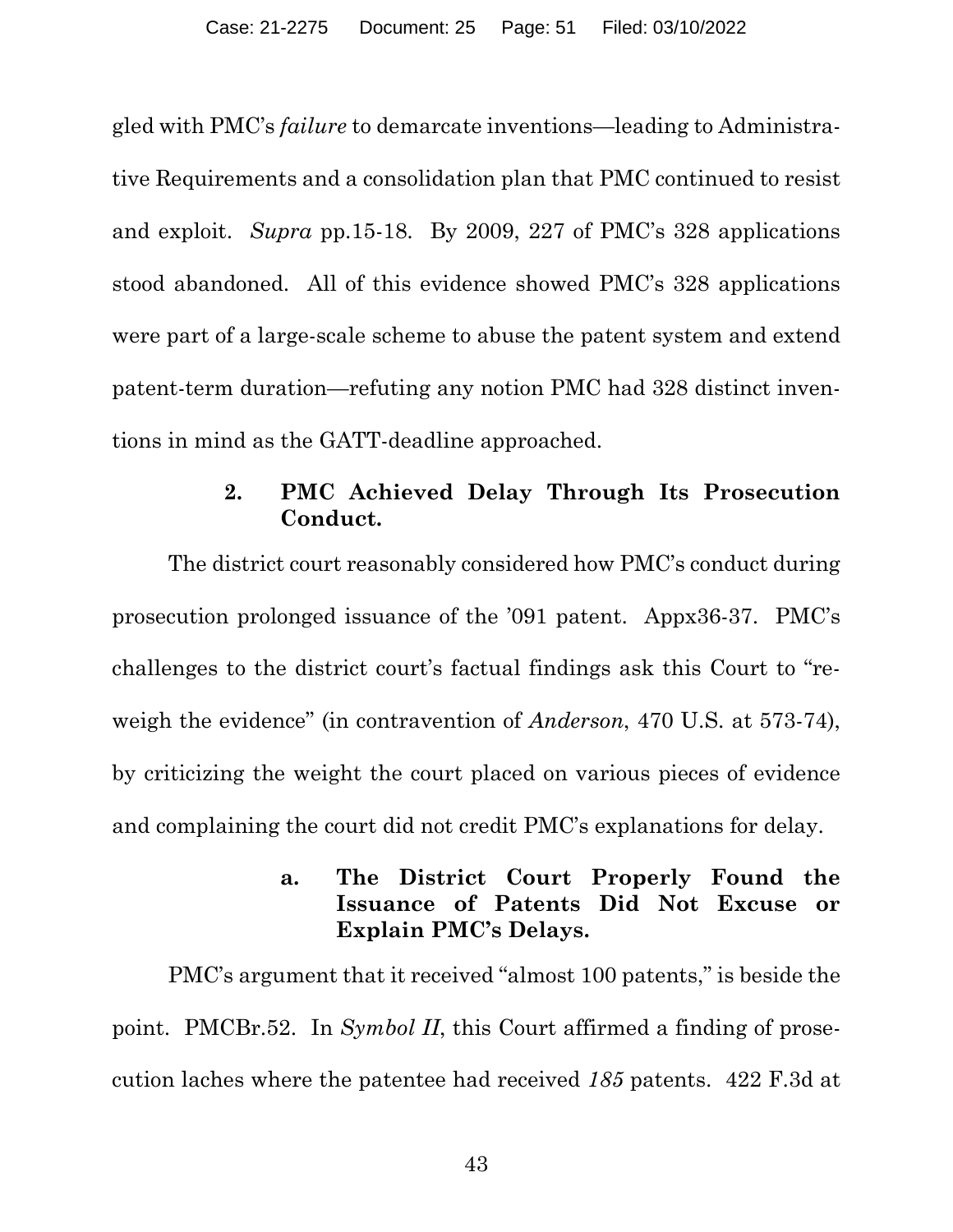gled with PMC's *failure* to demarcate inventions—leading to Administrative Requirements and a consolidation plan that PMC continued to resist and exploit. *Supra* pp.15-18. By 2009, 227 of PMC's 328 applications stood abandoned. All of this evidence showed PMC's 328 applications were part of a large-scale scheme to abuse the patent system and extend patent-term duration—refuting any notion PMC had 328 distinct inventions in mind as the GATT-deadline approached.

### 2. PMC Achieved Delay Through Its Prosecution Conduct.

The district court reasonably considered how PMC's conduct during prosecution prolonged issuance of the '091 patent. Appx36-37. PMC's challenges to the district court's factual findings ask this Court to "reweigh the evidence" (in contravention of *Anderson*, 470 U.S. at 573-74), by criticizing the weight the court placed on various pieces of evidence and complaining the court did not credit PMC's explanations for delay.

#### a. The District Court Properly Found the Issuance of Patents Did Not Excuse or Explain PMC's Delays.

PMC's argument that it received "almost 100 patents," is beside the point. PMCBr.52. In *Symbol II*, this Court affirmed a finding of prosecution laches where the patentee had received *185* patents. 422 F.3d at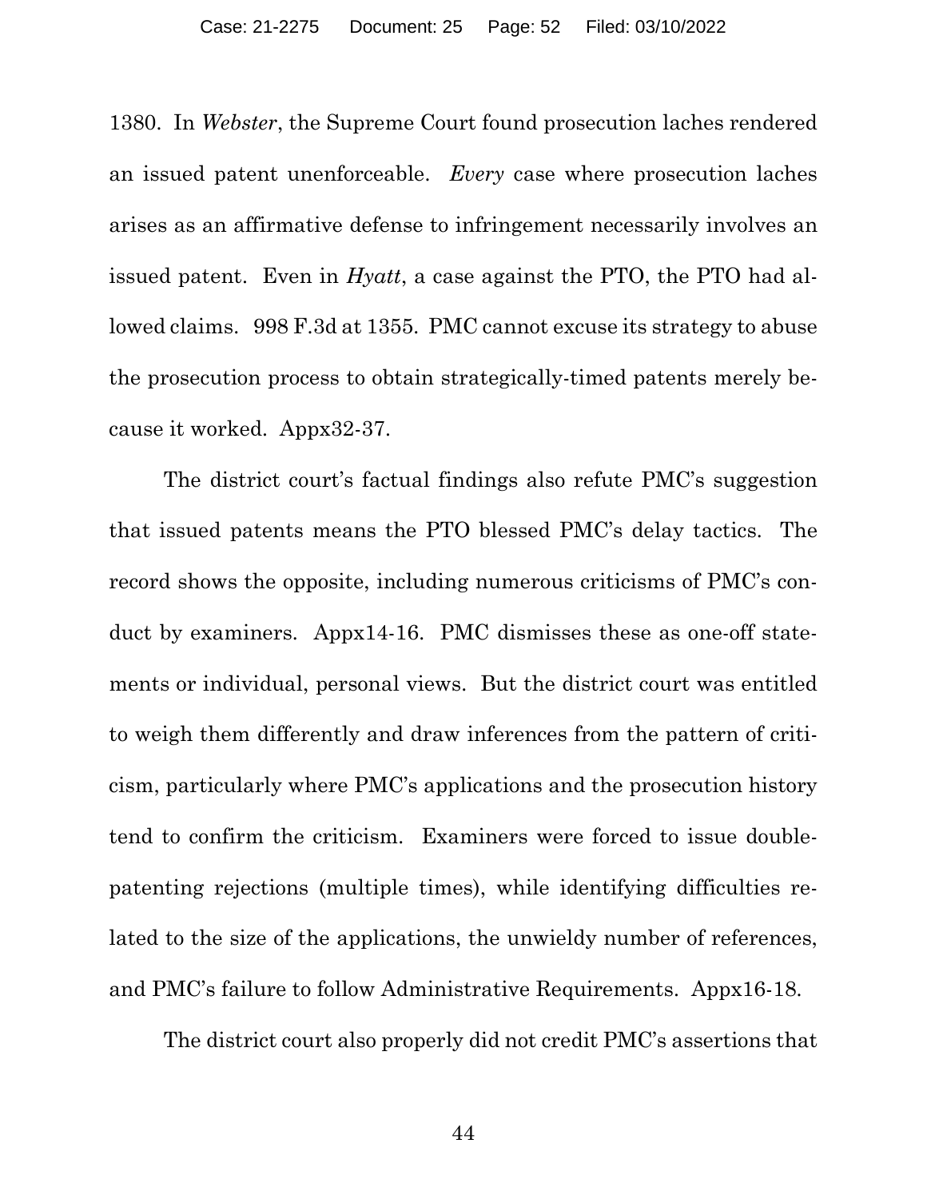1380. In *Webster*, the Supreme Court found prosecution laches rendered an issued patent unenforceable. *Every* case where prosecution laches arises as an affirmative defense to infringement necessarily involves an issued patent. Even in *Hyatt*, a case against the PTO, the PTO had allowed claims. 998 F.3d at 1355. PMC cannot excuse its strategy to abuse the prosecution process to obtain strategically-timed patents merely because it worked. Appx32-37.

The district court's factual findings also refute PMC's suggestion that issued patents means the PTO blessed PMC's delay tactics. The record shows the opposite, including numerous criticisms of PMC's conduct by examiners. Appx14-16. PMC dismisses these as one-off statements or individual, personal views. But the district court was entitled to weigh them differently and draw inferences from the pattern of criticism, particularly where PMC's applications and the prosecution history tend to confirm the criticism. Examiners were forced to issue double-patenting rejections (multiple times), while identifying difficulties related to the size of the applications, the unwieldy number of references, and PMC's failure to follow Administrative Requirements. Appx16-18.

The district court also properly did not credit PMC's assertions that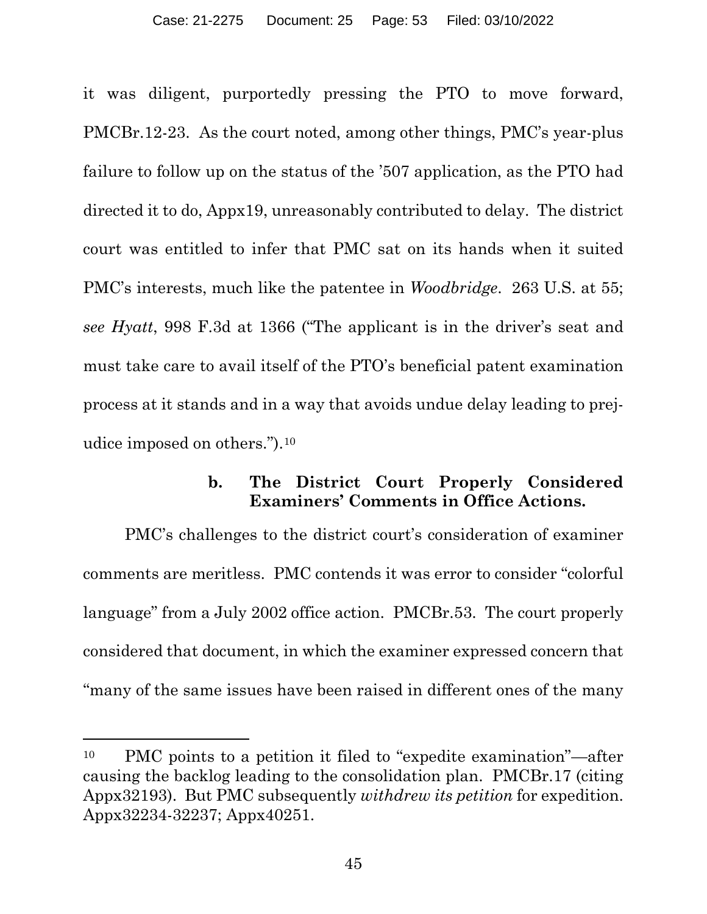it was diligent, purportedly pressing the PTO to move forward, PMCBr.12-23. As the court noted, among other things, PMC's year-plus failure to follow up on the status of the '507 application, as the PTO had directed it to do, Appx19, unreasonably contributed to delay. The district court was entitled to infer that PMC sat on its hands when it suited PMC's interests, much like the patentee in *Woodbridge*. 263 U.S. at 55; *see Hyatt*, 998 F.3d at 1366 ("The applicant is in the driver's seat and must take care to avail itself of the PTO's beneficial patent examination process at it stands and in a way that avoids undue delay leading to prejudice imposed on others.").[10]

#### b. The District Court Properly Considered Examiners' Comments in Office Actions.

PMC's challenges to the district court's consideration of examiner comments are meritless. PMC contends it was error to consider "colorful language" from a July 2002 office action. PMCBr.53. The court properly considered that document, in which the examiner expressed concern that "many of the same issues have been raised in different ones of the many

---

[10] PMC points to a petition it filed to "expedite examination"—after causing the backlog leading to the consolidation plan. PMCBr.17 (citing Appx32193). But PMC subsequently *withdrew its petition* for expedition. Appx32234-32237; Appx40251.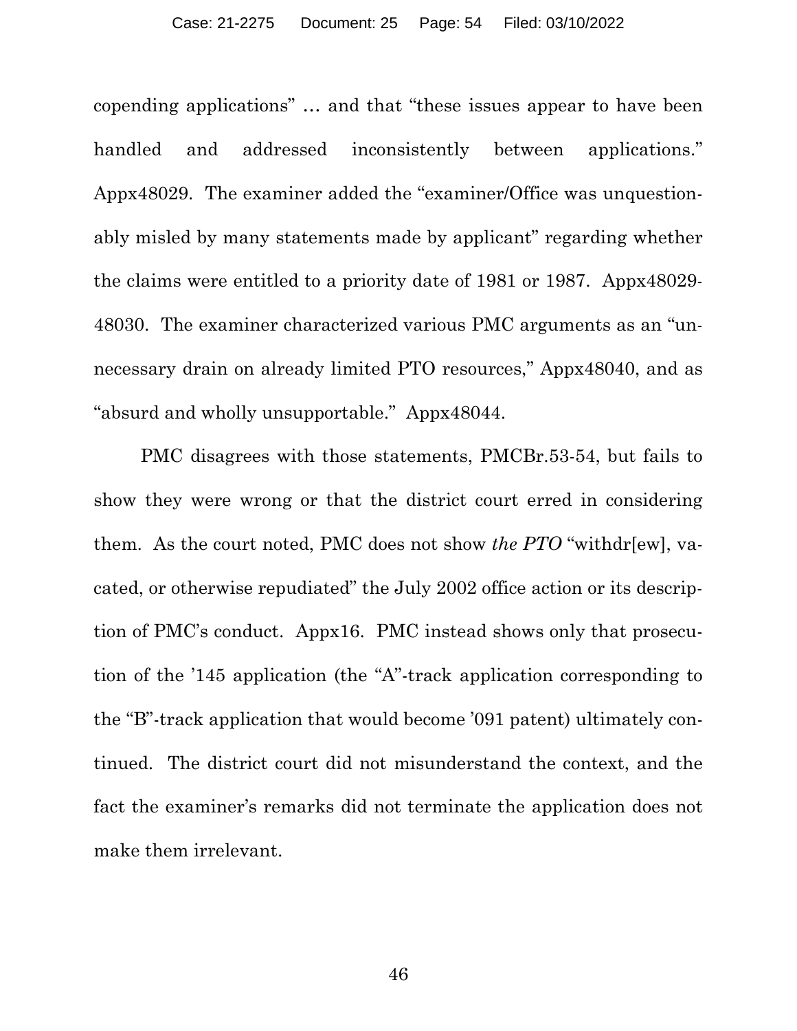copending applications" … and that "these issues appear to have been handled and addressed inconsistently between applications." Appx48029. The examiner added the "examiner/Office was unquestionably misled by many statements made by applicant" regarding whether the claims were entitled to a priority date of 1981 or 1987. Appx48029-48030. The examiner characterized various PMC arguments as an "unnecessary drain on already limited PTO resources," Appx48040, and as "absurd and wholly unsupportable." Appx48044.

PMC disagrees with those statements, PMCBr.53-54, but fails to show they were wrong or that the district court erred in considering them. As the court noted, PMC does not show *the PTO* "withdr[ew], vacated, or otherwise repudiated" the July 2002 office action or its description of PMC's conduct. Appx16. PMC instead shows only that prosecution of the '145 application (the "A"-track application corresponding to the "B"-track application that would become '091 patent) ultimately continued. The district court did not misunderstand the context, and the fact the examiner's remarks did not terminate the application does not make them irrelevant.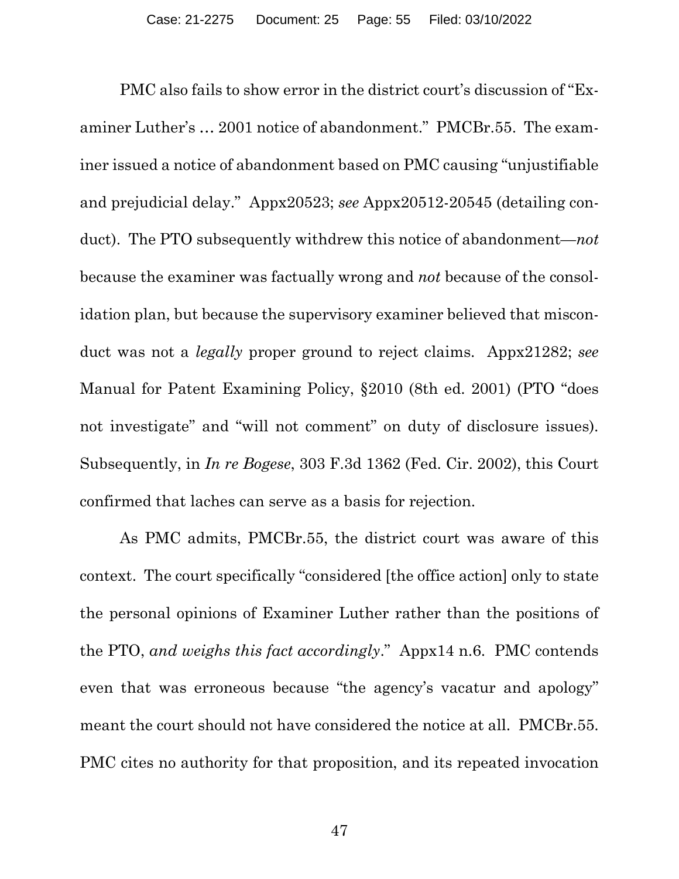PMC also fails to show error in the district court's discussion of "Examiner Luther's … 2001 notice of abandonment." PMCBr.55. The examiner issued a notice of abandonment based on PMC causing "unjustifiable and prejudicial delay." Appx20523; *see* Appx20512-20545 (detailing conduct). The PTO subsequently withdrew this notice of abandonment—*not* because the examiner was factually wrong and *not* because of the consolidation plan, but because the supervisory examiner believed that misconduct was not a *legally* proper ground to reject claims. Appx21282; *see* Manual for Patent Examining Policy, §2010 (8th ed. 2001) (PTO "does not investigate" and "will not comment" on duty of disclosure issues). Subsequently, in *In re Bogese*, 303 F.3d 1362 (Fed. Cir. 2002), this Court confirmed that laches can serve as a basis for rejection.

As PMC admits, PMCBr.55, the district court was aware of this context. The court specifically "considered [the office action] only to state the personal opinions of Examiner Luther rather than the positions of the PTO, *and weighs this fact accordingly*." Appx14 n.6. PMC contends even that was erroneous because "the agency's vacatur and apology" meant the court should not have considered the notice at all. PMCBr.55. PMC cites no authority for that proposition, and its repeated invocation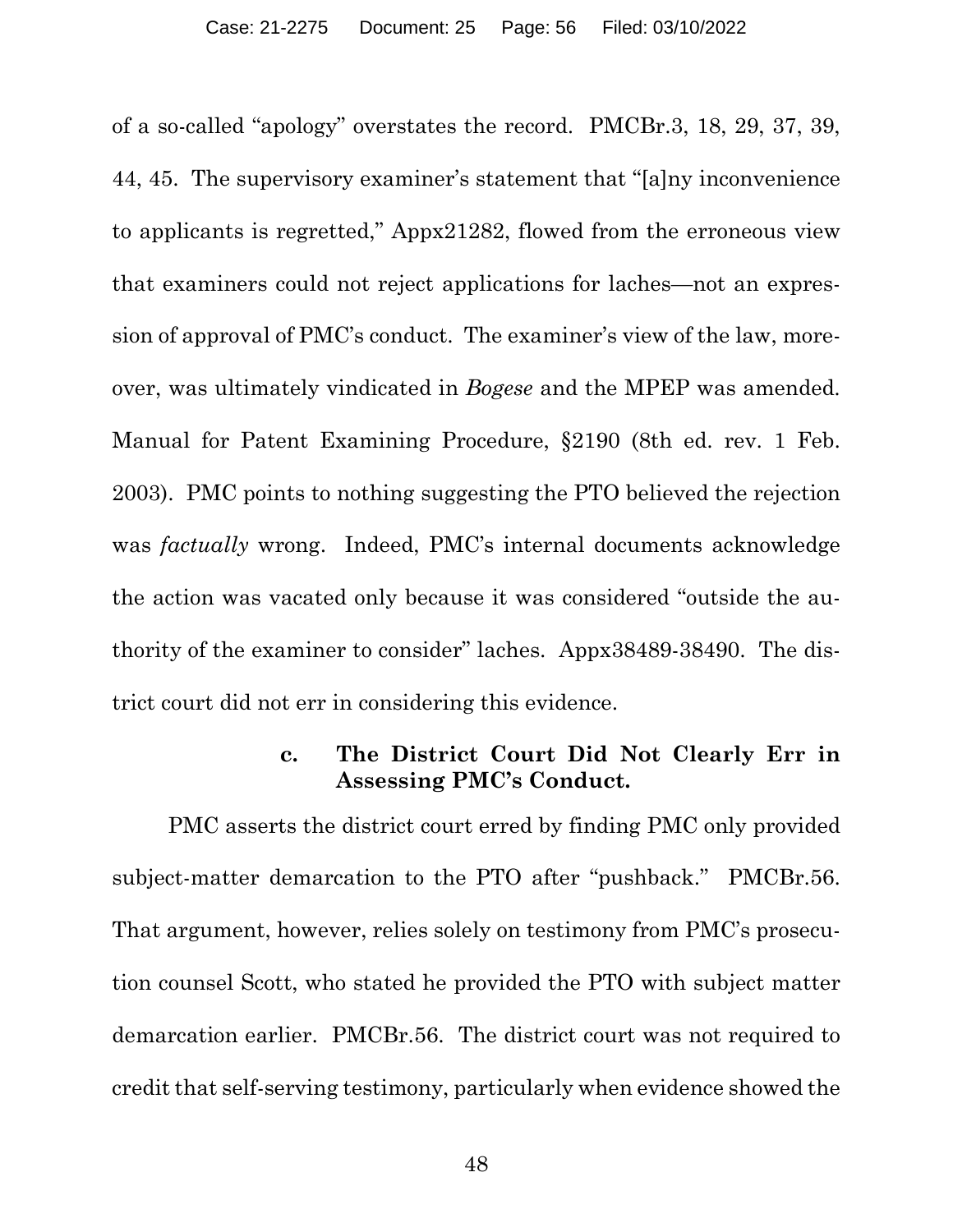of a so-called "apology" overstates the record. PMCBr.3, 18, 29, 37, 39, 44, 45. The supervisory examiner's statement that "[a]ny inconvenience to applicants is regretted," Appx21282, flowed from the erroneous view that examiners could not reject applications for laches—not an expression of approval of PMC's conduct. The examiner's view of the law, moreover, was ultimately vindicated in *Bogese* and the MPEP was amended. Manual for Patent Examining Procedure, §2190 (8th ed. rev. 1 Feb. 2003). PMC points to nothing suggesting the PTO believed the rejection was *factually* wrong. Indeed, PMC's internal documents acknowledge the action was vacated only because it was considered "outside the authority of the examiner to consider" laches. Appx38489-38490. The district court did not err in considering this evidence.

#### c. The District Court Did Not Clearly Err in Assessing PMC's Conduct.

PMC asserts the district court erred by finding PMC only provided subject-matter demarcation to the PTO after "pushback." PMCBr.56. That argument, however, relies solely on testimony from PMC's prosecution counsel Scott, who stated he provided the PTO with subject matter demarcation earlier. PMCBr.56. The district court was not required to credit that self-serving testimony, particularly when evidence showed the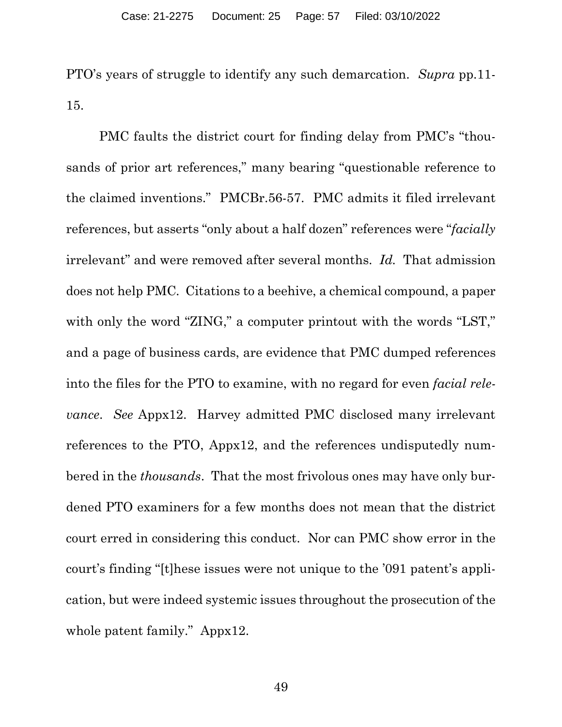PTO's years of struggle to identify any such demarcation. *Supra* pp.11-15.

PMC faults the district court for finding delay from PMC's "thousands of prior art references," many bearing "questionable reference to the claimed inventions." PMCBr.56-57. PMC admits it filed irrelevant references, but asserts "only about a half dozen" references were "*facially* irrelevant" and were removed after several months. *Id.* That admission does not help PMC. Citations to a beehive, a chemical compound, a paper with only the word "ZING," a computer printout with the words "LST," and a page of business cards, are evidence that PMC dumped references into the files for the PTO to examine, with no regard for even *facial relevance*. *See* Appx12. Harvey admitted PMC disclosed many irrelevant references to the PTO, Appx12, and the references undisputedly numbered in the *thousands*. That the most frivolous ones may have only burdened PTO examiners for a few months does not mean that the district court erred in considering this conduct. Nor can PMC show error in the court's finding "[t]hese issues were not unique to the '091 patent's application, but were indeed systemic issues throughout the prosecution of the whole patent family." Appx12.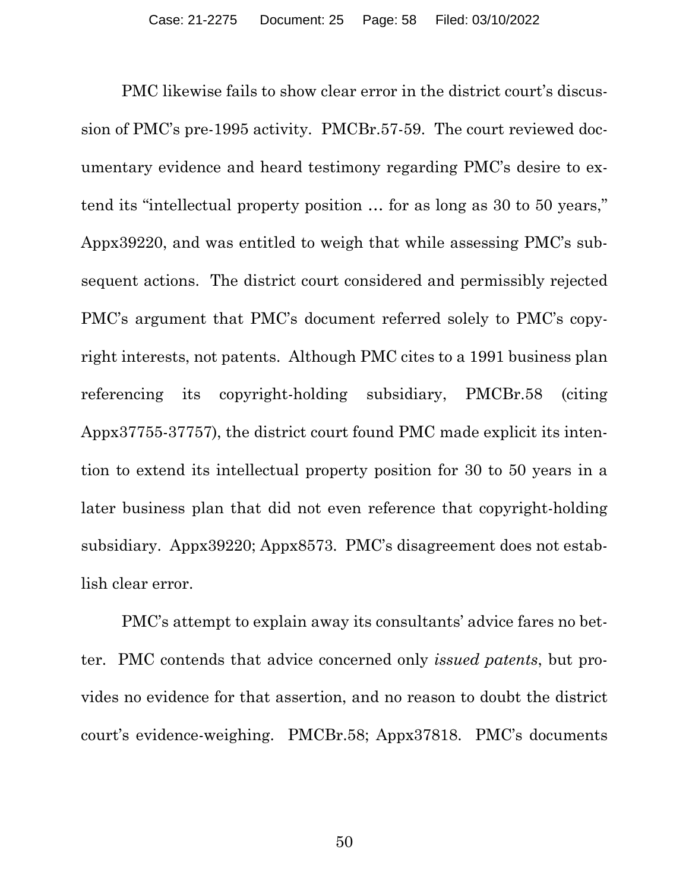PMC likewise fails to show clear error in the district court's discussion of PMC's pre-1995 activity. PMCBr.57-59. The court reviewed documentary evidence and heard testimony regarding PMC's desire to extend its "intellectual property position … for as long as 30 to 50 years," Appx39220, and was entitled to weigh that while assessing PMC's subsequent actions. The district court considered and permissibly rejected PMC's argument that PMC's document referred solely to PMC's copyright interests, not patents. Although PMC cites to a 1991 business plan referencing its copyright-holding subsidiary, PMCBr.58 (citing Appx37755-37757), the district court found PMC made explicit its intention to extend its intellectual property position for 30 to 50 years in a later business plan that did not even reference that copyright-holding subsidiary. Appx39220; Appx8573. PMC's disagreement does not establish clear error.

PMC's attempt to explain away its consultants' advice fares no better. PMC contends that advice concerned only *issued patents*, but provides no evidence for that assertion, and no reason to doubt the district court's evidence-weighing. PMCBr.58; Appx37818. PMC's documents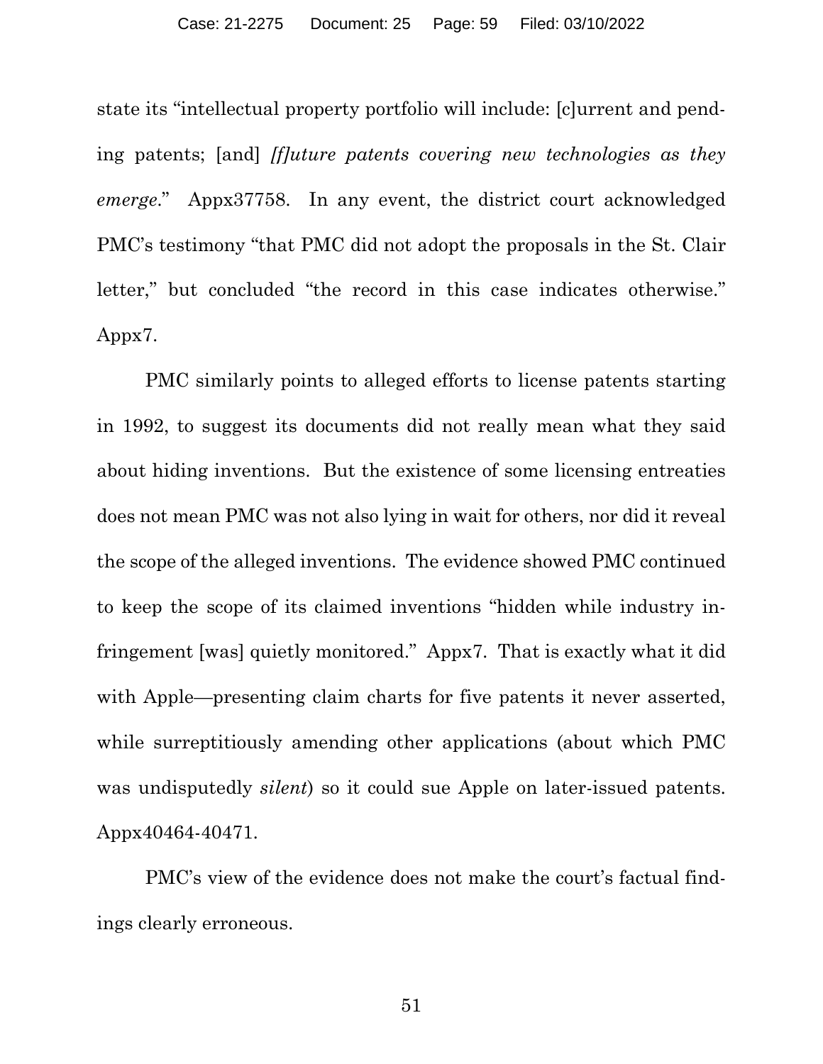state its "intellectual property portfolio will include: [c]urrent and pending patents; [and] *[f]uture patents covering new technologies as they emerge*." Appx37758. In any event, the district court acknowledged PMC's testimony "that PMC did not adopt the proposals in the St. Clair letter," but concluded "the record in this case indicates otherwise." Appx7.

PMC similarly points to alleged efforts to license patents starting in 1992, to suggest its documents did not really mean what they said about hiding inventions. But the existence of some licensing entreaties does not mean PMC was not also lying in wait for others, nor did it reveal the scope of the alleged inventions. The evidence showed PMC continued to keep the scope of its claimed inventions "hidden while industry infringement [was] quietly monitored." Appx7. That is exactly what it did with Apple—presenting claim charts for five patents it never asserted, while surreptitiously amending other applications (about which PMC was undisputedly *silent*) so it could sue Apple on later-issued patents. Appx40464-40471.

PMC's view of the evidence does not make the court's factual findings clearly erroneous.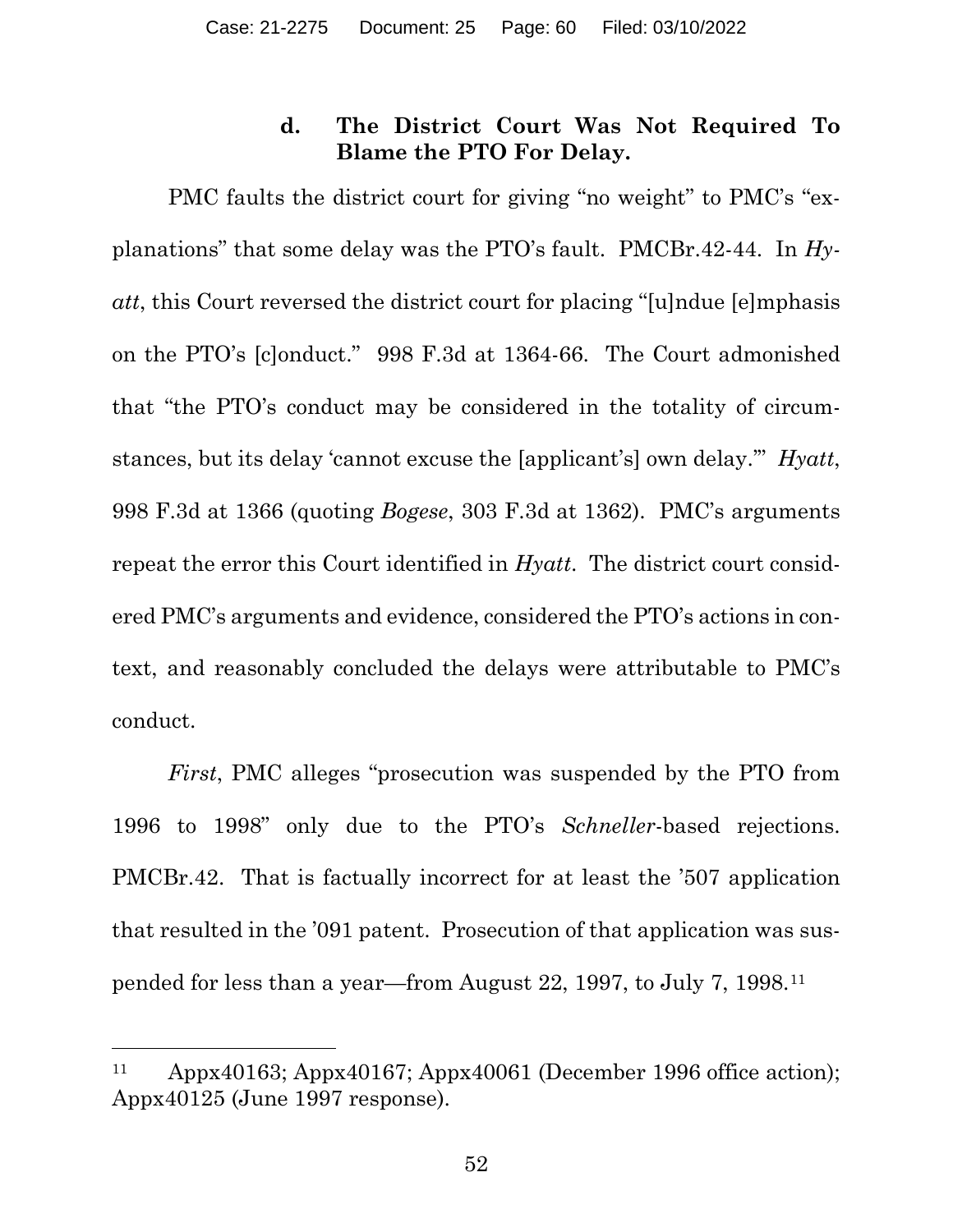#### d. The District Court Was Not Required To Blame the PTO For Delay.

PMC faults the district court for giving "no weight" to PMC's "explanations" that some delay was the PTO's fault. PMCBr.42-44. In *Hyatt*, this Court reversed the district court for placing "[u]ndue [e]mphasis on the PTO's [c]onduct." 998 F.3d at 1364-66. The Court admonished that "the PTO's conduct may be considered in the totality of circumstances, but its delay 'cannot excuse the [applicant's] own delay.'" *Hyatt*, 998 F.3d at 1366 (quoting *Bogese*, 303 F.3d at 1362). PMC's arguments repeat the error this Court identified in *Hyatt*. The district court considered PMC's arguments and evidence, considered the PTO's actions in context, and reasonably concluded the delays were attributable to PMC's conduct.

*First*, PMC alleges "prosecution was suspended by the PTO from 1996 to 1998" only due to the PTO's *Schneller*-based rejections. PMCBr.42. That is factually incorrect for at least the '507 application that resulted in the '091 patent. Prosecution of that application was suspended for less than a year—from August 22, 1997, to July 7, 1998.[11]

---

[11] Appx40163; Appx40167; Appx40061 (December 1996 office action); Appx40125 (June 1997 response).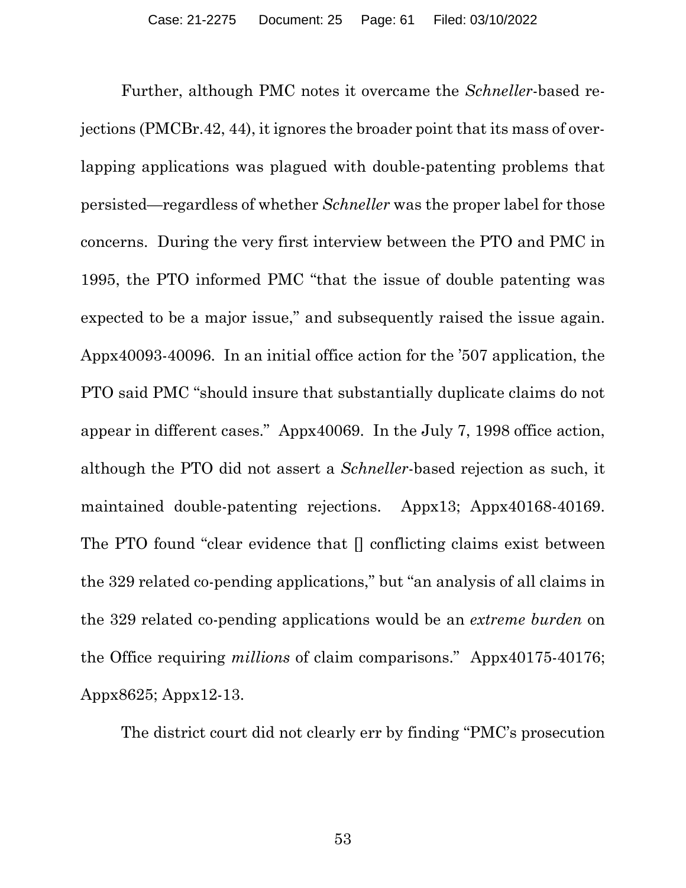Further, although PMC notes it overcame the *Schneller*-based rejections (PMCBr.42, 44), it ignores the broader point that its mass of overlapping applications was plagued with double-patenting problems that persisted—regardless of whether *Schneller* was the proper label for those concerns. During the very first interview between the PTO and PMC in 1995, the PTO informed PMC "that the issue of double patenting was expected to be a major issue," and subsequently raised the issue again. Appx40093-40096. In an initial office action for the '507 application, the PTO said PMC "should insure that substantially duplicate claims do not appear in different cases." Appx40069. In the July 7, 1998 office action, although the PTO did not assert a *Schneller*-based rejection as such, it maintained double-patenting rejections. Appx13; Appx40168-40169. The PTO found "clear evidence that [] conflicting claims exist between the 329 related co-pending applications," but "an analysis of all claims in the 329 related co-pending applications would be an *extreme burden* on the Office requiring *millions* of claim comparisons." Appx40175-40176; Appx8625; Appx12-13.

The district court did not clearly err by finding "PMC's prosecution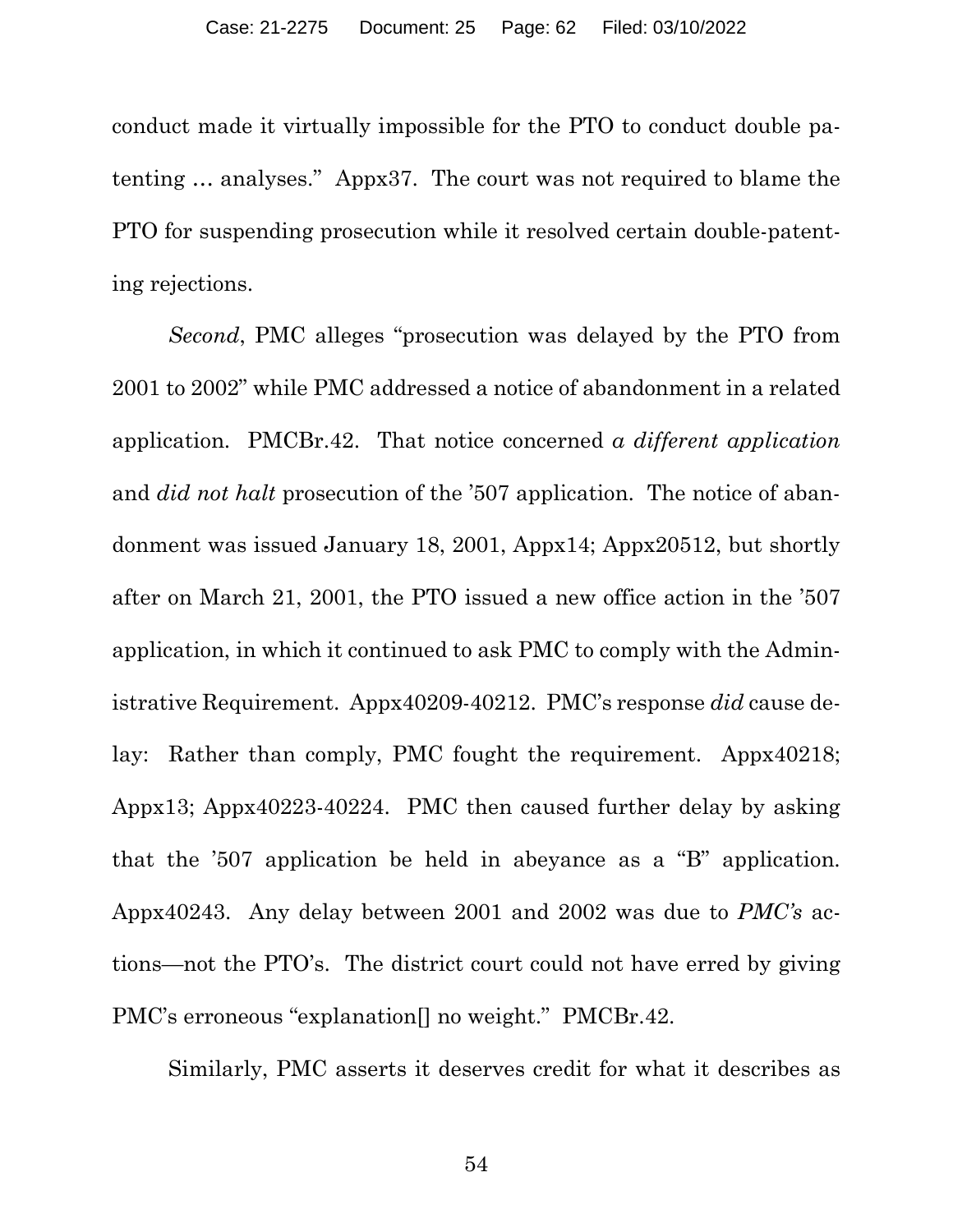conduct made it virtually impossible for the PTO to conduct double patenting … analyses." Appx37. The court was not required to blame the PTO for suspending prosecution while it resolved certain double-patenting rejections.

*Second*, PMC alleges "prosecution was delayed by the PTO from 2001 to 2002" while PMC addressed a notice of abandonment in a related application. PMCBr.42. That notice concerned *a different application* and *did not halt* prosecution of the '507 application. The notice of abandonment was issued January 18, 2001, Appx14; Appx20512, but shortly after on March 21, 2001, the PTO issued a new office action in the '507 application, in which it continued to ask PMC to comply with the Administrative Requirement. Appx40209-40212. PMC's response *did* cause delay: Rather than comply, PMC fought the requirement. Appx40218; Appx13; Appx40223-40224. PMC then caused further delay by asking that the '507 application be held in abeyance as a "B" application. Appx40243. Any delay between 2001 and 2002 was due to *PMC's* actions—not the PTO's. The district court could not have erred by giving PMC's erroneous "explanation[] no weight." PMCBr.42.

Similarly, PMC asserts it deserves credit for what it describes as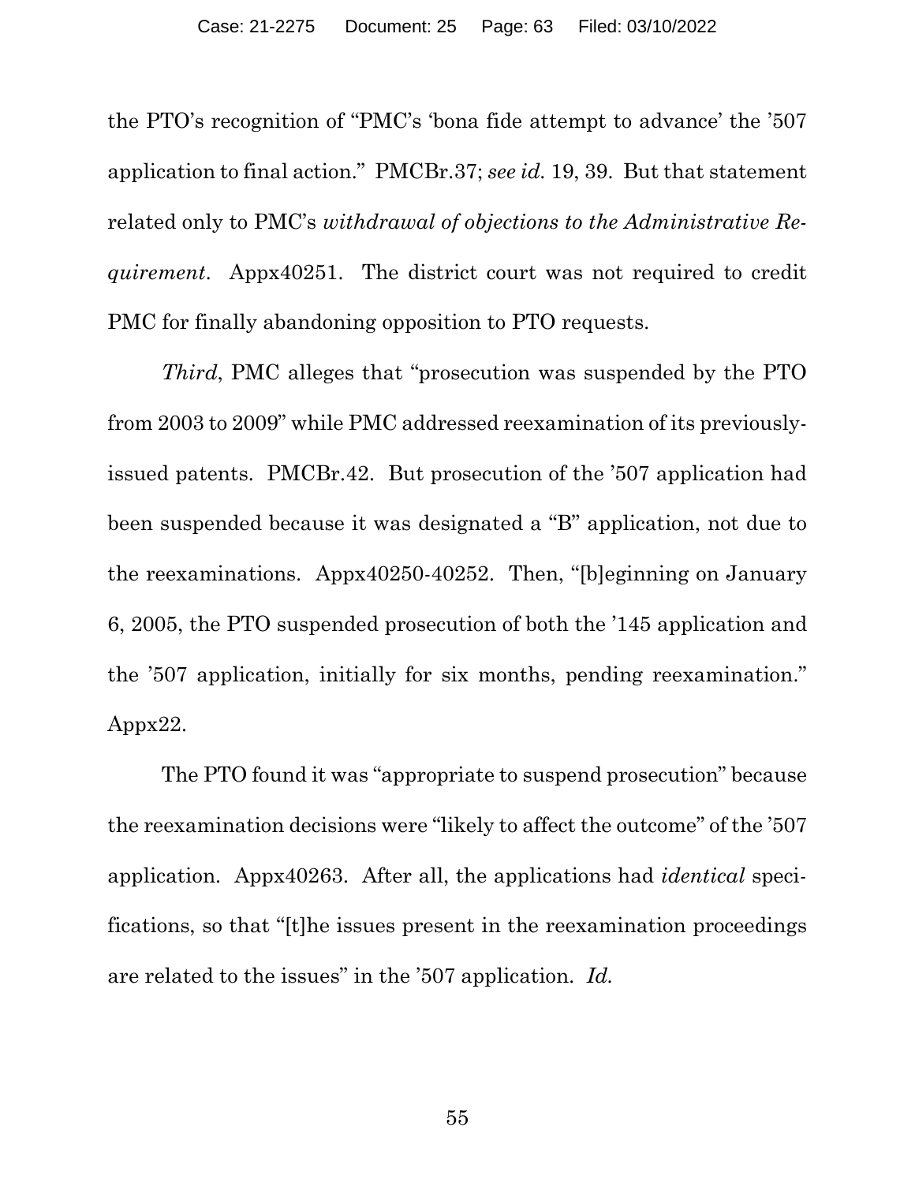the PTO's recognition of "PMC's 'bona fide attempt to advance' the '507 application to final action." PMCBr.37; *see id.* 19, 39. But that statement related only to PMC's *withdrawal of objections to the Administrative Requirement*. Appx40251. The district court was not required to credit PMC for finally abandoning opposition to PTO requests.

*Third*, PMC alleges that "prosecution was suspended by the PTO from 2003 to 2009" while PMC addressed reexamination of its previously-issued patents. PMCBr.42. But prosecution of the '507 application had been suspended because it was designated a "B" application, not due to the reexaminations. Appx40250-40252. Then, "[b]eginning on January 6, 2005, the PTO suspended prosecution of both the '145 application and the '507 application, initially for six months, pending reexamination." Appx22.

The PTO found it was "appropriate to suspend prosecution" because the reexamination decisions were "likely to affect the outcome" of the '507 application. Appx40263. After all, the applications had *identical* specifications, so that "[t]he issues present in the reexamination proceedings are related to the issues" in the '507 application. *Id.*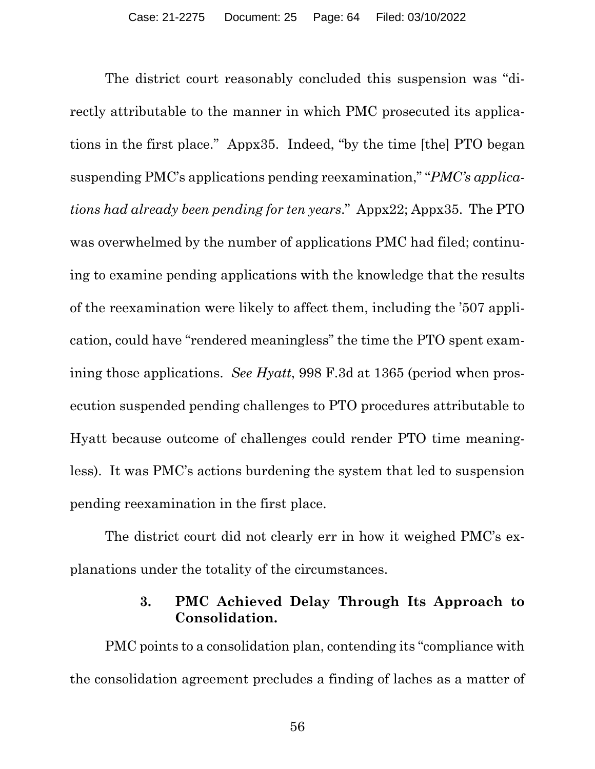The district court reasonably concluded this suspension was "directly attributable to the manner in which PMC prosecuted its applications in the first place." Appx35. Indeed, "by the time [the] PTO began suspending PMC's applications pending reexamination," "*PMC's applications had already been pending for ten years*." Appx22; Appx35. The PTO was overwhelmed by the number of applications PMC had filed; continuing to examine pending applications with the knowledge that the results of the reexamination were likely to affect them, including the '507 application, could have "rendered meaningless" the time the PTO spent examining those applications. *See Hyatt*, 998 F.3d at 1365 (period when prosecution suspended pending challenges to PTO procedures attributable to Hyatt because outcome of challenges could render PTO time meaningless). It was PMC's actions burdening the system that led to suspension pending reexamination in the first place.

The district court did not clearly err in how it weighed PMC's explanations under the totality of the circumstances.

### 3. PMC Achieved Delay Through Its Approach to Consolidation.

PMC points to a consolidation plan, contending its "compliance with the consolidation agreement precludes a finding of laches as a matter of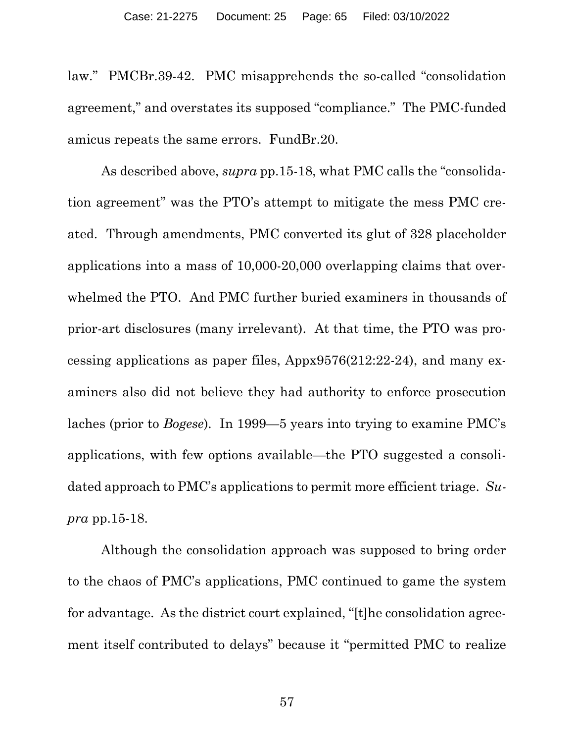law." PMCBr.39-42. PMC misapprehends the so-called "consolidation agreement," and overstates its supposed "compliance." The PMC-funded amicus repeats the same errors. FundBr.20.

As described above, *supra* pp.15-18, what PMC calls the "consolidation agreement" was the PTO's attempt to mitigate the mess PMC created. Through amendments, PMC converted its glut of 328 placeholder applications into a mass of 10,000-20,000 overlapping claims that overwhelmed the PTO. And PMC further buried examiners in thousands of prior-art disclosures (many irrelevant). At that time, the PTO was processing applications as paper files, Appx9576(212:22-24), and many examiners also did not believe they had authority to enforce prosecution laches (prior to *Bogese*). In 1999—5 years into trying to examine PMC's applications, with few options available—the PTO suggested a consolidated approach to PMC's applications to permit more efficient triage. *Supra* pp.15-18.

Although the consolidation approach was supposed to bring order to the chaos of PMC's applications, PMC continued to game the system for advantage. As the district court explained, "[t]he consolidation agreement itself contributed to delays" because it "permitted PMC to realize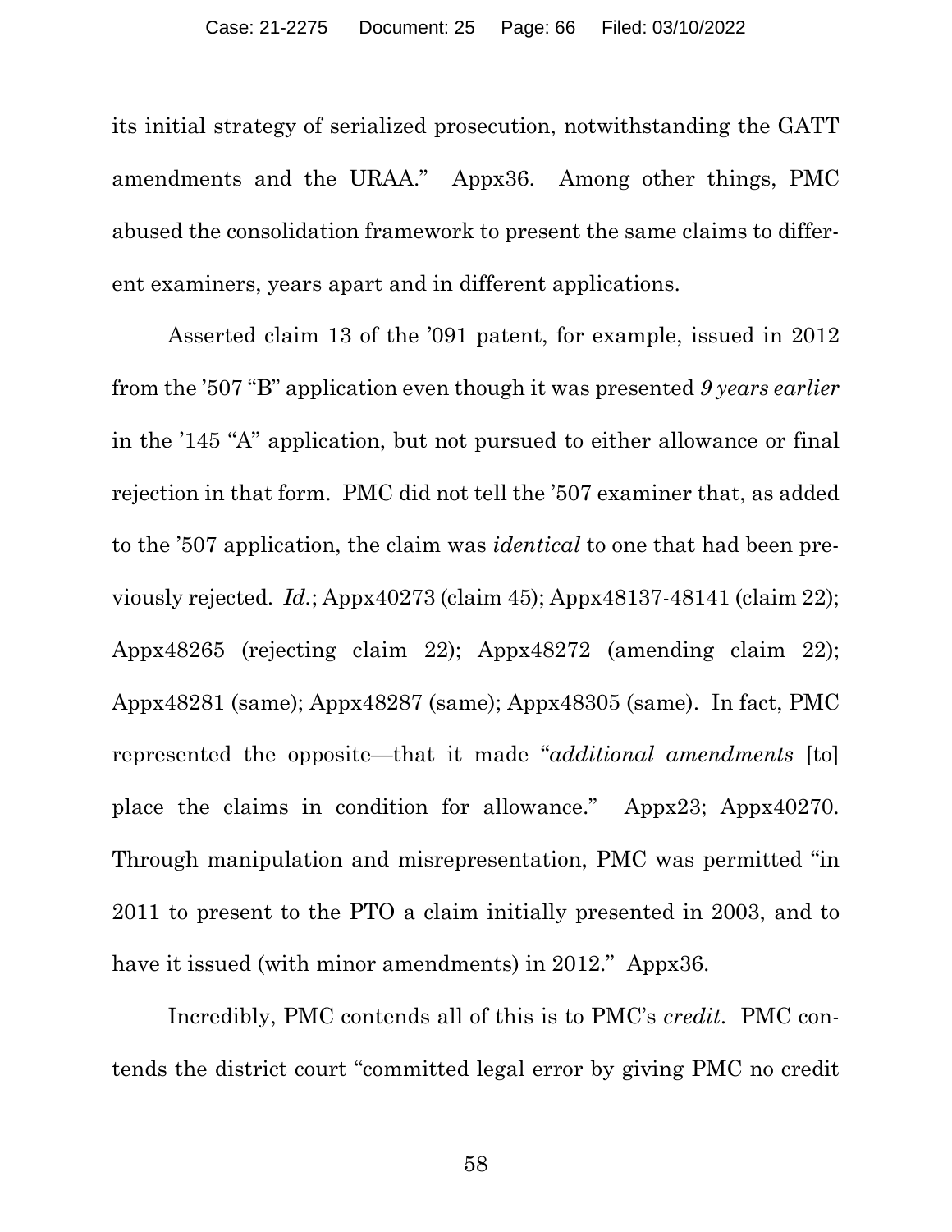its initial strategy of serialized prosecution, notwithstanding the GATT amendments and the URAA." Appx36. Among other things, PMC abused the consolidation framework to present the same claims to different examiners, years apart and in different applications.

Asserted claim 13 of the '091 patent, for example, issued in 2012 from the '507 "B" application even though it was presented *9 years earlier* in the '145 "A" application, but not pursued to either allowance or final rejection in that form. PMC did not tell the '507 examiner that, as added to the '507 application, the claim was *identical* to one that had been previously rejected. *Id.*; Appx40273 (claim 45); Appx48137-48141 (claim 22); Appx48265 (rejecting claim 22); Appx48272 (amending claim 22); Appx48281 (same); Appx48287 (same); Appx48305 (same). In fact, PMC represented the opposite—that it made "*additional amendments* [to] place the claims in condition for allowance." Appx23; Appx40270. Through manipulation and misrepresentation, PMC was permitted "in 2011 to present to the PTO a claim initially presented in 2003, and to have it issued (with minor amendments) in 2012." Appx36.

Incredibly, PMC contends all of this is to PMC's *credit*. PMC contends the district court "committed legal error by giving PMC no credit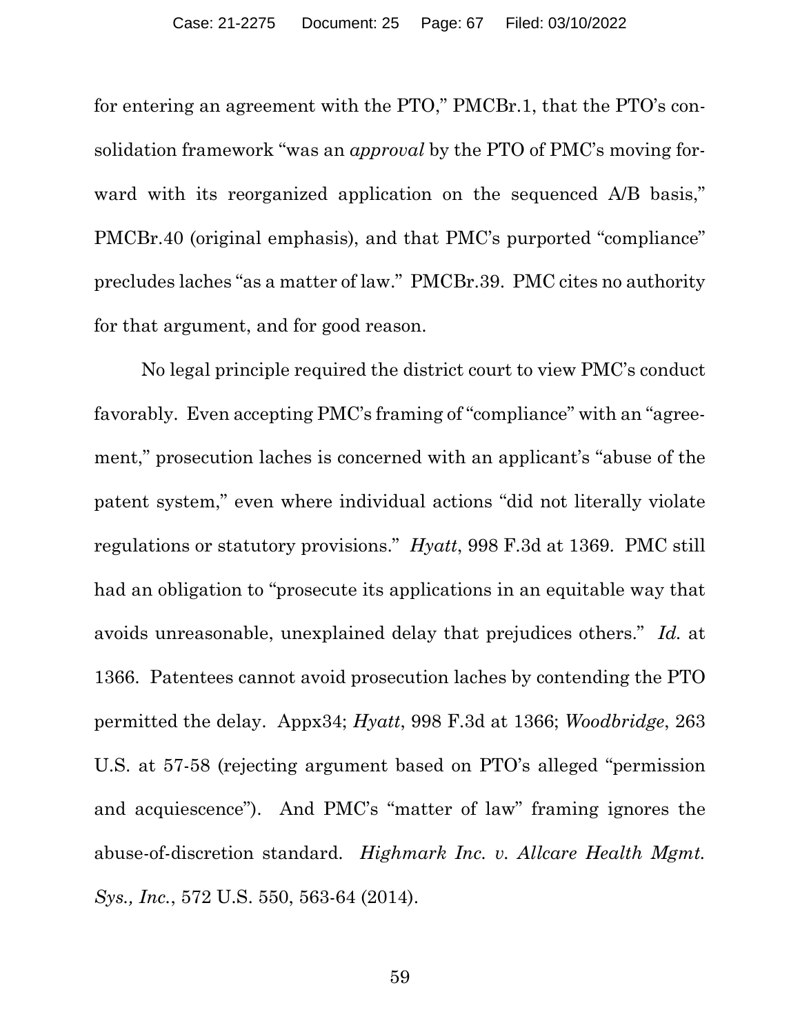for entering an agreement with the PTO," PMCBr.1, that the PTO's consolidation framework "was an *approval* by the PTO of PMC's moving forward with its reorganized application on the sequenced A/B basis," PMCBr.40 (original emphasis), and that PMC's purported "compliance" precludes laches "as a matter of law." PMCBr.39. PMC cites no authority for that argument, and for good reason.

No legal principle required the district court to view PMC's conduct favorably. Even accepting PMC's framing of "compliance" with an "agreement," prosecution laches is concerned with an applicant's "abuse of the patent system," even where individual actions "did not literally violate regulations or statutory provisions." *Hyatt*, 998 F.3d at 1369. PMC still had an obligation to "prosecute its applications in an equitable way that avoids unreasonable, unexplained delay that prejudices others." *Id.* at 1366. Patentees cannot avoid prosecution laches by contending the PTO permitted the delay. Appx34; *Hyatt*, 998 F.3d at 1366; *Woodbridge*, 263 U.S. at 57-58 (rejecting argument based on PTO's alleged "permission and acquiescence"). And PMC's "matter of law" framing ignores the abuse-of-discretion standard. *Highmark Inc. v. Allcare Health Mgmt. Sys., Inc.*, 572 U.S. 550, 563-64 (2014).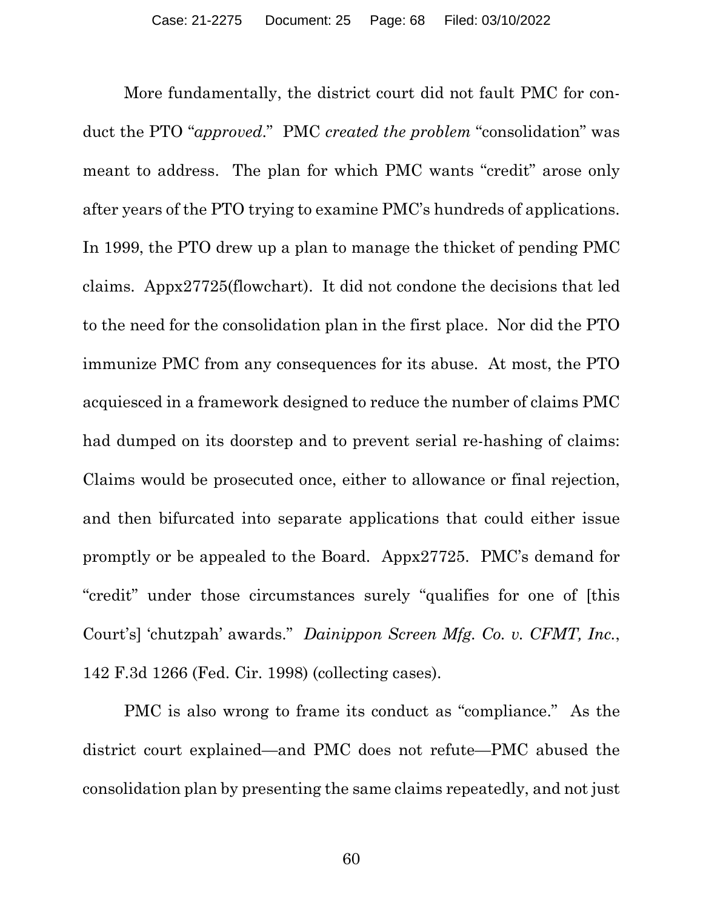More fundamentally, the district court did not fault PMC for conduct the PTO "*approved*." PMC *created the problem* "consolidation" was meant to address. The plan for which PMC wants "credit" arose only after years of the PTO trying to examine PMC's hundreds of applications. In 1999, the PTO drew up a plan to manage the thicket of pending PMC claims. Appx27725(flowchart). It did not condone the decisions that led to the need for the consolidation plan in the first place. Nor did the PTO immunize PMC from any consequences for its abuse. At most, the PTO acquiesced in a framework designed to reduce the number of claims PMC had dumped on its doorstep and to prevent serial re-hashing of claims: Claims would be prosecuted once, either to allowance or final rejection, and then bifurcated into separate applications that could either issue promptly or be appealed to the Board. Appx27725. PMC's demand for "credit" under those circumstances surely "qualifies for one of [this Court's] 'chutzpah' awards." *Dainippon Screen Mfg. Co. v. CFMT, Inc.*, 142 F.3d 1266 (Fed. Cir. 1998) (collecting cases).

PMC is also wrong to frame its conduct as "compliance." As the district court explained—and PMC does not refute—PMC abused the consolidation plan by presenting the same claims repeatedly, and not just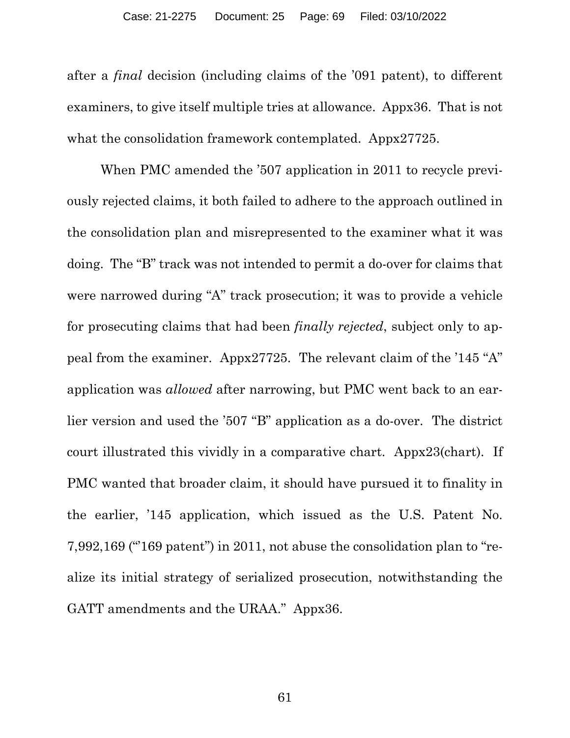after a *final* decision (including claims of the '091 patent), to different examiners, to give itself multiple tries at allowance. Appx36. That is not what the consolidation framework contemplated. Appx27725.

When PMC amended the '507 application in 2011 to recycle previously rejected claims, it both failed to adhere to the approach outlined in the consolidation plan and misrepresented to the examiner what it was doing. The "B" track was not intended to permit a do-over for claims that were narrowed during "A" track prosecution; it was to provide a vehicle for prosecuting claims that had been *finally rejected*, subject only to appeal from the examiner. Appx27725. The relevant claim of the '145 "A" application was *allowed* after narrowing, but PMC went back to an earlier version and used the '507 "B" application as a do-over. The district court illustrated this vividly in a comparative chart. Appx23(chart). If PMC wanted that broader claim, it should have pursued it to finality in the earlier, '145 application, which issued as the U.S. Patent No. 7,992,169 ("'169 patent") in 2011, not abuse the consolidation plan to "realize its initial strategy of serialized prosecution, notwithstanding the GATT amendments and the URAA." Appx36.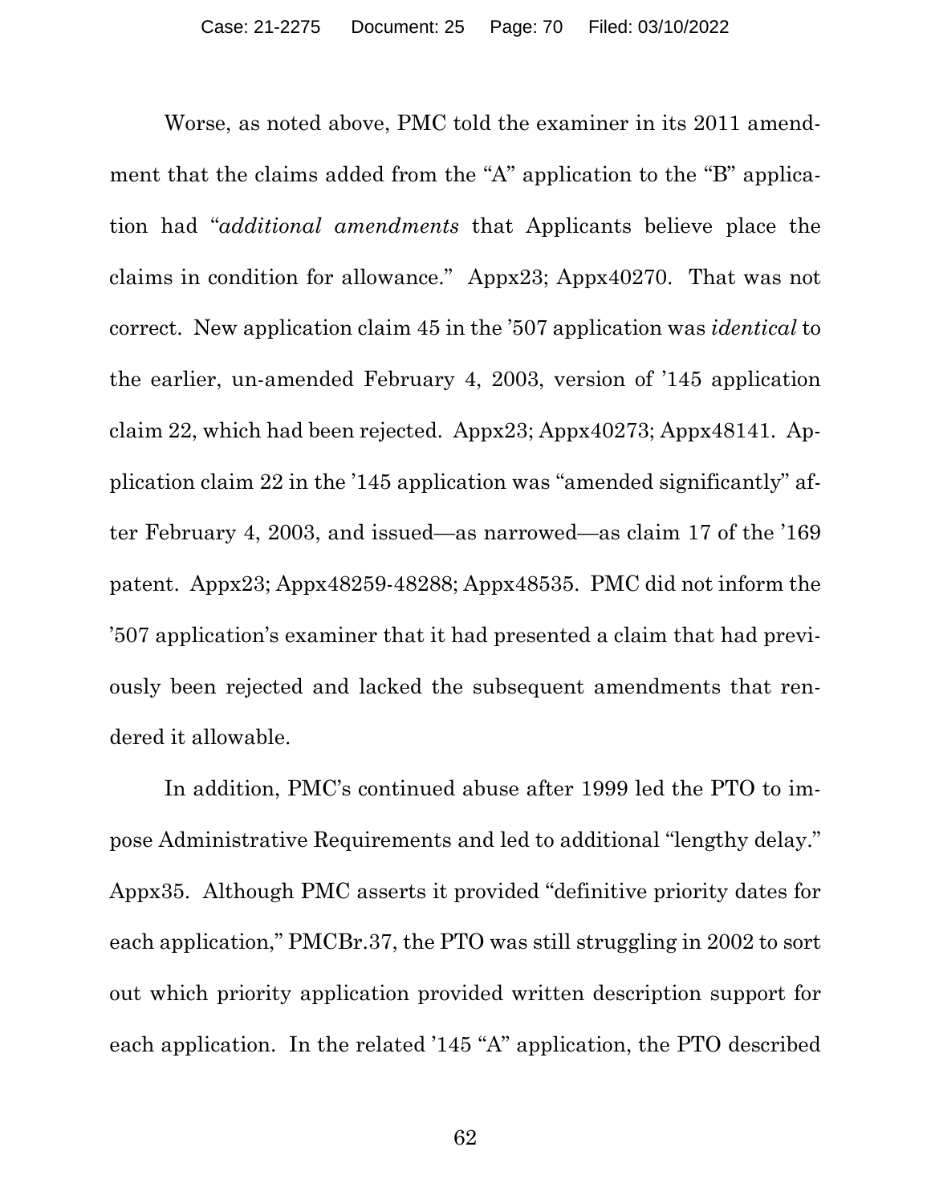Worse, as noted above, PMC told the examiner in its 2011 amendment that the claims added from the "A" application to the "B" application had "*additional amendments* that Applicants believe place the claims in condition for allowance." Appx23; Appx40270. That was not correct. New application claim 45 in the '507 application was *identical* to the earlier, un-amended February 4, 2003, version of '145 application claim 22, which had been rejected. Appx23; Appx40273; Appx48141. Application claim 22 in the '145 application was "amended significantly" after February 4, 2003, and issued—as narrowed—as claim 17 of the '169 patent. Appx23; Appx48259-48288; Appx48535. PMC did not inform the '507 application's examiner that it had presented a claim that had previously been rejected and lacked the subsequent amendments that rendered it allowable.

In addition, PMC's continued abuse after 1999 led the PTO to impose Administrative Requirements and led to additional "lengthy delay." Appx35. Although PMC asserts it provided "definitive priority dates for each application," PMCBr.37, the PTO was still struggling in 2002 to sort out which priority application provided written description support for each application. In the related '145 "A" application, the PTO described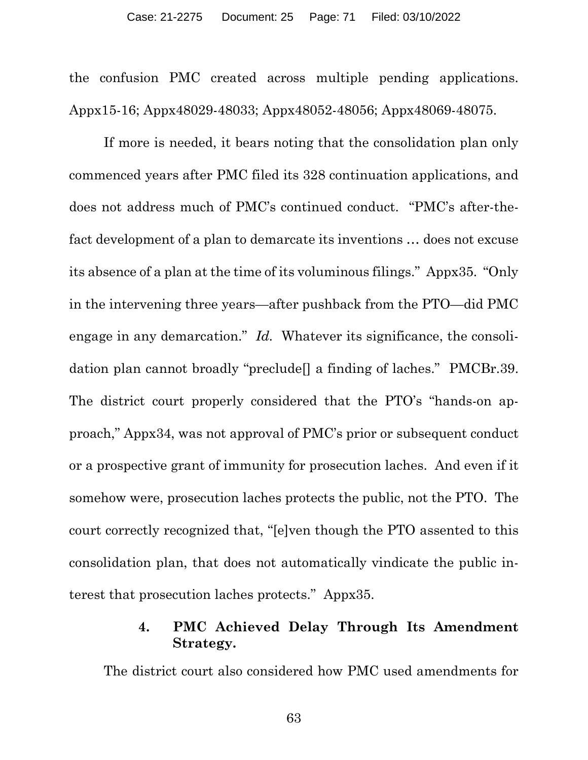the confusion PMC created across multiple pending applications. Appx15-16; Appx48029-48033; Appx48052-48056; Appx48069-48075.

If more is needed, it bears noting that the consolidation plan only commenced years after PMC filed its 328 continuation applications, and does not address much of PMC's continued conduct. "PMC's after-the-fact development of a plan to demarcate its inventions … does not excuse its absence of a plan at the time of its voluminous filings." Appx35. "Only in the intervening three years—after pushback from the PTO—did PMC engage in any demarcation." *Id.* Whatever its significance, the consolidation plan cannot broadly "preclude[] a finding of laches." PMCBr.39. The district court properly considered that the PTO's "hands-on approach," Appx34, was not approval of PMC's prior or subsequent conduct or a prospective grant of immunity for prosecution laches. And even if it somehow were, prosecution laches protects the public, not the PTO. The court correctly recognized that, "[e]ven though the PTO assented to this consolidation plan, that does not automatically vindicate the public interest that prosecution laches protects." Appx35.

#### 4. PMC Achieved Delay Through Its Amendment Strategy.

The district court also considered how PMC used amendments for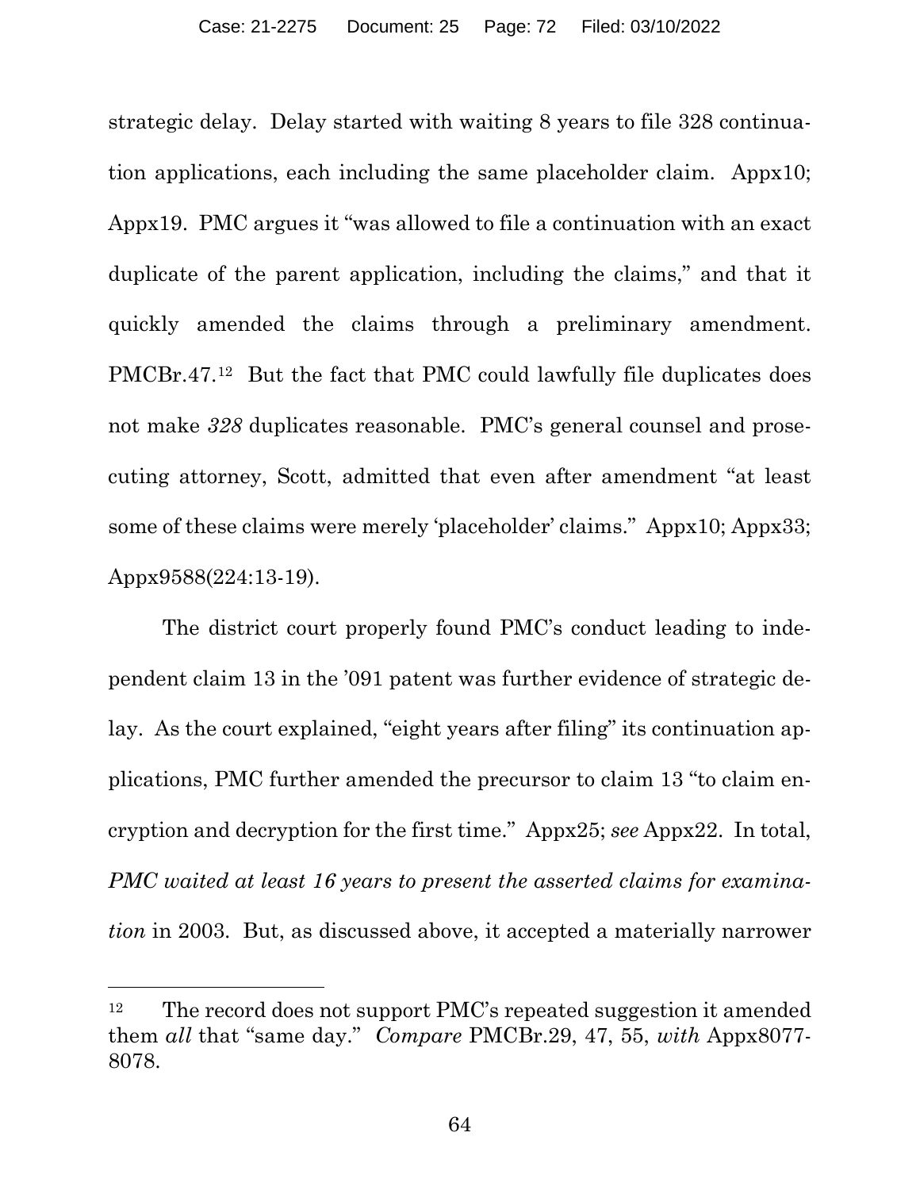strategic delay. Delay started with waiting 8 years to file 328 continuation applications, each including the same placeholder claim. Appx10; Appx19. PMC argues it "was allowed to file a continuation with an exact duplicate of the parent application, including the claims," and that it quickly amended the claims through a preliminary amendment. PMCBr.47.[12] But the fact that PMC could lawfully file duplicates does not make *328* duplicates reasonable. PMC's general counsel and prosecuting attorney, Scott, admitted that even after amendment "at least some of these claims were merely 'placeholder' claims." Appx10; Appx33; Appx9588(224:13-19).

The district court properly found PMC's conduct leading to independent claim 13 in the '091 patent was further evidence of strategic delay. As the court explained, "eight years after filing" its continuation applications, PMC further amended the precursor to claim 13 "to claim encryption and decryption for the first time." Appx25; *see* Appx22. In total, *PMC waited at least 16 years to present the asserted claims for examination* in 2003. But, as discussed above, it accepted a materially narrower

---

[12] The record does not support PMC's repeated suggestion it amended them *all* that "same day." *Compare* PMCBr.29, 47, 55, *with* Appx8077-8078.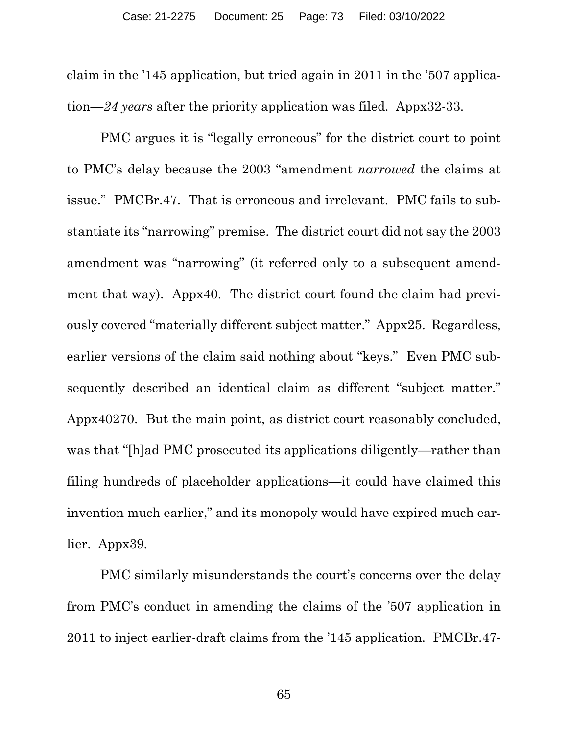claim in the '145 application, but tried again in 2011 in the '507 application—*24 years* after the priority application was filed. Appx32-33.

PMC argues it is "legally erroneous" for the district court to point to PMC's delay because the 2003 "amendment *narrowed* the claims at issue." PMCBr.47. That is erroneous and irrelevant. PMC fails to substantiate its "narrowing" premise. The district court did not say the 2003 amendment was "narrowing" (it referred only to a subsequent amendment that way). Appx40. The district court found the claim had previously covered "materially different subject matter." Appx25. Regardless, earlier versions of the claim said nothing about "keys." Even PMC subsequently described an identical claim as different "subject matter." Appx40270. But the main point, as district court reasonably concluded, was that "[h]ad PMC prosecuted its applications diligently—rather than filing hundreds of placeholder applications—it could have claimed this invention much earlier," and its monopoly would have expired much earlier. Appx39.

PMC similarly misunderstands the court's concerns over the delay from PMC's conduct in amending the claims of the '507 application in 2011 to inject earlier-draft claims from the '145 application. PMCBr.47-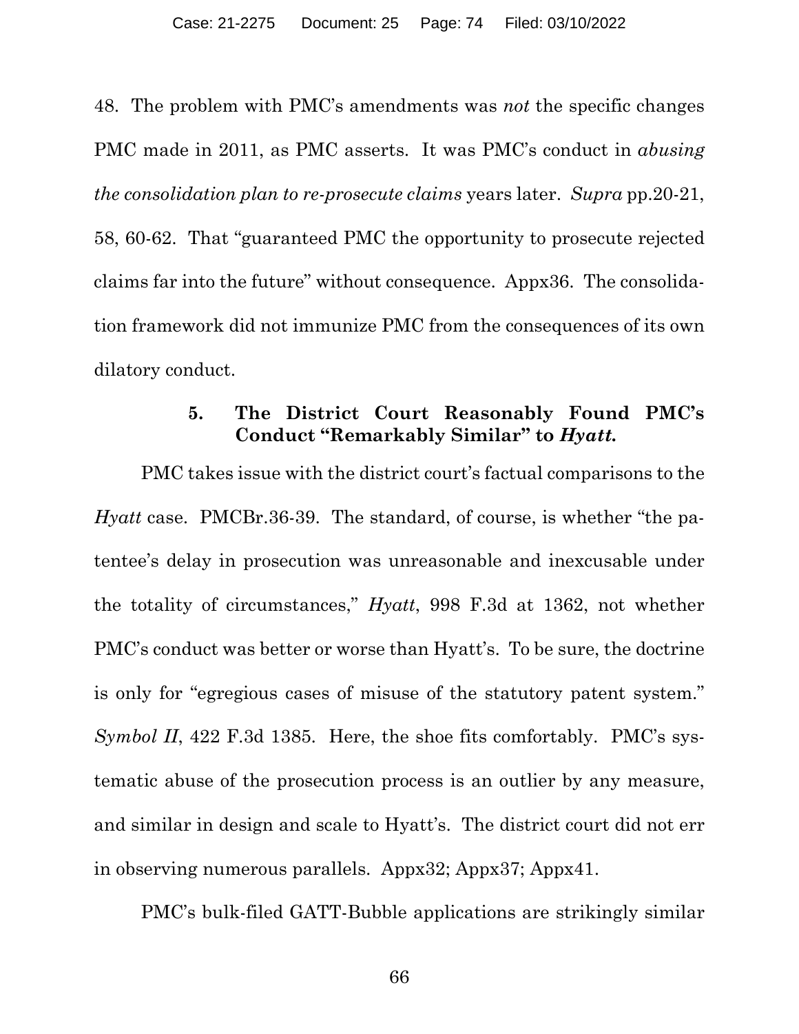48. The problem with PMC's amendments was *not* the specific changes PMC made in 2011, as PMC asserts. It was PMC's conduct in *abusing the consolidation plan to re-prosecute claims* years later. *Supra* pp.20-21, 58, 60-62. That "guaranteed PMC the opportunity to prosecute rejected claims far into the future" without consequence. Appx36. The consolidation framework did not immunize PMC from the consequences of its own dilatory conduct.

#### 5. The District Court Reasonably Found PMC's Conduct "Remarkably Similar" to *Hyatt.*

PMC takes issue with the district court's factual comparisons to the *Hyatt* case. PMCBr.36-39. The standard, of course, is whether "the patentee's delay in prosecution was unreasonable and inexcusable under the totality of circumstances," *Hyatt*, 998 F.3d at 1362, not whether PMC's conduct was better or worse than Hyatt's. To be sure, the doctrine is only for "egregious cases of misuse of the statutory patent system." *Symbol II*, 422 F.3d 1385. Here, the shoe fits comfortably. PMC's systematic abuse of the prosecution process is an outlier by any measure, and similar in design and scale to Hyatt's. The district court did not err in observing numerous parallels. Appx32; Appx37; Appx41.

PMC's bulk-filed GATT-Bubble applications are strikingly similar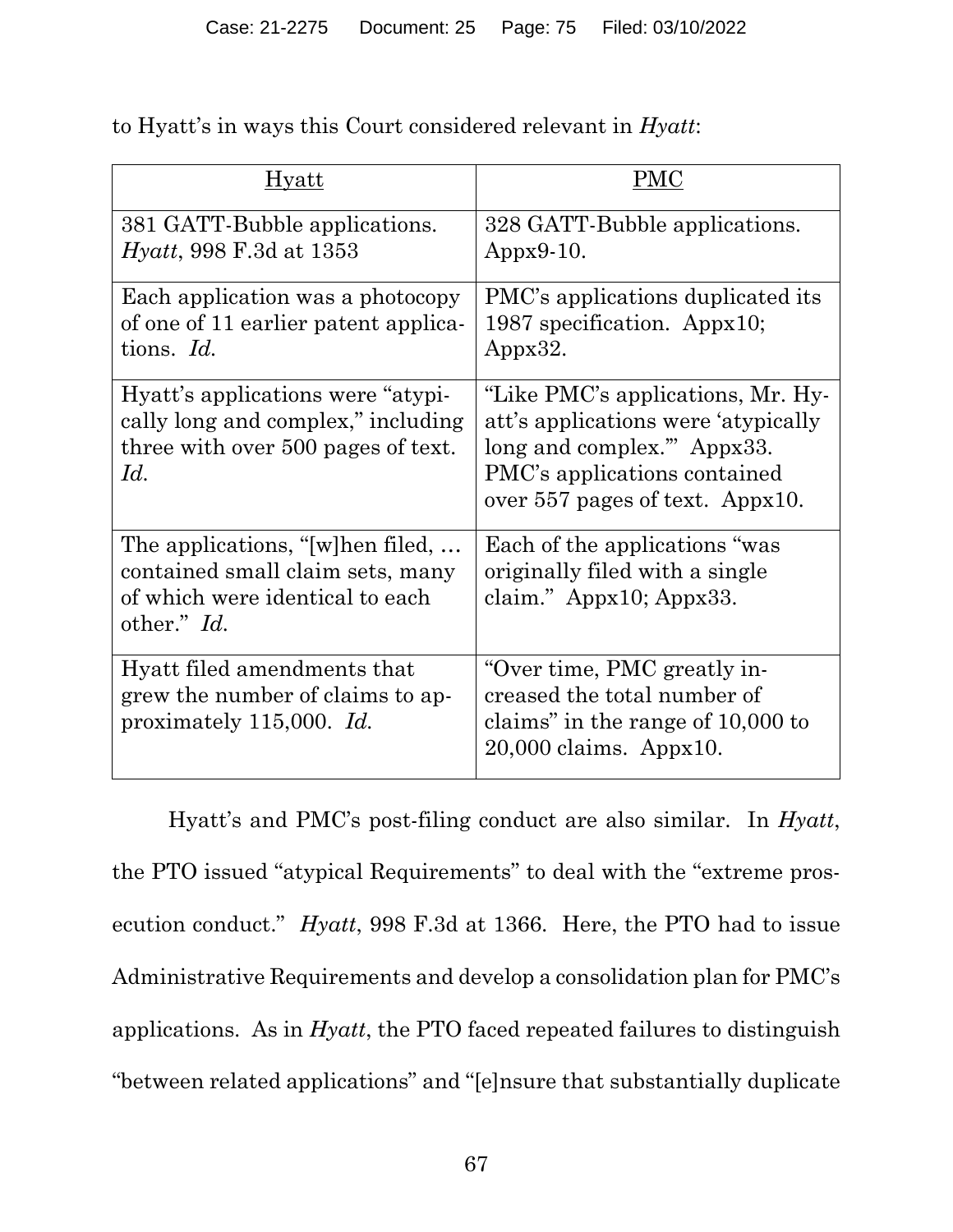to Hyatt's in ways this Court considered relevant in *Hyatt*:

| Hyatt | PMC |
|---|---|
| 381 GATT-Bubble applications. *Hyatt*, 998 F.3d at 1353 | 328 GATT-Bubble applications. Appx9-10. |
| Each application was a photocopy of one of 11 earlier patent applications. *Id.* | PMC's applications duplicated its 1987 specification. Appx10; Appx32. |
| Hyatt's applications were "atypically long and complex," including three with over 500 pages of text. *Id.* | "Like PMC's applications, Mr. Hyatt's applications were 'atypically long and complex.'" Appx33. PMC's applications contained over 557 pages of text. Appx10. |
| The applications, "[w]hen filed, … contained small claim sets, many of which were identical to each other." *Id.* | Each of the applications "was originally filed with a single claim." Appx10; Appx33. |
| Hyatt filed amendments that grew the number of claims to approximately 115,000. *Id.* | "Over time, PMC greatly increased the total number of claims" in the range of 10,000 to 20,000 claims. Appx10. |

Hyatt's and PMC's post-filing conduct are also similar. In *Hyatt*, the PTO issued "atypical Requirements" to deal with the "extreme prosecution conduct." *Hyatt*, 998 F.3d at 1366. Here, the PTO had to issue Administrative Requirements and develop a consolidation plan for PMC's applications. As in *Hyatt*, the PTO faced repeated failures to distinguish "between related applications" and "[e]nsure that substantially duplicate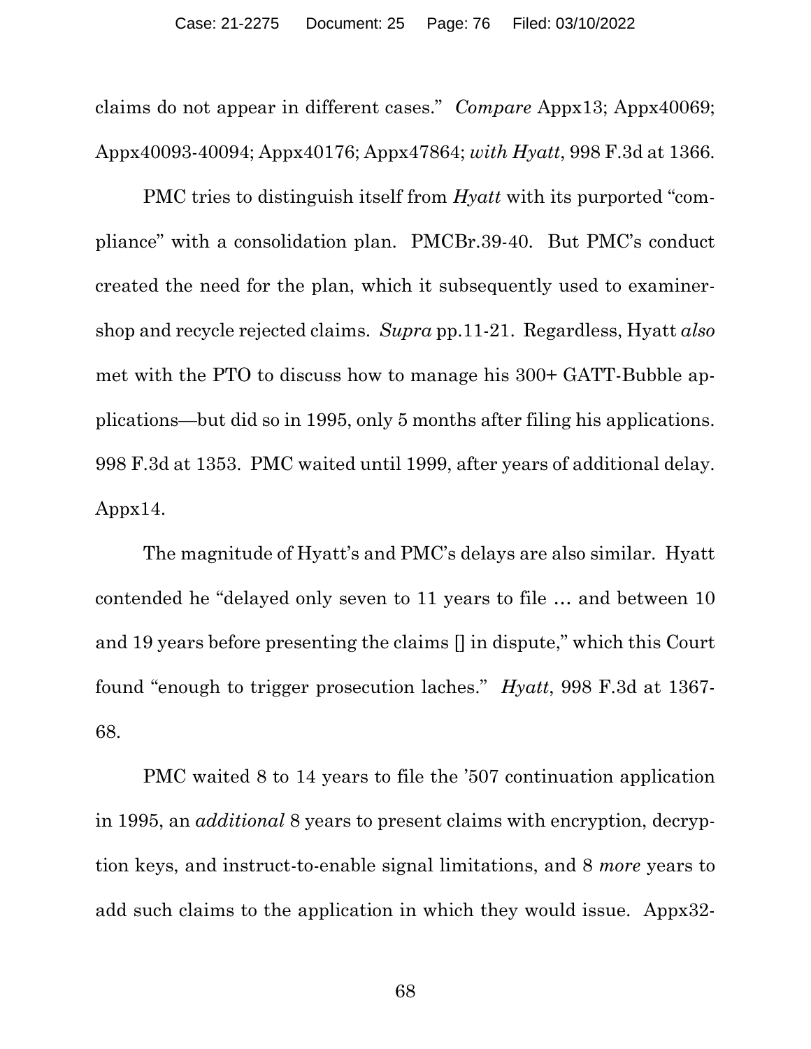claims do not appear in different cases." *Compare* Appx13; Appx40069; Appx40093-40094; Appx40176; Appx47864; *with Hyatt*, 998 F.3d at 1366.

PMC tries to distinguish itself from *Hyatt* with its purported "compliance" with a consolidation plan. PMCBr.39-40. But PMC's conduct created the need for the plan, which it subsequently used to examiner-shop and recycle rejected claims. *Supra* pp.11-21. Regardless, Hyatt *also* met with the PTO to discuss how to manage his 300+ GATT-Bubble applications—but did so in 1995, only 5 months after filing his applications. 998 F.3d at 1353. PMC waited until 1999, after years of additional delay. Appx14.

The magnitude of Hyatt's and PMC's delays are also similar. Hyatt contended he "delayed only seven to 11 years to file … and between 10 and 19 years before presenting the claims [] in dispute," which this Court found "enough to trigger prosecution laches." *Hyatt*, 998 F.3d at 1367-68.

PMC waited 8 to 14 years to file the '507 continuation application in 1995, an *additional* 8 years to present claims with encryption, decryption keys, and instruct-to-enable signal limitations, and 8 *more* years to add such claims to the application in which they would issue. Appx32-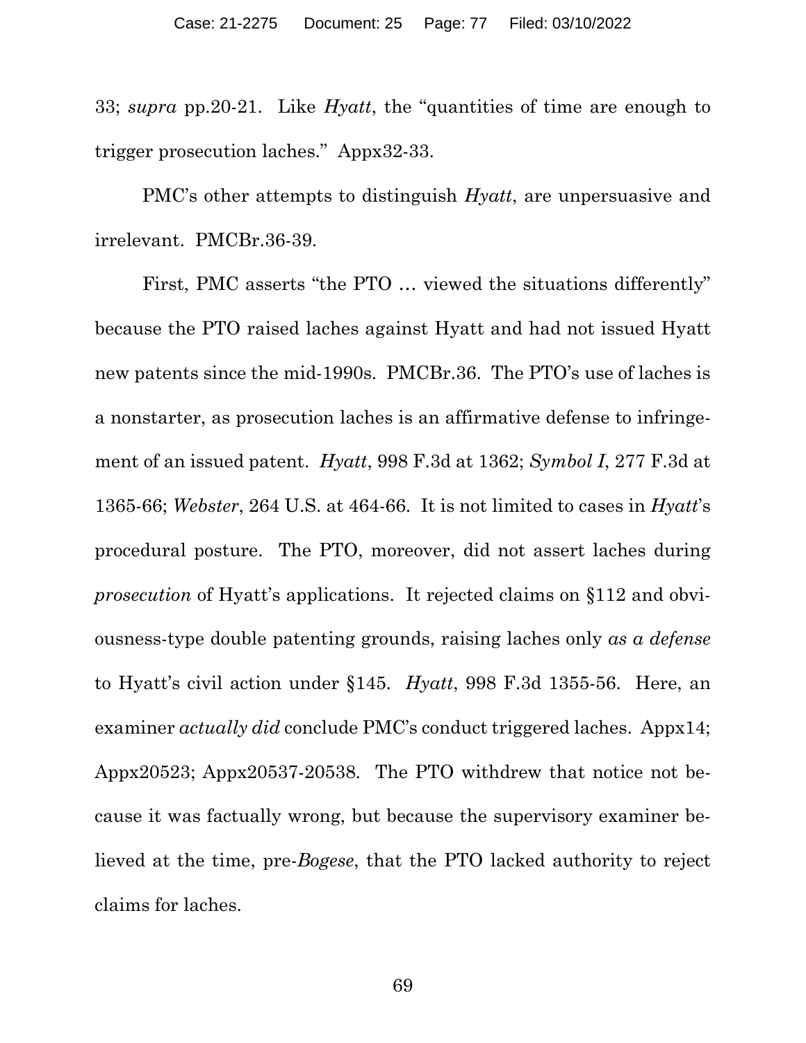33; *supra* pp.20-21. Like *Hyatt*, the "quantities of time are enough to trigger prosecution laches." Appx32-33.

PMC's other attempts to distinguish *Hyatt*, are unpersuasive and irrelevant. PMCBr.36-39.

First, PMC asserts "the PTO … viewed the situations differently" because the PTO raised laches against Hyatt and had not issued Hyatt new patents since the mid-1990s. PMCBr.36. The PTO's use of laches is a nonstarter, as prosecution laches is an affirmative defense to infringement of an issued patent. *Hyatt*, 998 F.3d at 1362; *Symbol I*, 277 F.3d at 1365-66; *Webster*, 264 U.S. at 464-66. It is not limited to cases in *Hyatt*'s procedural posture. The PTO, moreover, did not assert laches during *prosecution* of Hyatt's applications. It rejected claims on §112 and obviousness-type double patenting grounds, raising laches only *as a defense* to Hyatt's civil action under §145. *Hyatt*, 998 F.3d 1355-56. Here, an examiner *actually did* conclude PMC's conduct triggered laches. Appx14; Appx20523; Appx20537-20538. The PTO withdrew that notice not because it was factually wrong, but because the supervisory examiner believed at the time, pre-*Bogese*, that the PTO lacked authority to reject claims for laches.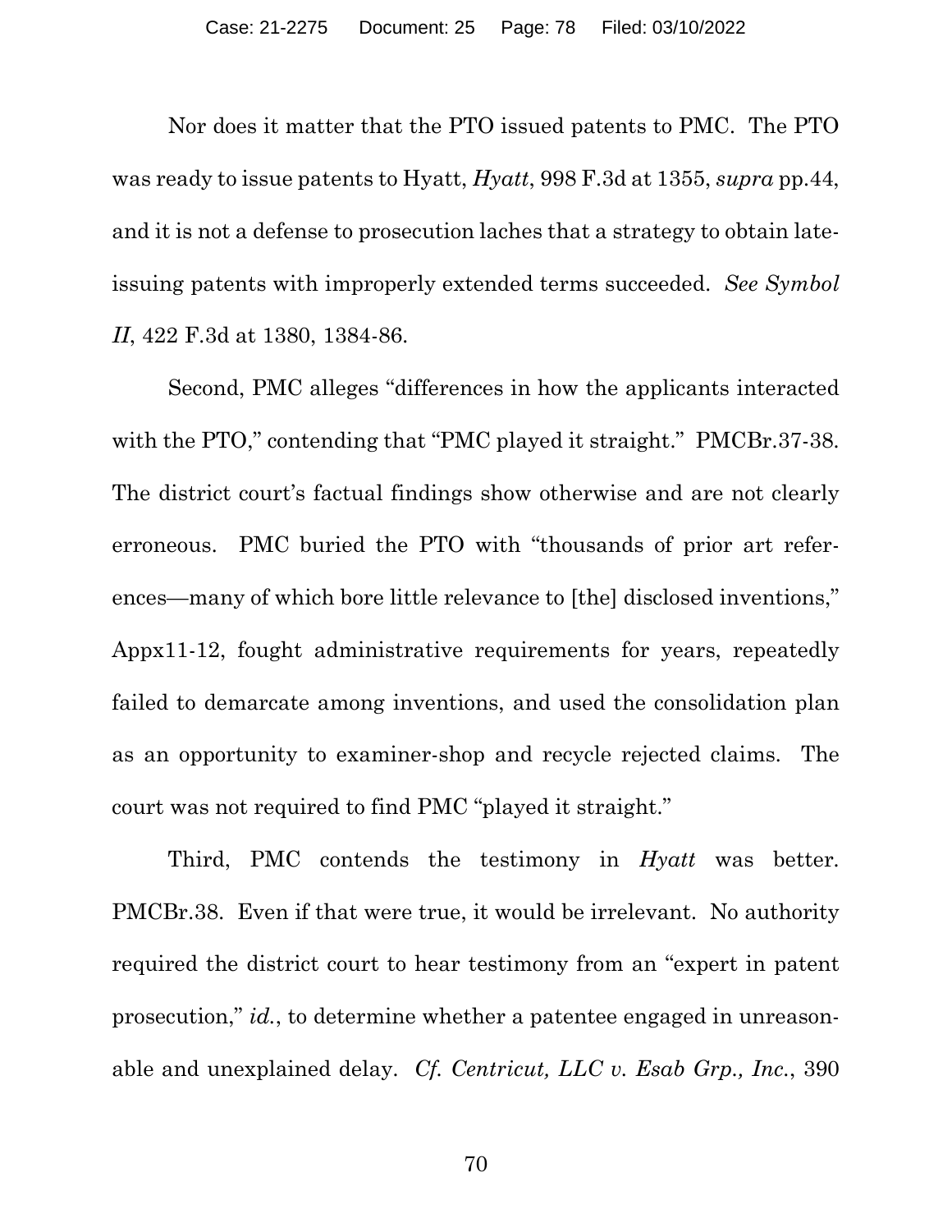Nor does it matter that the PTO issued patents to PMC. The PTO was ready to issue patents to Hyatt, *Hyatt*, 998 F.3d at 1355, *supra* pp.44, and it is not a defense to prosecution laches that a strategy to obtain late-issuing patents with improperly extended terms succeeded. *See Symbol II*, 422 F.3d at 1380, 1384-86.

Second, PMC alleges "differences in how the applicants interacted with the PTO," contending that "PMC played it straight." PMCBr.37-38. The district court's factual findings show otherwise and are not clearly erroneous. PMC buried the PTO with "thousands of prior art references—many of which bore little relevance to [the] disclosed inventions," Appx11-12, fought administrative requirements for years, repeatedly failed to demarcate among inventions, and used the consolidation plan as an opportunity to examiner-shop and recycle rejected claims. The court was not required to find PMC "played it straight."

Third, PMC contends the testimony in *Hyatt* was better. PMCBr.38. Even if that were true, it would be irrelevant. No authority required the district court to hear testimony from an "expert in patent prosecution," *id.*, to determine whether a patentee engaged in unreasonable and unexplained delay. *Cf. Centricut, LLC v. Esab Grp., Inc.*, 390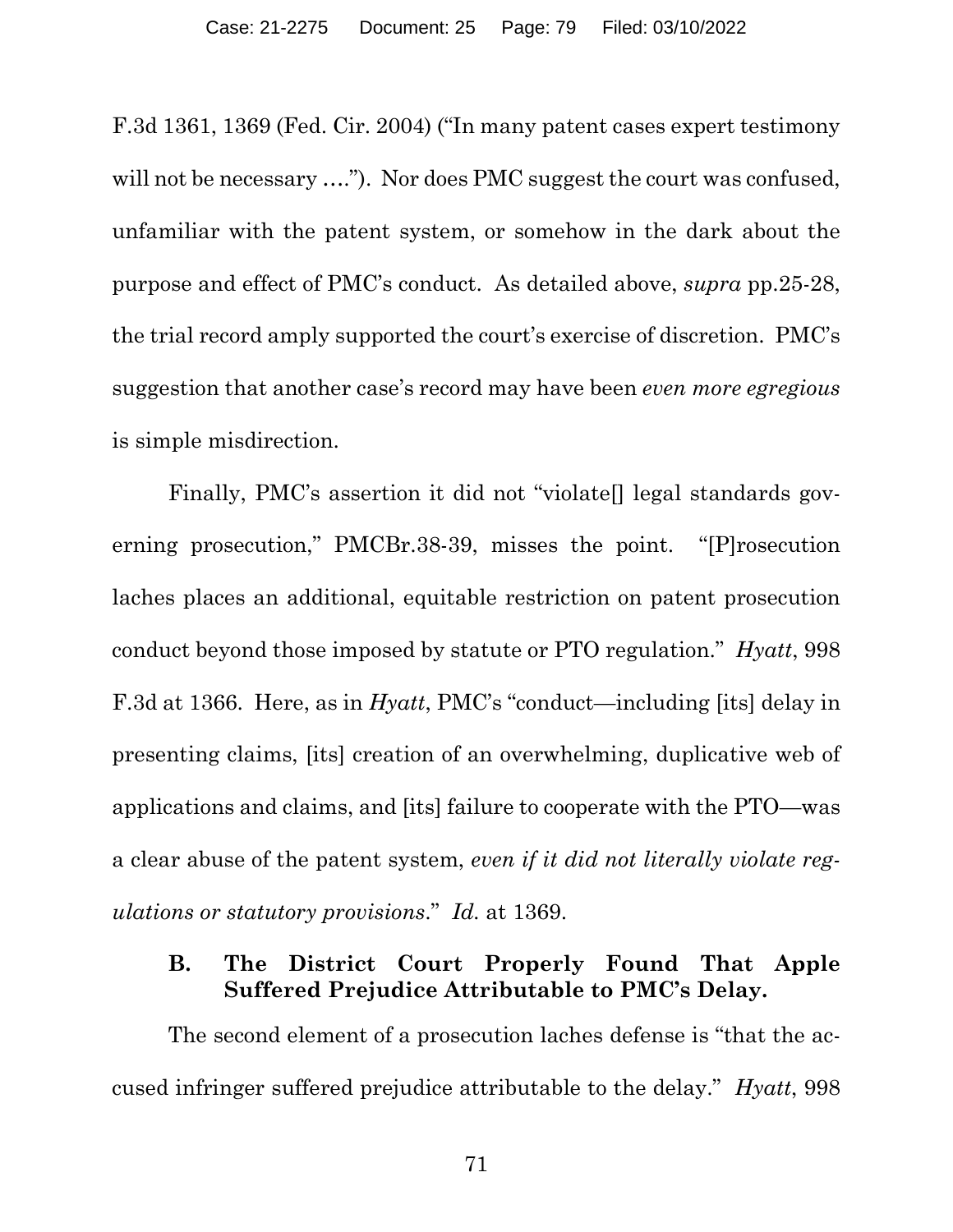F.3d 1361, 1369 (Fed. Cir. 2004) ("In many patent cases expert testimony will not be necessary ...."). Nor does PMC suggest the court was confused, unfamiliar with the patent system, or somehow in the dark about the purpose and effect of PMC's conduct. As detailed above, *supra* pp.25-28, the trial record amply supported the court's exercise of discretion. PMC's suggestion that another case's record may have been *even more egregious* is simple misdirection.

Finally, PMC's assertion it did not "violate[] legal standards governing prosecution," PMCBr.38-39, misses the point. "[P]rosecution laches places an additional, equitable restriction on patent prosecution conduct beyond those imposed by statute or PTO regulation." *Hyatt*, 998 F.3d at 1366. Here, as in *Hyatt*, PMC's "conduct—including [its] delay in presenting claims, [its] creation of an overwhelming, duplicative web of applications and claims, and [its] failure to cooperate with the PTO—was a clear abuse of the patent system, *even if it did not literally violate regulations or statutory provisions*." *Id.* at 1369.

### B. The District Court Properly Found That Apple Suffered Prejudice Attributable to PMC's Delay.

The second element of a prosecution laches defense is "that the accused infringer suffered prejudice attributable to the delay." *Hyatt*, 998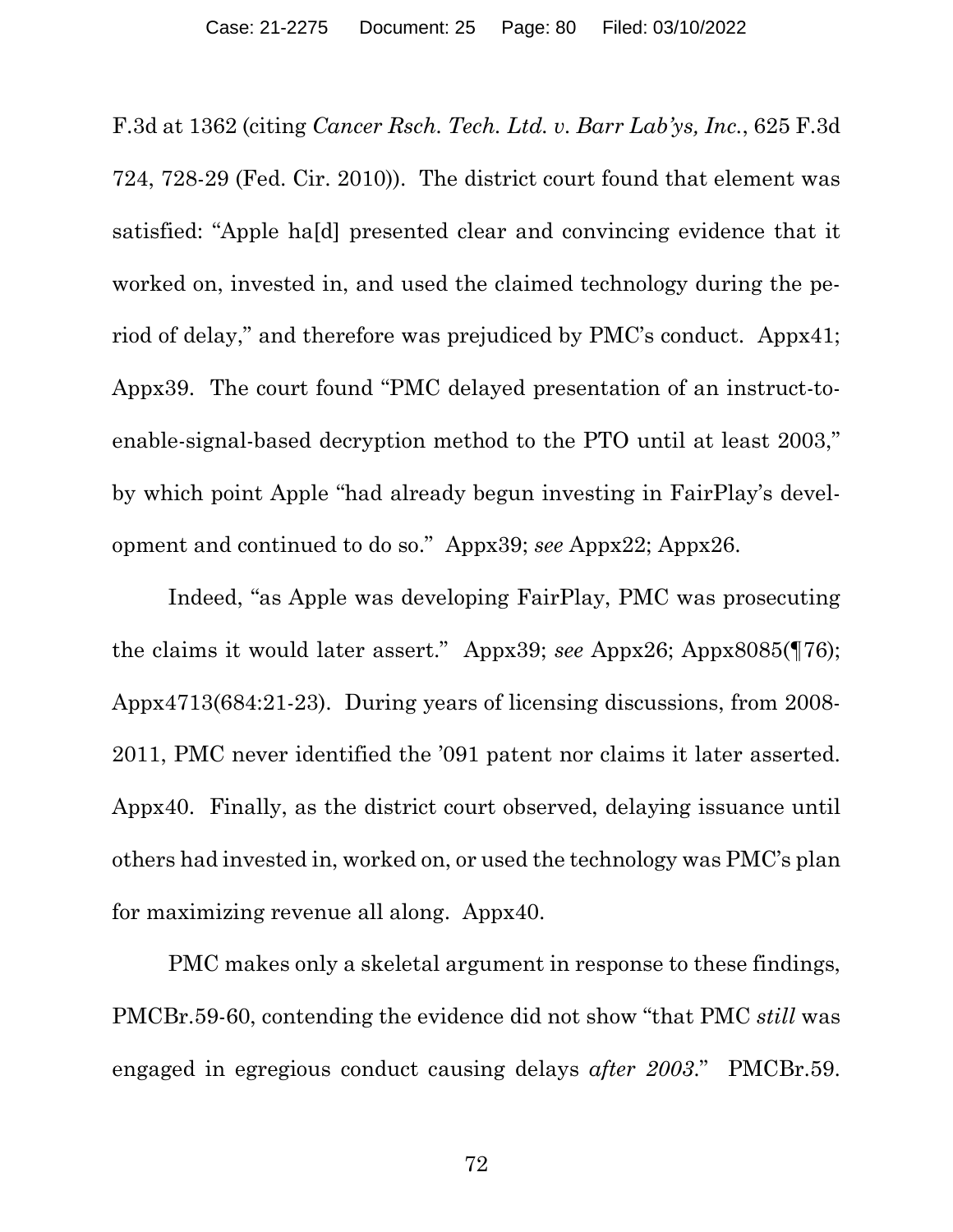F.3d at 1362 (citing *Cancer Rsch. Tech. Ltd. v. Barr Lab'ys, Inc.*, 625 F.3d 724, 728-29 (Fed. Cir. 2010)). The district court found that element was satisfied: "Apple ha[d] presented clear and convincing evidence that it worked on, invested in, and used the claimed technology during the period of delay," and therefore was prejudiced by PMC's conduct. Appx41; Appx39. The court found "PMC delayed presentation of an instruct-to-enable-signal-based decryption method to the PTO until at least 2003," by which point Apple "had already begun investing in FairPlay's development and continued to do so." Appx39; *see* Appx22; Appx26.

Indeed, "as Apple was developing FairPlay, PMC was prosecuting the claims it would later assert." Appx39; *see* Appx26; Appx8085(¶76); Appx4713(684:21-23). During years of licensing discussions, from 2008-2011, PMC never identified the '091 patent nor claims it later asserted. Appx40. Finally, as the district court observed, delaying issuance until others had invested in, worked on, or used the technology was PMC's plan for maximizing revenue all along. Appx40.

PMC makes only a skeletal argument in response to these findings, PMCBr.59-60, contending the evidence did not show "that PMC *still* was engaged in egregious conduct causing delays *after 2003*." PMCBr.59.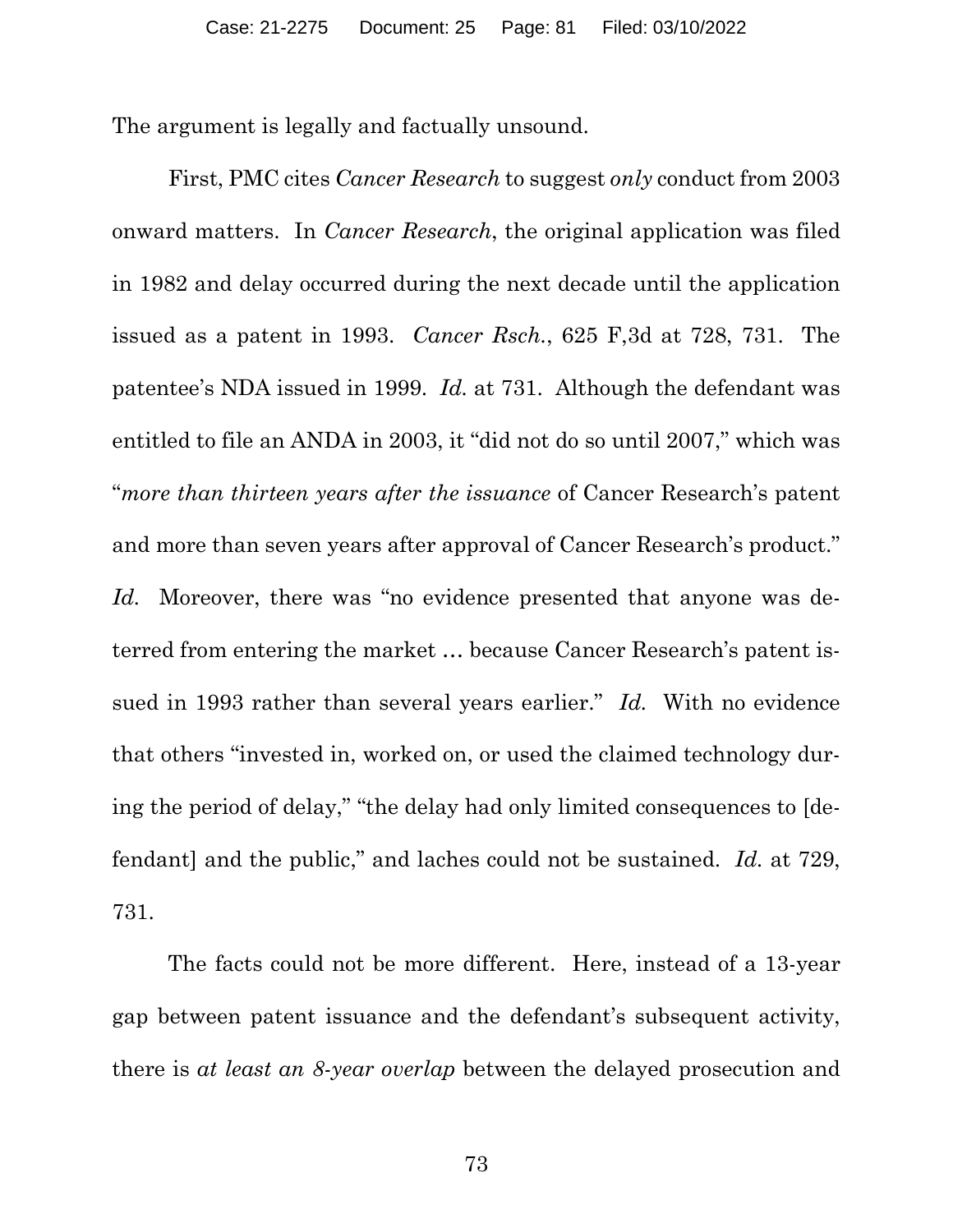The argument is legally and factually unsound.

First, PMC cites *Cancer Research* to suggest *only* conduct from 2003 onward matters. In *Cancer Research*, the original application was filed in 1982 and delay occurred during the next decade until the application issued as a patent in 1993. *Cancer Rsch.*, 625 F,3d at 728, 731. The patentee's NDA issued in 1999. *Id.* at 731. Although the defendant was entitled to file an ANDA in 2003, it "did not do so until 2007," which was "*more than thirteen years after the issuance* of Cancer Research's patent and more than seven years after approval of Cancer Research's product." *Id.* Moreover, there was "no evidence presented that anyone was deterred from entering the market … because Cancer Research's patent issued in 1993 rather than several years earlier." *Id.* With no evidence that others "invested in, worked on, or used the claimed technology during the period of delay," "the delay had only limited consequences to [defendant] and the public," and laches could not be sustained. *Id.* at 729, 731.

The facts could not be more different. Here, instead of a 13-year gap between patent issuance and the defendant's subsequent activity, there is *at least an 8-year overlap* between the delayed prosecution and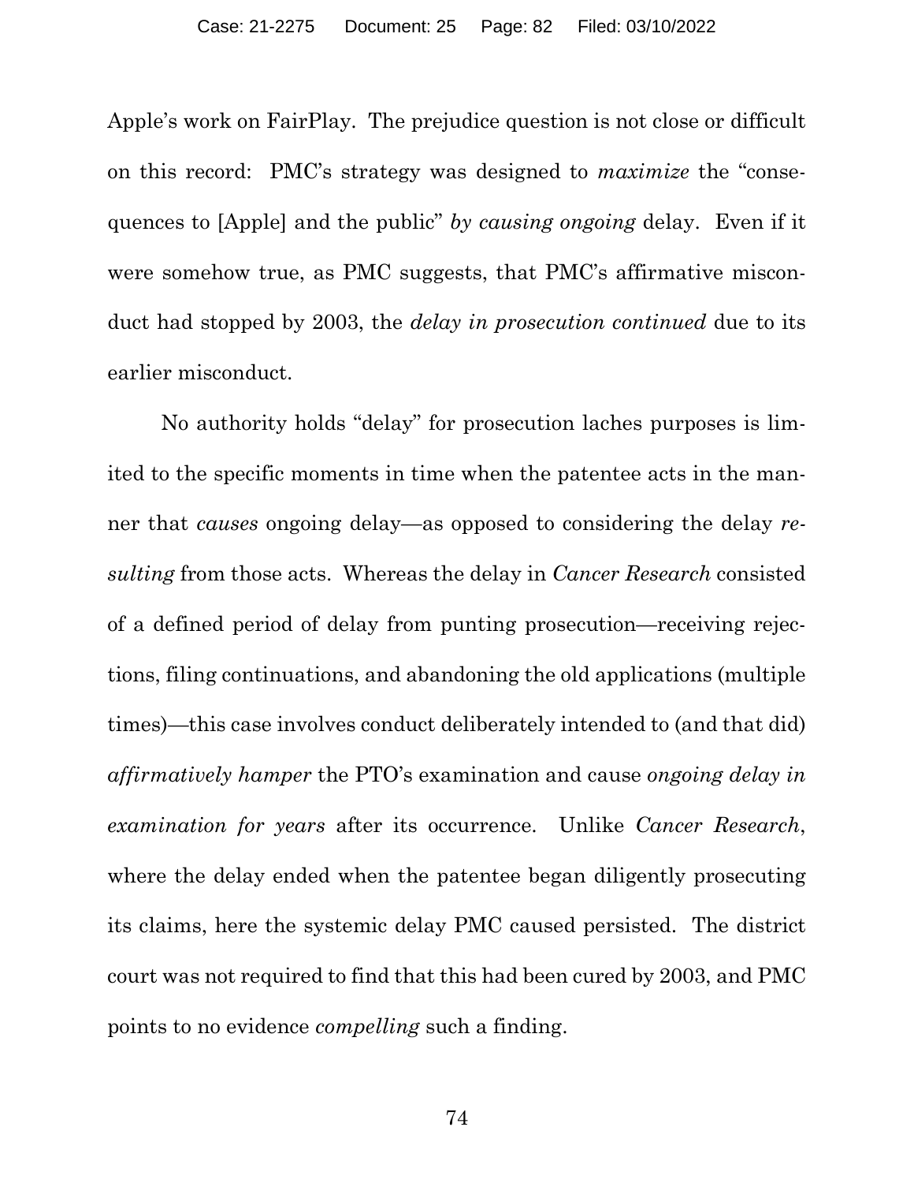Apple's work on FairPlay. The prejudice question is not close or difficult on this record: PMC's strategy was designed to *maximize* the "consequences to [Apple] and the public" *by causing ongoing* delay. Even if it were somehow true, as PMC suggests, that PMC's affirmative misconduct had stopped by 2003, the *delay in prosecution continued* due to its earlier misconduct.

No authority holds "delay" for prosecution laches purposes is limited to the specific moments in time when the patentee acts in the manner that *causes* ongoing delay—as opposed to considering the delay *resulting* from those acts. Whereas the delay in *Cancer Research* consisted of a defined period of delay from punting prosecution—receiving rejections, filing continuations, and abandoning the old applications (multiple times)—this case involves conduct deliberately intended to (and that did) *affirmatively hamper* the PTO's examination and cause *ongoing delay in examination for years* after its occurrence. Unlike *Cancer Research*, where the delay ended when the patentee began diligently prosecuting its claims, here the systemic delay PMC caused persisted. The district court was not required to find that this had been cured by 2003, and PMC points to no evidence *compelling* such a finding.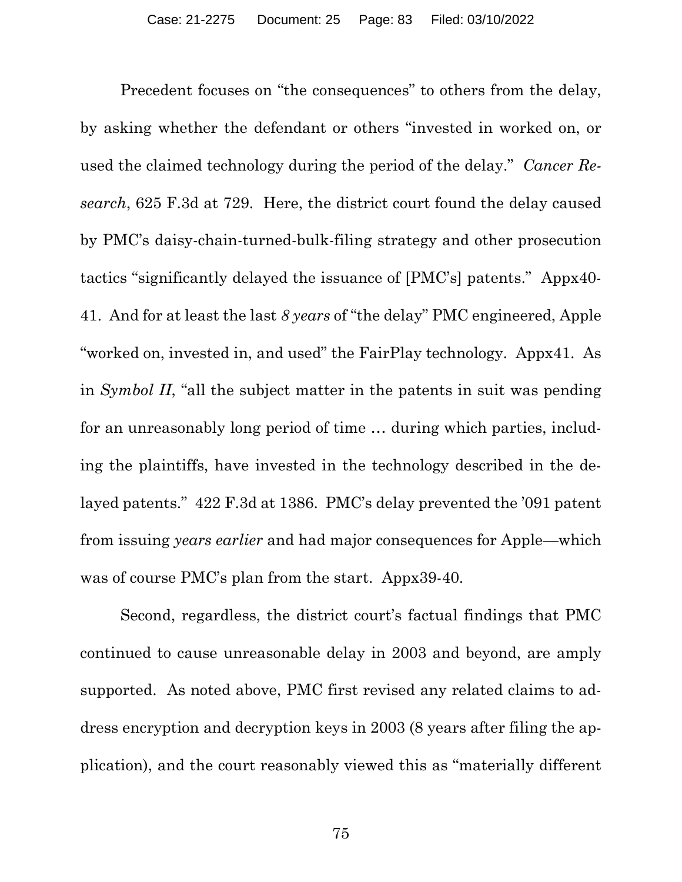Precedent focuses on "the consequences" to others from the delay, by asking whether the defendant or others "invested in worked on, or used the claimed technology during the period of the delay." *Cancer Research*, 625 F.3d at 729. Here, the district court found the delay caused by PMC's daisy-chain-turned-bulk-filing strategy and other prosecution tactics "significantly delayed the issuance of [PMC's] patents." Appx40-41. And for at least the last *8 years* of "the delay" PMC engineered, Apple "worked on, invested in, and used" the FairPlay technology. Appx41. As in *Symbol II*, "all the subject matter in the patents in suit was pending for an unreasonably long period of time … during which parties, including the plaintiffs, have invested in the technology described in the delayed patents." 422 F.3d at 1386. PMC's delay prevented the '091 patent from issuing *years earlier* and had major consequences for Apple—which was of course PMC's plan from the start. Appx39-40.

Second, regardless, the district court's factual findings that PMC continued to cause unreasonable delay in 2003 and beyond, are amply supported. As noted above, PMC first revised any related claims to address encryption and decryption keys in 2003 (8 years after filing the application), and the court reasonably viewed this as "materially different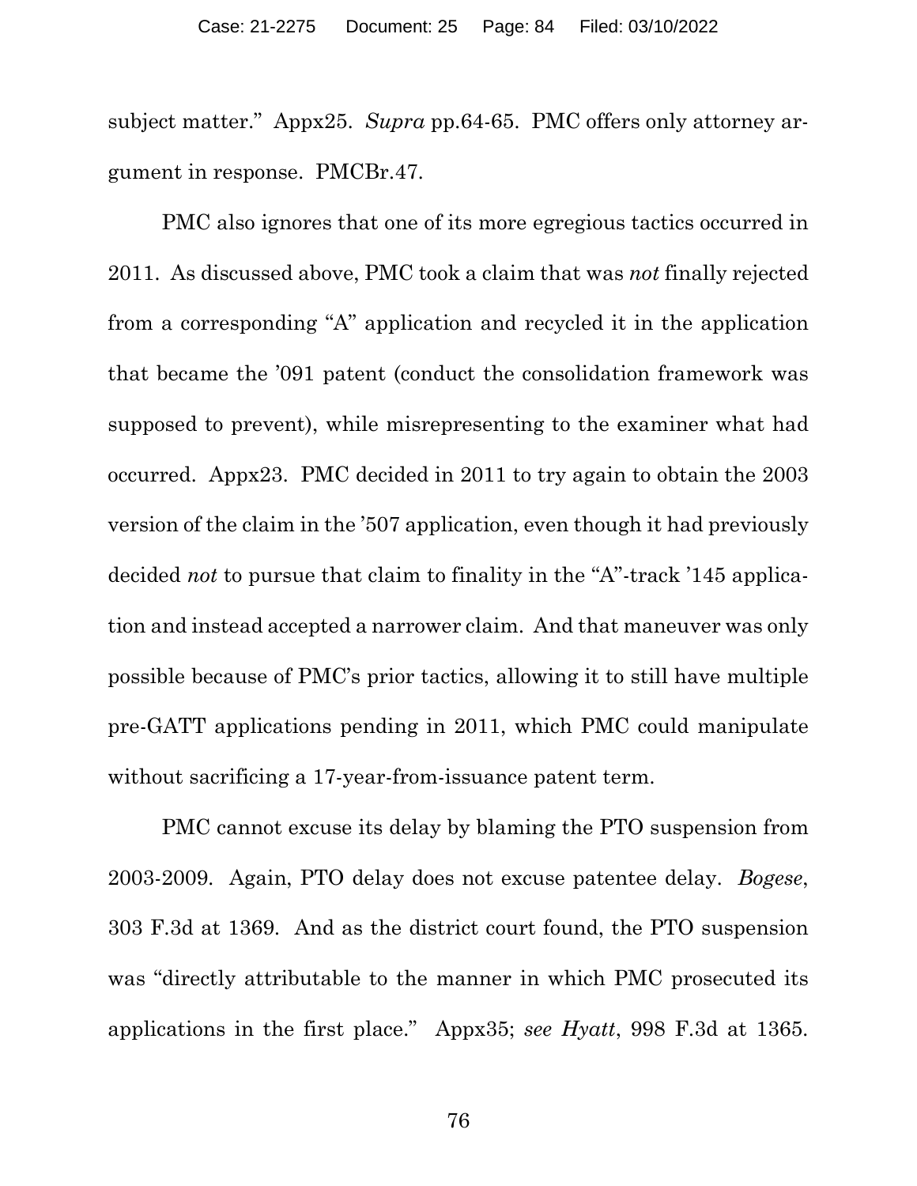subject matter." Appx25. *Supra* pp.64-65. PMC offers only attorney argument in response. PMCBr.47.

PMC also ignores that one of its more egregious tactics occurred in 2011. As discussed above, PMC took a claim that was *not* finally rejected from a corresponding "A" application and recycled it in the application that became the '091 patent (conduct the consolidation framework was supposed to prevent), while misrepresenting to the examiner what had occurred. Appx23. PMC decided in 2011 to try again to obtain the 2003 version of the claim in the '507 application, even though it had previously decided *not* to pursue that claim to finality in the "A"-track '145 application and instead accepted a narrower claim. And that maneuver was only possible because of PMC's prior tactics, allowing it to still have multiple pre-GATT applications pending in 2011, which PMC could manipulate without sacrificing a 17-year-from-issuance patent term.

PMC cannot excuse its delay by blaming the PTO suspension from 2003-2009. Again, PTO delay does not excuse patentee delay. *Bogese*, 303 F.3d at 1369. And as the district court found, the PTO suspension was "directly attributable to the manner in which PMC prosecuted its applications in the first place." Appx35; *see Hyatt*, 998 F.3d at 1365.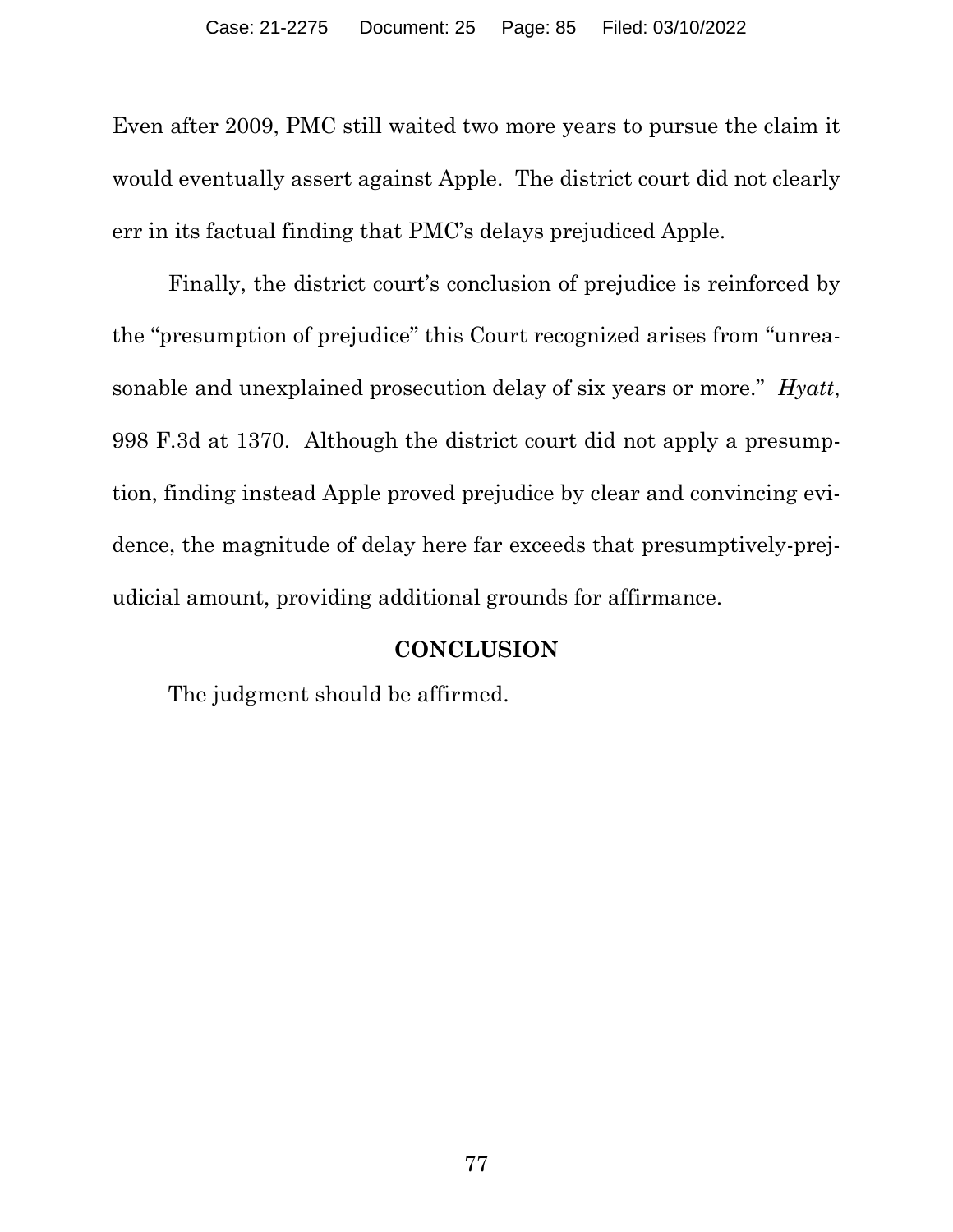Even after 2009, PMC still waited two more years to pursue the claim it would eventually assert against Apple. The district court did not clearly err in its factual finding that PMC's delays prejudiced Apple.

Finally, the district court's conclusion of prejudice is reinforced by the "presumption of prejudice" this Court recognized arises from "unreasonable and unexplained prosecution delay of six years or more." *Hyatt*, 998 F.3d at 1370. Although the district court did not apply a presumption, finding instead Apple proved prejudice by clear and convincing evidence, the magnitude of delay here far exceeds that presumptively-prejudicial amount, providing additional grounds for affirmance.

## CONCLUSION

The judgment should be affirmed.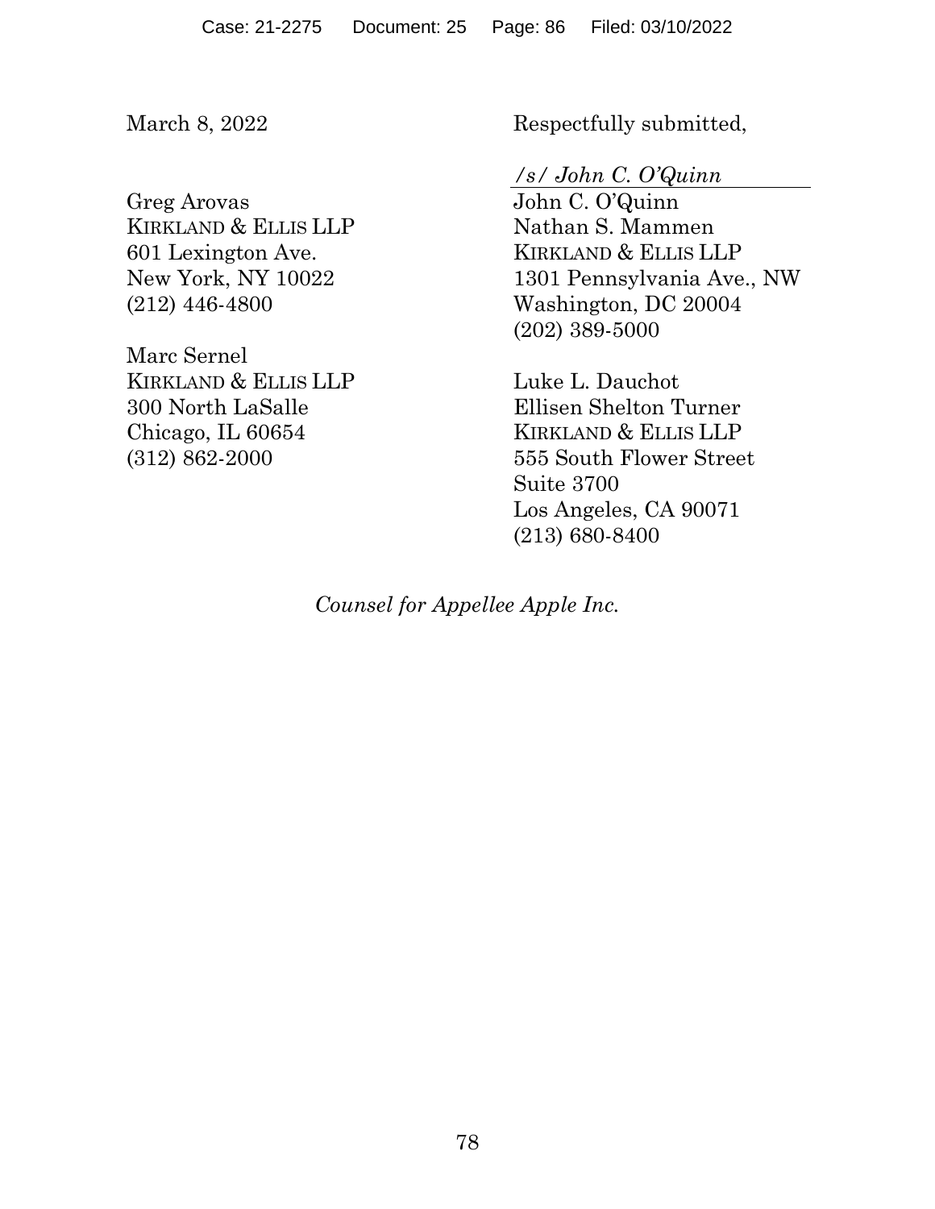March 8, 2022

Respectfully submitted,

*/s/ John C. O'Quinn*

John C. O'Quinn
Nathan S. Mammen
KIRKLAND & ELLIS LLP
1301 Pennsylvania Ave., NW
Washington, DC 20004
(202) 389-5000

Greg Arovas
KIRKLAND & ELLIS LLP
601 Lexington Ave.
New York, NY 10022
(212) 446-4800

Marc Sernel
KIRKLAND & ELLIS LLP
300 North LaSalle
Chicago, IL 60654
(312) 862-2000

Luke L. Dauchot
Ellisen Shelton Turner
KIRKLAND & ELLIS LLP
555 South Flower Street
Suite 3700
Los Angeles, CA 90071
(213) 680-8400

*Counsel for Appellee Apple Inc.*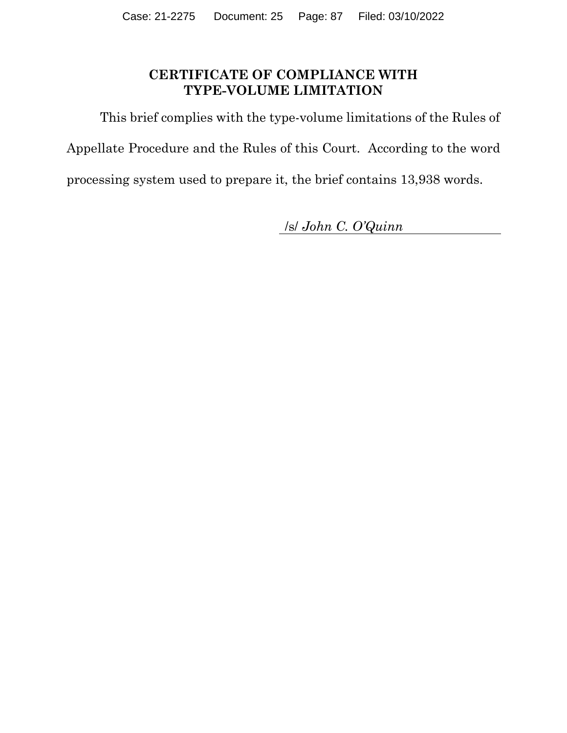## CERTIFICATE OF COMPLIANCE WITH TYPE-VOLUME LIMITATION

This brief complies with the type-volume limitations of the Rules of Appellate Procedure and the Rules of this Court. According to the word processing system used to prepare it, the brief contains 13,938 words.

/s/ *John C. O'Quinn*